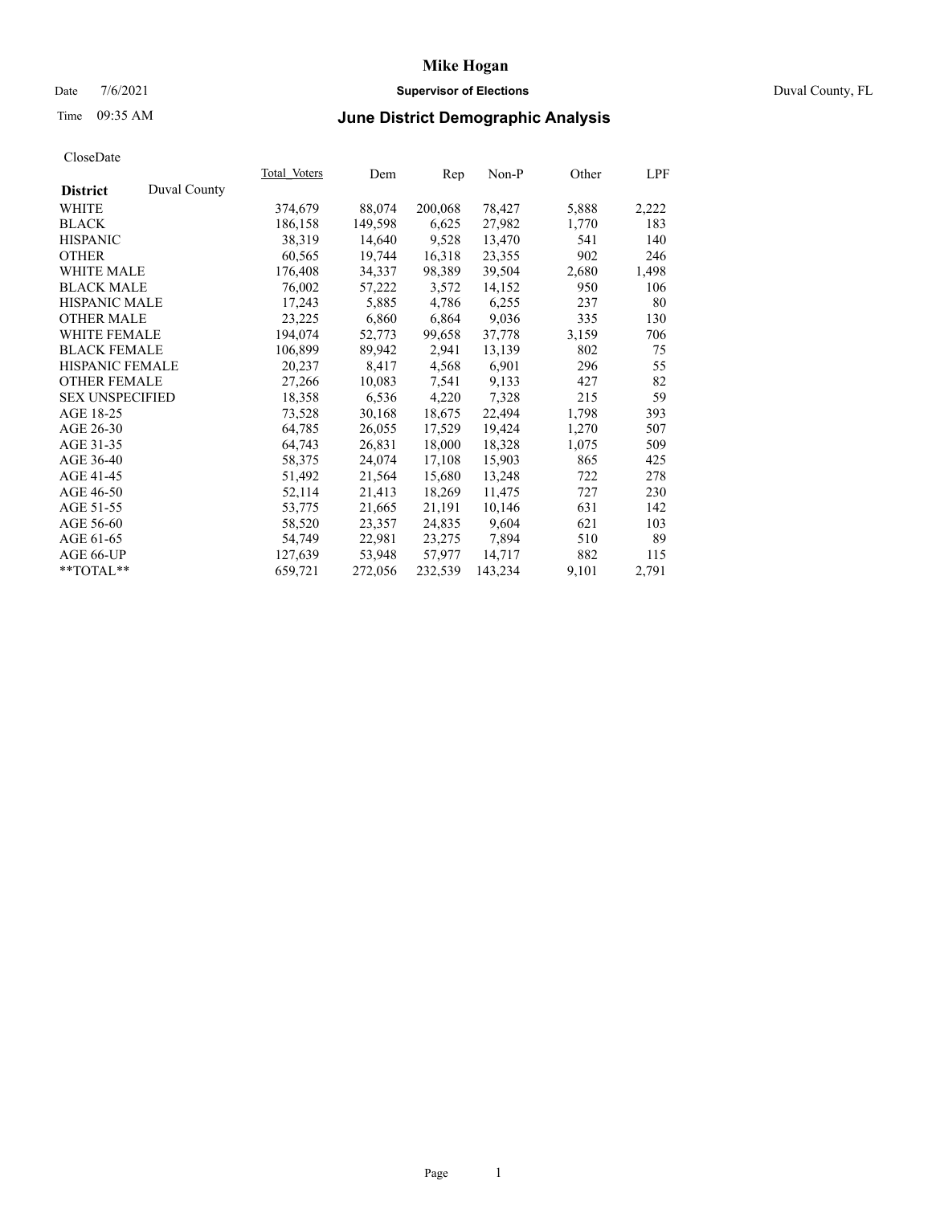# Mike Hogan

Date 7/6/2021 **Supervisor of Elections** Duval County, FL

Time 09:35 AM **June District Demographic Analysis**

CloseDate

| District | Duval County | Total Voters | Dem | Rep | Non-P | Other | LPF |
|---|---|---|---|---|---|---|---|
| WHITE | | 374,679 | 88,074 | 200,068 | 78,427 | 5,888 | 2,222 |
| BLACK | | 186,158 | 149,598 | 6,625 | 27,982 | 1,770 | 183 |
| HISPANIC | | 38,319 | 14,640 | 9,528 | 13,470 | 541 | 140 |
| OTHER | | 60,565 | 19,744 | 16,318 | 23,355 | 902 | 246 |
| WHITE MALE | | 176,408 | 34,337 | 98,389 | 39,504 | 2,680 | 1,498 |
| BLACK MALE | | 76,002 | 57,222 | 3,572 | 14,152 | 950 | 106 |
| HISPANIC MALE | | 17,243 | 5,885 | 4,786 | 6,255 | 237 | 80 |
| OTHER MALE | | 23,225 | 6,860 | 6,864 | 9,036 | 335 | 130 |
| WHITE FEMALE | | 194,074 | 52,773 | 99,658 | 37,778 | 3,159 | 706 |
| BLACK FEMALE | | 106,899 | 89,942 | 2,941 | 13,139 | 802 | 75 |
| HISPANIC FEMALE | | 20,237 | 8,417 | 4,568 | 6,901 | 296 | 55 |
| OTHER FEMALE | | 27,266 | 10,083 | 7,541 | 9,133 | 427 | 82 |
| SEX UNSPECIFIED | | 18,358 | 6,536 | 4,220 | 7,328 | 215 | 59 |
| AGE 18-25 | | 73,528 | 30,168 | 18,675 | 22,494 | 1,798 | 393 |
| AGE 26-30 | | 64,785 | 26,055 | 17,529 | 19,424 | 1,270 | 507 |
| AGE 31-35 | | 64,743 | 26,831 | 18,000 | 18,328 | 1,075 | 509 |
| AGE 36-40 | | 58,375 | 24,074 | 17,108 | 15,903 | 865 | 425 |
| AGE 41-45 | | 51,492 | 21,564 | 15,680 | 13,248 | 722 | 278 |
| AGE 46-50 | | 52,114 | 21,413 | 18,269 | 11,475 | 727 | 230 |
| AGE 51-55 | | 53,775 | 21,665 | 21,191 | 10,146 | 631 | 142 |
| AGE 56-60 | | 58,520 | 23,357 | 24,835 | 9,604 | 621 | 103 |
| AGE 61-65 | | 54,749 | 22,981 | 23,275 | 7,894 | 510 | 89 |
| AGE 66-UP | | 127,639 | 53,948 | 57,977 | 14,717 | 882 | 115 |
| **TOTAL** | | 659,721 | 272,056 | 232,539 | 143,234 | 9,101 | 2,791 |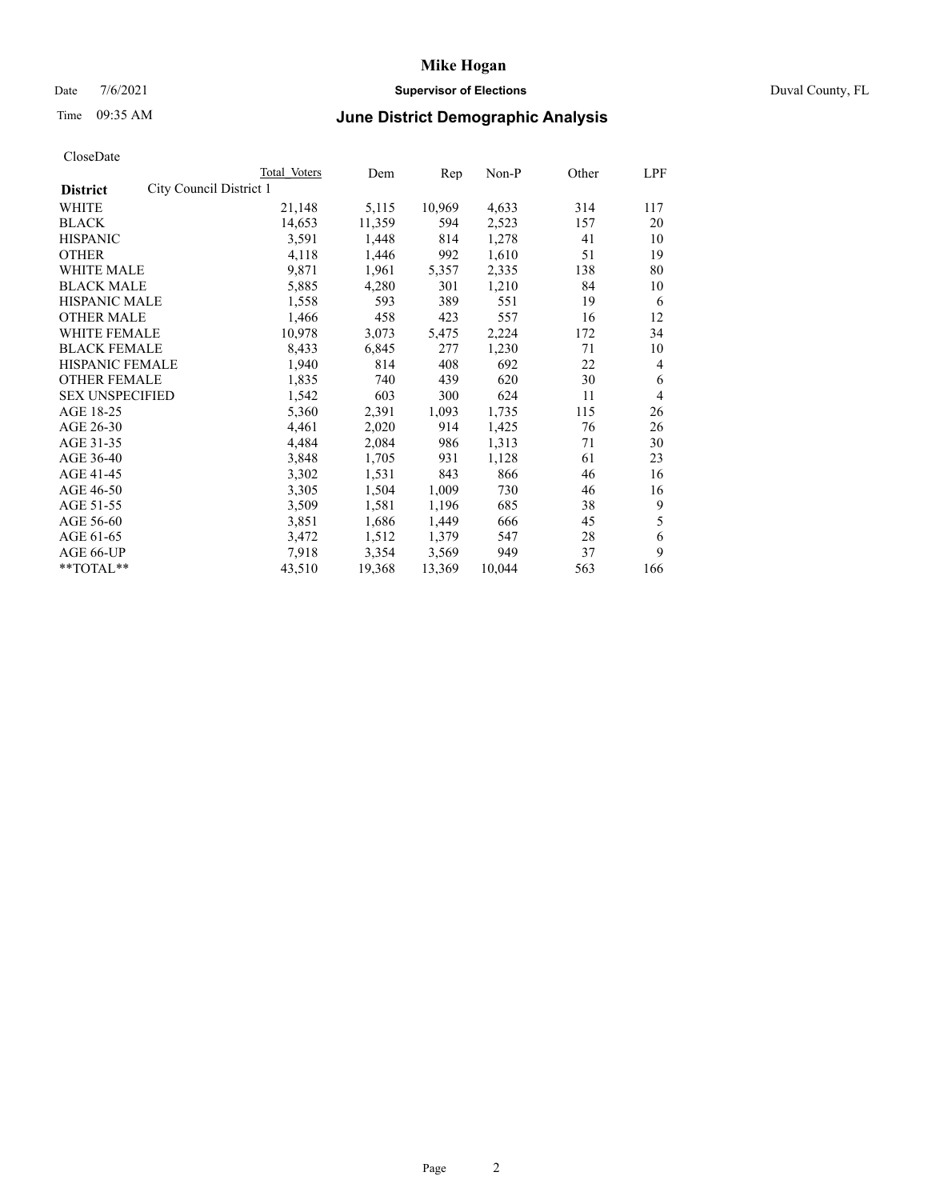CloseDate

| District | City Council District 1 | Total Voters | Dem | Rep | Non-P | Other | LPF |
|---|---|---|---|---|---|---|---|
| WHITE | | 21,148 | 5,115 | 10,969 | 4,633 | 314 | 117 |
| BLACK | | 14,653 | 11,359 | 594 | 2,523 | 157 | 20 |
| HISPANIC | | 3,591 | 1,448 | 814 | 1,278 | 41 | 10 |
| OTHER | | 4,118 | 1,446 | 992 | 1,610 | 51 | 19 |
| WHITE MALE | | 9,871 | 1,961 | 5,357 | 2,335 | 138 | 80 |
| BLACK MALE | | 5,885 | 4,280 | 301 | 1,210 | 84 | 10 |
| HISPANIC MALE | | 1,558 | 593 | 389 | 551 | 19 | 6 |
| OTHER MALE | | 1,466 | 458 | 423 | 557 | 16 | 12 |
| WHITE FEMALE | | 10,978 | 3,073 | 5,475 | 2,224 | 172 | 34 |
| BLACK FEMALE | | 8,433 | 6,845 | 277 | 1,230 | 71 | 10 |
| HISPANIC FEMALE | | 1,940 | 814 | 408 | 692 | 22 | 4 |
| OTHER FEMALE | | 1,835 | 740 | 439 | 620 | 30 | 6 |
| SEX UNSPECIFIED | | 1,542 | 603 | 300 | 624 | 11 | 4 |
| AGE 18-25 | | 5,360 | 2,391 | 1,093 | 1,735 | 115 | 26 |
| AGE 26-30 | | 4,461 | 2,020 | 914 | 1,425 | 76 | 26 |
| AGE 31-35 | | 4,484 | 2,084 | 986 | 1,313 | 71 | 30 |
| AGE 36-40 | | 3,848 | 1,705 | 931 | 1,128 | 61 | 23 |
| AGE 41-45 | | 3,302 | 1,531 | 843 | 866 | 46 | 16 |
| AGE 46-50 | | 3,305 | 1,504 | 1,009 | 730 | 46 | 16 |
| AGE 51-55 | | 3,509 | 1,581 | 1,196 | 685 | 38 | 9 |
| AGE 56-60 | | 3,851 | 1,686 | 1,449 | 666 | 45 | 5 |
| AGE 61-65 | | 3,472 | 1,512 | 1,379 | 547 | 28 | 6 |
| AGE 66-UP | | 7,918 | 3,354 | 3,569 | 949 | 37 | 9 |
| **TOTAL** | | 43,510 | 19,368 | 13,369 | 10,044 | 563 | 166 |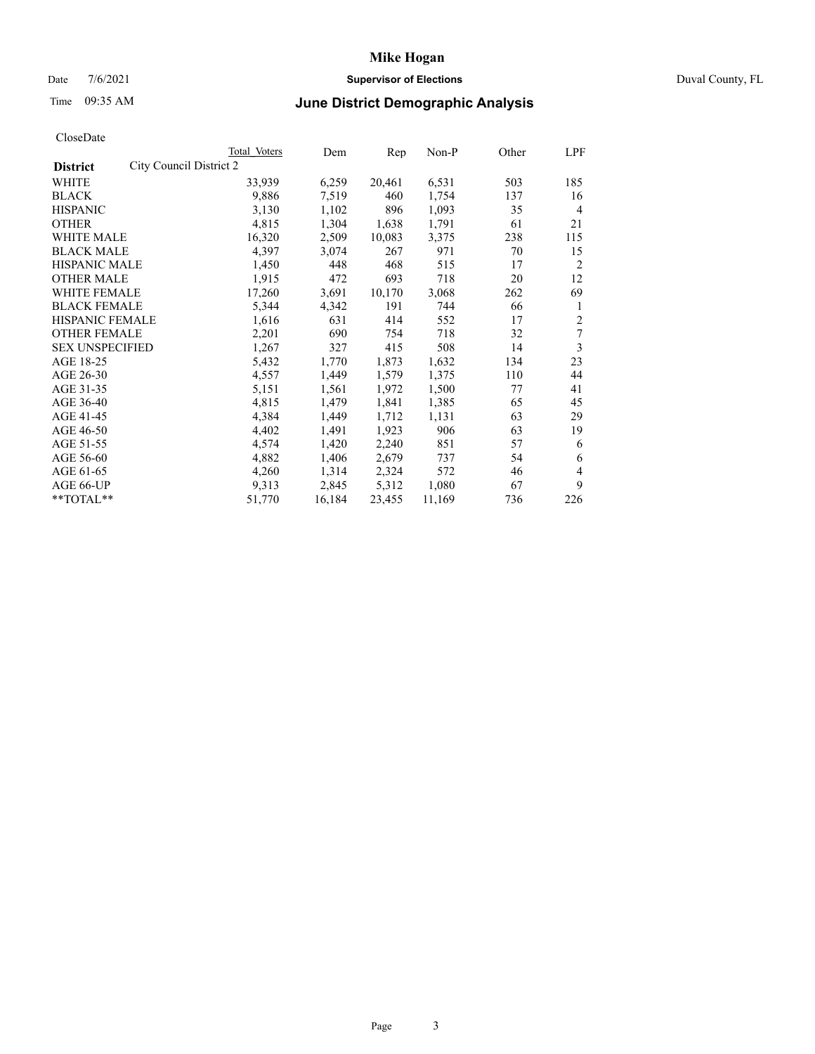# Mike Hogan

Date 7/6/2021 **Supervisor of Elections** Duval County, FL

Time 09:35 AM **June District Demographic Analysis**

CloseDate

| **District** | Total Voters | Dem | Rep | Non-P | Other | LPF |
|---|---|---|---|---|---|---|
| City Council District 2 | | | | | | |
| WHITE | 33,939 | 6,259 | 20,461 | 6,531 | 503 | 185 |
| BLACK | 9,886 | 7,519 | 460 | 1,754 | 137 | 16 |
| HISPANIC | 3,130 | 1,102 | 896 | 1,093 | 35 | 4 |
| OTHER | 4,815 | 1,304 | 1,638 | 1,791 | 61 | 21 |
| WHITE MALE | 16,320 | 2,509 | 10,083 | 3,375 | 238 | 115 |
| BLACK MALE | 4,397 | 3,074 | 267 | 971 | 70 | 15 |
| HISPANIC MALE | 1,450 | 448 | 468 | 515 | 17 | 2 |
| OTHER MALE | 1,915 | 472 | 693 | 718 | 20 | 12 |
| WHITE FEMALE | 17,260 | 3,691 | 10,170 | 3,068 | 262 | 69 |
| BLACK FEMALE | 5,344 | 4,342 | 191 | 744 | 66 | 1 |
| HISPANIC FEMALE | 1,616 | 631 | 414 | 552 | 17 | 2 |
| OTHER FEMALE | 2,201 | 690 | 754 | 718 | 32 | 7 |
| SEX UNSPECIFIED | 1,267 | 327 | 415 | 508 | 14 | 3 |
| AGE 18-25 | 5,432 | 1,770 | 1,873 | 1,632 | 134 | 23 |
| AGE 26-30 | 4,557 | 1,449 | 1,579 | 1,375 | 110 | 44 |
| AGE 31-35 | 5,151 | 1,561 | 1,972 | 1,500 | 77 | 41 |
| AGE 36-40 | 4,815 | 1,479 | 1,841 | 1,385 | 65 | 45 |
| AGE 41-45 | 4,384 | 1,449 | 1,712 | 1,131 | 63 | 29 |
| AGE 46-50 | 4,402 | 1,491 | 1,923 | 906 | 63 | 19 |
| AGE 51-55 | 4,574 | 1,420 | 2,240 | 851 | 57 | 6 |
| AGE 56-60 | 4,882 | 1,406 | 2,679 | 737 | 54 | 6 |
| AGE 61-65 | 4,260 | 1,314 | 2,324 | 572 | 46 | 4 |
| AGE 66-UP | 9,313 | 2,845 | 5,312 | 1,080 | 67 | 9 |
| **TOTAL** | 51,770 | 16,184 | 23,455 | 11,169 | 736 | 226 |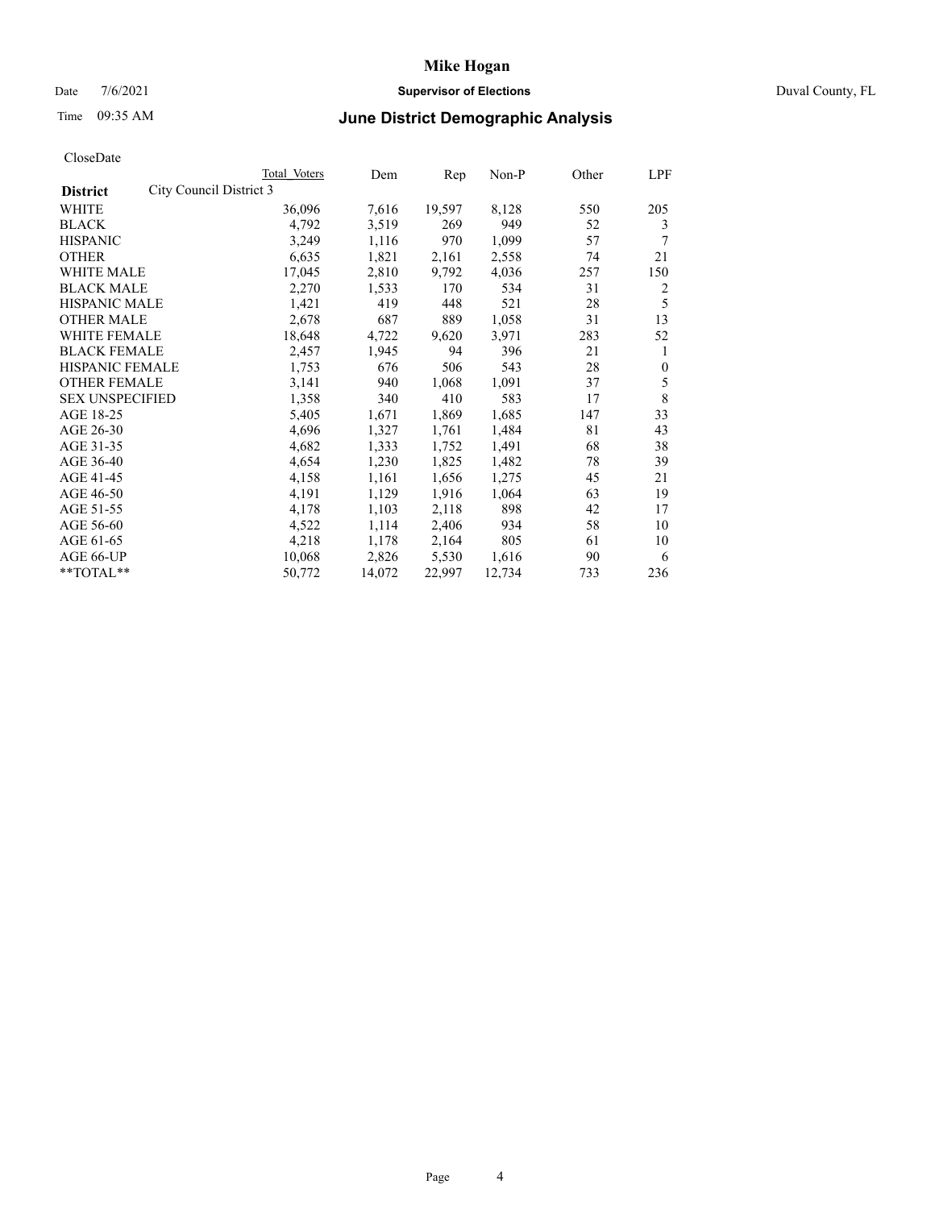# Mike Hogan

Date 7/6/2021 **Supervisor of Elections** Duval County, FL

Time 09:35 AM **June District Demographic Analysis**

CloseDate

| District | City Council District 3 | Total Voters | Dem | Rep | Non-P | Other | LPF |
|---|---|---|---|---|---|---|---|
| WHITE | | 36,096 | 7,616 | 19,597 | 8,128 | 550 | 205 |
| BLACK | | 4,792 | 3,519 | 269 | 949 | 52 | 3 |
| HISPANIC | | 3,249 | 1,116 | 970 | 1,099 | 57 | 7 |
| OTHER | | 6,635 | 1,821 | 2,161 | 2,558 | 74 | 21 |
| WHITE MALE | | 17,045 | 2,810 | 9,792 | 4,036 | 257 | 150 |
| BLACK MALE | | 2,270 | 1,533 | 170 | 534 | 31 | 2 |
| HISPANIC MALE | | 1,421 | 419 | 448 | 521 | 28 | 5 |
| OTHER MALE | | 2,678 | 687 | 889 | 1,058 | 31 | 13 |
| WHITE FEMALE | | 18,648 | 4,722 | 9,620 | 3,971 | 283 | 52 |
| BLACK FEMALE | | 2,457 | 1,945 | 94 | 396 | 21 | 1 |
| HISPANIC FEMALE | | 1,753 | 676 | 506 | 543 | 28 | 0 |
| OTHER FEMALE | | 3,141 | 940 | 1,068 | 1,091 | 37 | 5 |
| SEX UNSPECIFIED | | 1,358 | 340 | 410 | 583 | 17 | 8 |
| AGE 18-25 | | 5,405 | 1,671 | 1,869 | 1,685 | 147 | 33 |
| AGE 26-30 | | 4,696 | 1,327 | 1,761 | 1,484 | 81 | 43 |
| AGE 31-35 | | 4,682 | 1,333 | 1,752 | 1,491 | 68 | 38 |
| AGE 36-40 | | 4,654 | 1,230 | 1,825 | 1,482 | 78 | 39 |
| AGE 41-45 | | 4,158 | 1,161 | 1,656 | 1,275 | 45 | 21 |
| AGE 46-50 | | 4,191 | 1,129 | 1,916 | 1,064 | 63 | 19 |
| AGE 51-55 | | 4,178 | 1,103 | 2,118 | 898 | 42 | 17 |
| AGE 56-60 | | 4,522 | 1,114 | 2,406 | 934 | 58 | 10 |
| AGE 61-65 | | 4,218 | 1,178 | 2,164 | 805 | 61 | 10 |
| AGE 66-UP | | 10,068 | 2,826 | 5,530 | 1,616 | 90 | 6 |
| **TOTAL** | | 50,772 | 14,072 | 22,997 | 12,734 | 733 | 236 |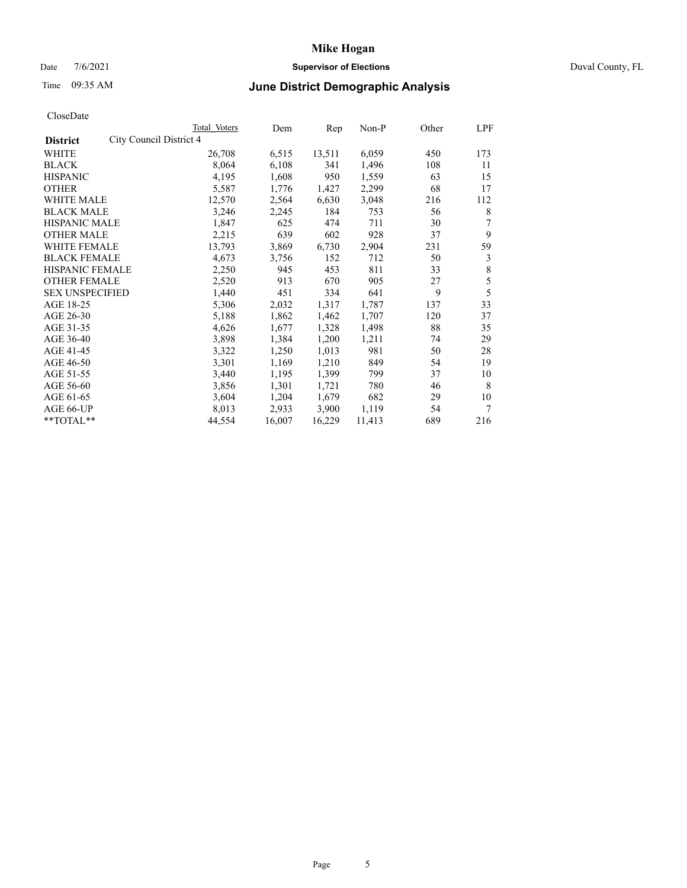# Mike Hogan

Date 7/6/2021 **Supervisor of Elections** Duval County, FL

Time 09:35 AM **June District Demographic Analysis**

CloseDate

| **District** City Council District 4 | Total Voters | Dem | Rep | Non-P | Other | LPF |
|---|---|---|---|---|---|---|
| WHITE | 26,708 | 6,515 | 13,511 | 6,059 | 450 | 173 |
| BLACK | 8,064 | 6,108 | 341 | 1,496 | 108 | 11 |
| HISPANIC | 4,195 | 1,608 | 950 | 1,559 | 63 | 15 |
| OTHER | 5,587 | 1,776 | 1,427 | 2,299 | 68 | 17 |
| WHITE MALE | 12,570 | 2,564 | 6,630 | 3,048 | 216 | 112 |
| BLACK MALE | 3,246 | 2,245 | 184 | 753 | 56 | 8 |
| HISPANIC MALE | 1,847 | 625 | 474 | 711 | 30 | 7 |
| OTHER MALE | 2,215 | 639 | 602 | 928 | 37 | 9 |
| WHITE FEMALE | 13,793 | 3,869 | 6,730 | 2,904 | 231 | 59 |
| BLACK FEMALE | 4,673 | 3,756 | 152 | 712 | 50 | 3 |
| HISPANIC FEMALE | 2,250 | 945 | 453 | 811 | 33 | 8 |
| OTHER FEMALE | 2,520 | 913 | 670 | 905 | 27 | 5 |
| SEX UNSPECIFIED | 1,440 | 451 | 334 | 641 | 9 | 5 |
| AGE 18-25 | 5,306 | 2,032 | 1,317 | 1,787 | 137 | 33 |
| AGE 26-30 | 5,188 | 1,862 | 1,462 | 1,707 | 120 | 37 |
| AGE 31-35 | 4,626 | 1,677 | 1,328 | 1,498 | 88 | 35 |
| AGE 36-40 | 3,898 | 1,384 | 1,200 | 1,211 | 74 | 29 |
| AGE 41-45 | 3,322 | 1,250 | 1,013 | 981 | 50 | 28 |
| AGE 46-50 | 3,301 | 1,169 | 1,210 | 849 | 54 | 19 |
| AGE 51-55 | 3,440 | 1,195 | 1,399 | 799 | 37 | 10 |
| AGE 56-60 | 3,856 | 1,301 | 1,721 | 780 | 46 | 8 |
| AGE 61-65 | 3,604 | 1,204 | 1,679 | 682 | 29 | 10 |
| AGE 66-UP | 8,013 | 2,933 | 3,900 | 1,119 | 54 | 7 |
| **TOTAL** | 44,554 | 16,007 | 16,229 | 11,413 | 689 | 216 |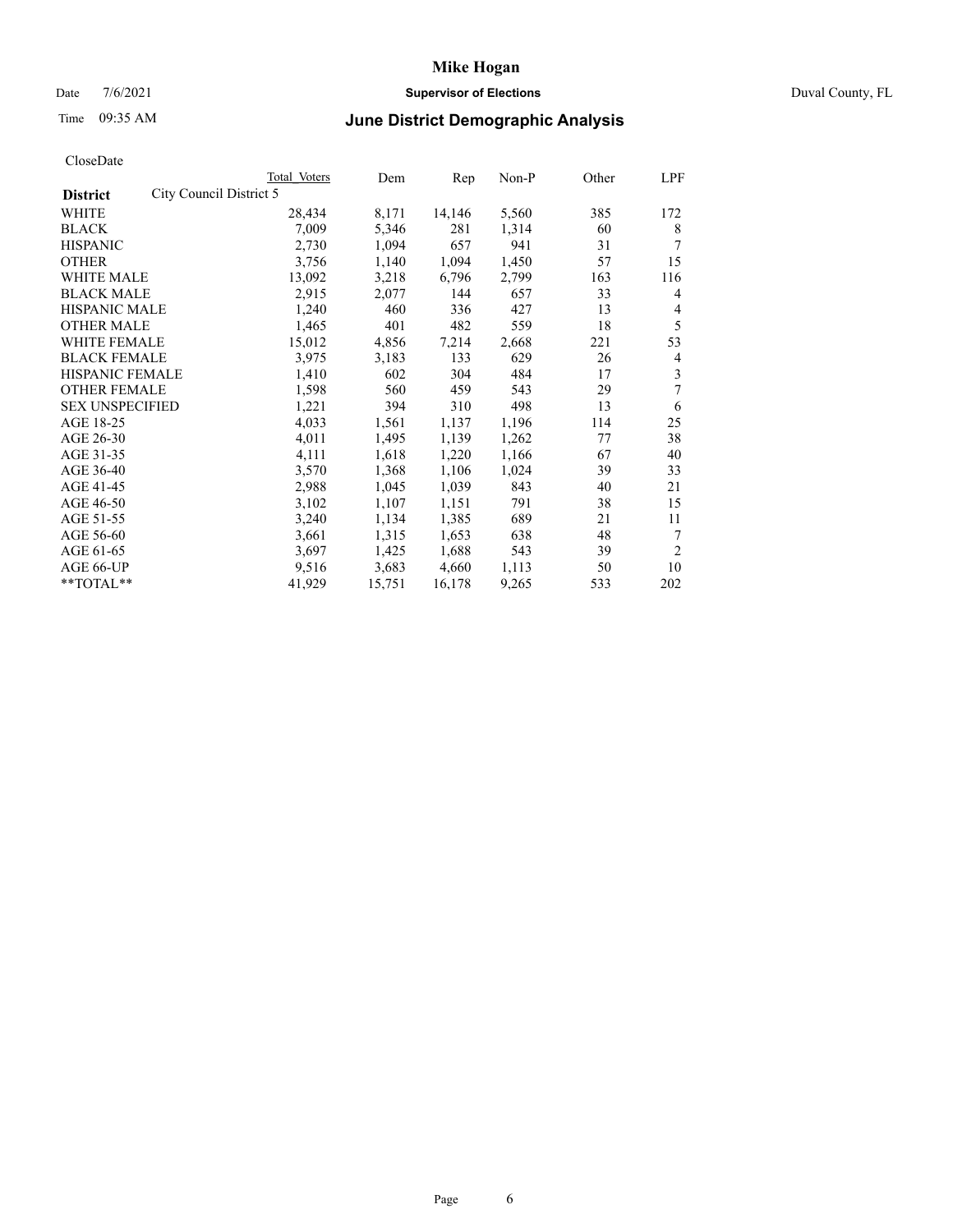# Mike Hogan

Date 7/6/2021 **Supervisor of Elections** Duval County, FL

Time 09:35 AM **June District Demographic Analysis**

CloseDate

| **District** City Council District 5 | Total Voters | Dem | Rep | Non-P | Other | LPF |
|---|---|---|---|---|---|---|
| WHITE | 28,434 | 8,171 | 14,146 | 5,560 | 385 | 172 |
| BLACK | 7,009 | 5,346 | 281 | 1,314 | 60 | 8 |
| HISPANIC | 2,730 | 1,094 | 657 | 941 | 31 | 7 |
| OTHER | 3,756 | 1,140 | 1,094 | 1,450 | 57 | 15 |
| WHITE MALE | 13,092 | 3,218 | 6,796 | 2,799 | 163 | 116 |
| BLACK MALE | 2,915 | 2,077 | 144 | 657 | 33 | 4 |
| HISPANIC MALE | 1,240 | 460 | 336 | 427 | 13 | 4 |
| OTHER MALE | 1,465 | 401 | 482 | 559 | 18 | 5 |
| WHITE FEMALE | 15,012 | 4,856 | 7,214 | 2,668 | 221 | 53 |
| BLACK FEMALE | 3,975 | 3,183 | 133 | 629 | 26 | 4 |
| HISPANIC FEMALE | 1,410 | 602 | 304 | 484 | 17 | 3 |
| OTHER FEMALE | 1,598 | 560 | 459 | 543 | 29 | 7 |
| SEX UNSPECIFIED | 1,221 | 394 | 310 | 498 | 13 | 6 |
| AGE 18-25 | 4,033 | 1,561 | 1,137 | 1,196 | 114 | 25 |
| AGE 26-30 | 4,011 | 1,495 | 1,139 | 1,262 | 77 | 38 |
| AGE 31-35 | 4,111 | 1,618 | 1,220 | 1,166 | 67 | 40 |
| AGE 36-40 | 3,570 | 1,368 | 1,106 | 1,024 | 39 | 33 |
| AGE 41-45 | 2,988 | 1,045 | 1,039 | 843 | 40 | 21 |
| AGE 46-50 | 3,102 | 1,107 | 1,151 | 791 | 38 | 15 |
| AGE 51-55 | 3,240 | 1,134 | 1,385 | 689 | 21 | 11 |
| AGE 56-60 | 3,661 | 1,315 | 1,653 | 638 | 48 | 7 |
| AGE 61-65 | 3,697 | 1,425 | 1,688 | 543 | 39 | 2 |
| AGE 66-UP | 9,516 | 3,683 | 4,660 | 1,113 | 50 | 10 |
| **TOTAL** | 41,929 | 15,751 | 16,178 | 9,265 | 533 | 202 |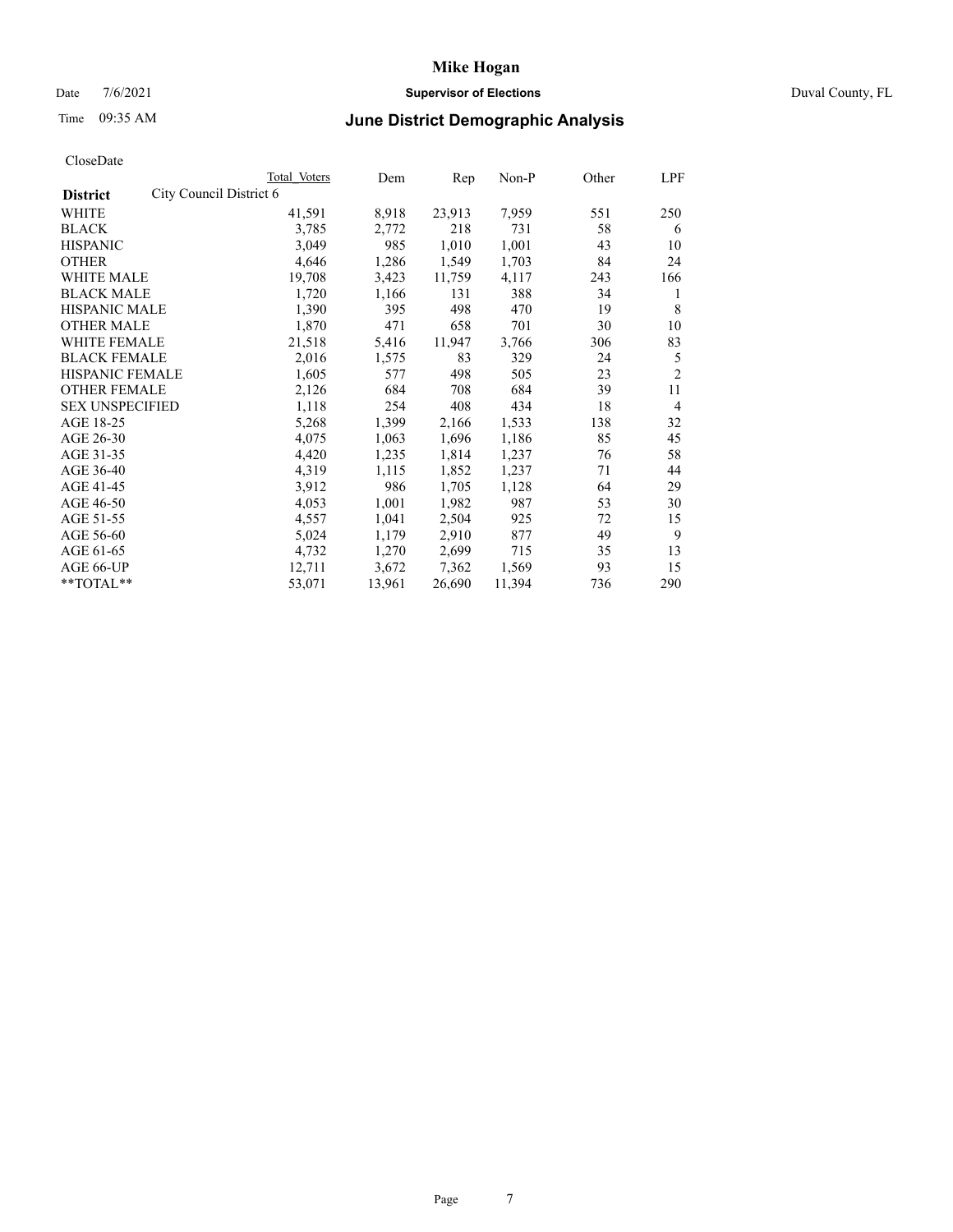# Mike Hogan

Date 7/6/2021 **Supervisor of Elections** Duval County, FL

Time 09:35 AM **June District Demographic Analysis**

CloseDate

| | Total Voters | Dem | Rep | Non-P | Other | LPF |
|---|---|---|---|---|---|---|
| **District** City Council District 6 | | | | | | |
| WHITE | 41,591 | 8,918 | 23,913 | 7,959 | 551 | 250 |
| BLACK | 3,785 | 2,772 | 218 | 731 | 58 | 6 |
| HISPANIC | 3,049 | 985 | 1,010 | 1,001 | 43 | 10 |
| OTHER | 4,646 | 1,286 | 1,549 | 1,703 | 84 | 24 |
| WHITE MALE | 19,708 | 3,423 | 11,759 | 4,117 | 243 | 166 |
| BLACK MALE | 1,720 | 1,166 | 131 | 388 | 34 | 1 |
| HISPANIC MALE | 1,390 | 395 | 498 | 470 | 19 | 8 |
| OTHER MALE | 1,870 | 471 | 658 | 701 | 30 | 10 |
| WHITE FEMALE | 21,518 | 5,416 | 11,947 | 3,766 | 306 | 83 |
| BLACK FEMALE | 2,016 | 1,575 | 83 | 329 | 24 | 5 |
| HISPANIC FEMALE | 1,605 | 577 | 498 | 505 | 23 | 2 |
| OTHER FEMALE | 2,126 | 684 | 708 | 684 | 39 | 11 |
| SEX UNSPECIFIED | 1,118 | 254 | 408 | 434 | 18 | 4 |
| AGE 18-25 | 5,268 | 1,399 | 2,166 | 1,533 | 138 | 32 |
| AGE 26-30 | 4,075 | 1,063 | 1,696 | 1,186 | 85 | 45 |
| AGE 31-35 | 4,420 | 1,235 | 1,814 | 1,237 | 76 | 58 |
| AGE 36-40 | 4,319 | 1,115 | 1,852 | 1,237 | 71 | 44 |
| AGE 41-45 | 3,912 | 986 | 1,705 | 1,128 | 64 | 29 |
| AGE 46-50 | 4,053 | 1,001 | 1,982 | 987 | 53 | 30 |
| AGE 51-55 | 4,557 | 1,041 | 2,504 | 925 | 72 | 15 |
| AGE 56-60 | 5,024 | 1,179 | 2,910 | 877 | 49 | 9 |
| AGE 61-65 | 4,732 | 1,270 | 2,699 | 715 | 35 | 13 |
| AGE 66-UP | 12,711 | 3,672 | 7,362 | 1,569 | 93 | 15 |
| **TOTAL** | 53,071 | 13,961 | 26,690 | 11,394 | 736 | 290 |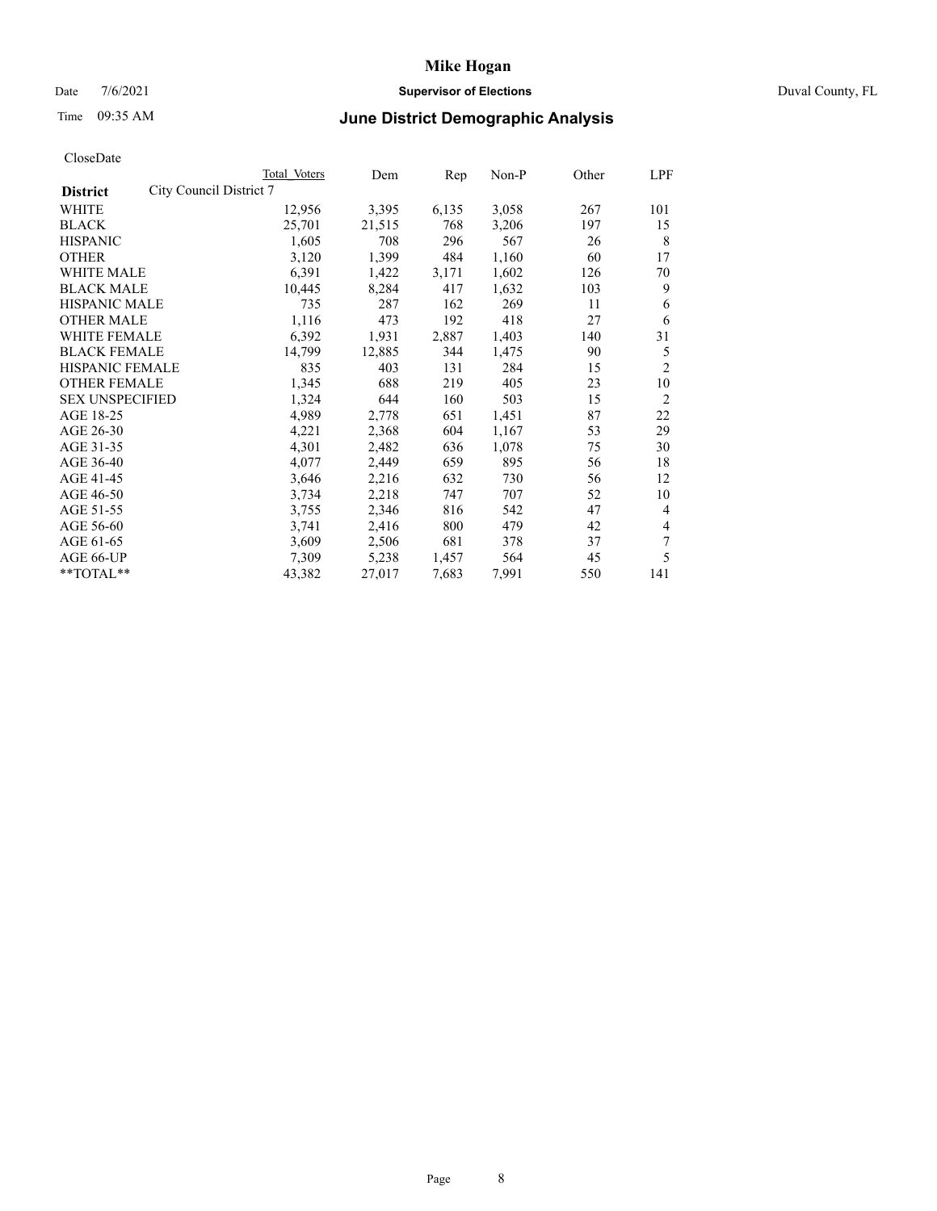# Mike Hogan

Date 7/6/2021 **Supervisor of Elections** Duval County, FL

Time 09:35 AM **June District Demographic Analysis**

CloseDate

| District | City Council District 7 | Total Voters | Dem | Rep | Non-P | Other | LPF |
|---|---|---|---|---|---|---|---|
| WHITE | | 12,956 | 3,395 | 6,135 | 3,058 | 267 | 101 |
| BLACK | | 25,701 | 21,515 | 768 | 3,206 | 197 | 15 |
| HISPANIC | | 1,605 | 708 | 296 | 567 | 26 | 8 |
| OTHER | | 3,120 | 1,399 | 484 | 1,160 | 60 | 17 |
| WHITE MALE | | 6,391 | 1,422 | 3,171 | 1,602 | 126 | 70 |
| BLACK MALE | | 10,445 | 8,284 | 417 | 1,632 | 103 | 9 |
| HISPANIC MALE | | 735 | 287 | 162 | 269 | 11 | 6 |
| OTHER MALE | | 1,116 | 473 | 192 | 418 | 27 | 6 |
| WHITE FEMALE | | 6,392 | 1,931 | 2,887 | 1,403 | 140 | 31 |
| BLACK FEMALE | | 14,799 | 12,885 | 344 | 1,475 | 90 | 5 |
| HISPANIC FEMALE | | 835 | 403 | 131 | 284 | 15 | 2 |
| OTHER FEMALE | | 1,345 | 688 | 219 | 405 | 23 | 10 |
| SEX UNSPECIFIED | | 1,324 | 644 | 160 | 503 | 15 | 2 |
| AGE 18-25 | | 4,989 | 2,778 | 651 | 1,451 | 87 | 22 |
| AGE 26-30 | | 4,221 | 2,368 | 604 | 1,167 | 53 | 29 |
| AGE 31-35 | | 4,301 | 2,482 | 636 | 1,078 | 75 | 30 |
| AGE 36-40 | | 4,077 | 2,449 | 659 | 895 | 56 | 18 |
| AGE 41-45 | | 3,646 | 2,216 | 632 | 730 | 56 | 12 |
| AGE 46-50 | | 3,734 | 2,218 | 747 | 707 | 52 | 10 |
| AGE 51-55 | | 3,755 | 2,346 | 816 | 542 | 47 | 4 |
| AGE 56-60 | | 3,741 | 2,416 | 800 | 479 | 42 | 4 |
| AGE 61-65 | | 3,609 | 2,506 | 681 | 378 | 37 | 7 |
| AGE 66-UP | | 7,309 | 5,238 | 1,457 | 564 | 45 | 5 |
| **TOTAL** | | 43,382 | 27,017 | 7,683 | 7,991 | 550 | 141 |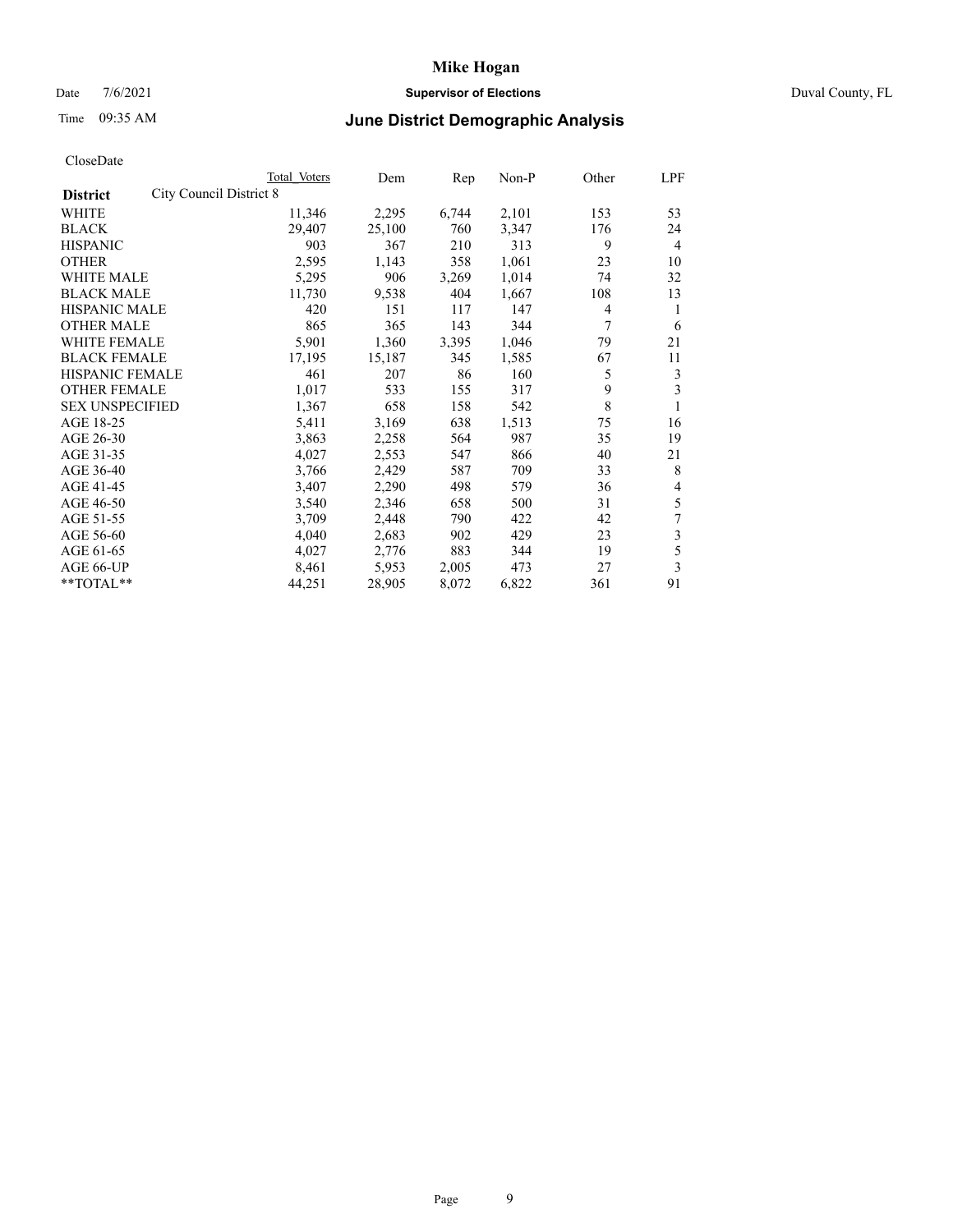# Mike Hogan

Date 7/6/2021 **Supervisor of Elections** Duval County, FL

Time 09:35 AM **June District Demographic Analysis**

CloseDate

| District: City Council District 8 | Total Voters | Dem | Rep | Non-P | Other | LPF |
|---|---|---|---|---|---|---|
| WHITE | 11,346 | 2,295 | 6,744 | 2,101 | 153 | 53 |
| BLACK | 29,407 | 25,100 | 760 | 3,347 | 176 | 24 |
| HISPANIC | 903 | 367 | 210 | 313 | 9 | 4 |
| OTHER | 2,595 | 1,143 | 358 | 1,061 | 23 | 10 |
| WHITE MALE | 5,295 | 906 | 3,269 | 1,014 | 74 | 32 |
| BLACK MALE | 11,730 | 9,538 | 404 | 1,667 | 108 | 13 |
| HISPANIC MALE | 420 | 151 | 117 | 147 | 4 | 1 |
| OTHER MALE | 865 | 365 | 143 | 344 | 7 | 6 |
| WHITE FEMALE | 5,901 | 1,360 | 3,395 | 1,046 | 79 | 21 |
| BLACK FEMALE | 17,195 | 15,187 | 345 | 1,585 | 67 | 11 |
| HISPANIC FEMALE | 461 | 207 | 86 | 160 | 5 | 3 |
| OTHER FEMALE | 1,017 | 533 | 155 | 317 | 9 | 3 |
| SEX UNSPECIFIED | 1,367 | 658 | 158 | 542 | 8 | 1 |
| AGE 18-25 | 5,411 | 3,169 | 638 | 1,513 | 75 | 16 |
| AGE 26-30 | 3,863 | 2,258 | 564 | 987 | 35 | 19 |
| AGE 31-35 | 4,027 | 2,553 | 547 | 866 | 40 | 21 |
| AGE 36-40 | 3,766 | 2,429 | 587 | 709 | 33 | 8 |
| AGE 41-45 | 3,407 | 2,290 | 498 | 579 | 36 | 4 |
| AGE 46-50 | 3,540 | 2,346 | 658 | 500 | 31 | 5 |
| AGE 51-55 | 3,709 | 2,448 | 790 | 422 | 42 | 7 |
| AGE 56-60 | 4,040 | 2,683 | 902 | 429 | 23 | 3 |
| AGE 61-65 | 4,027 | 2,776 | 883 | 344 | 19 | 5 |
| AGE 66-UP | 8,461 | 5,953 | 2,005 | 473 | 27 | 3 |
| **TOTAL** | 44,251 | 28,905 | 8,072 | 6,822 | 361 | 91 |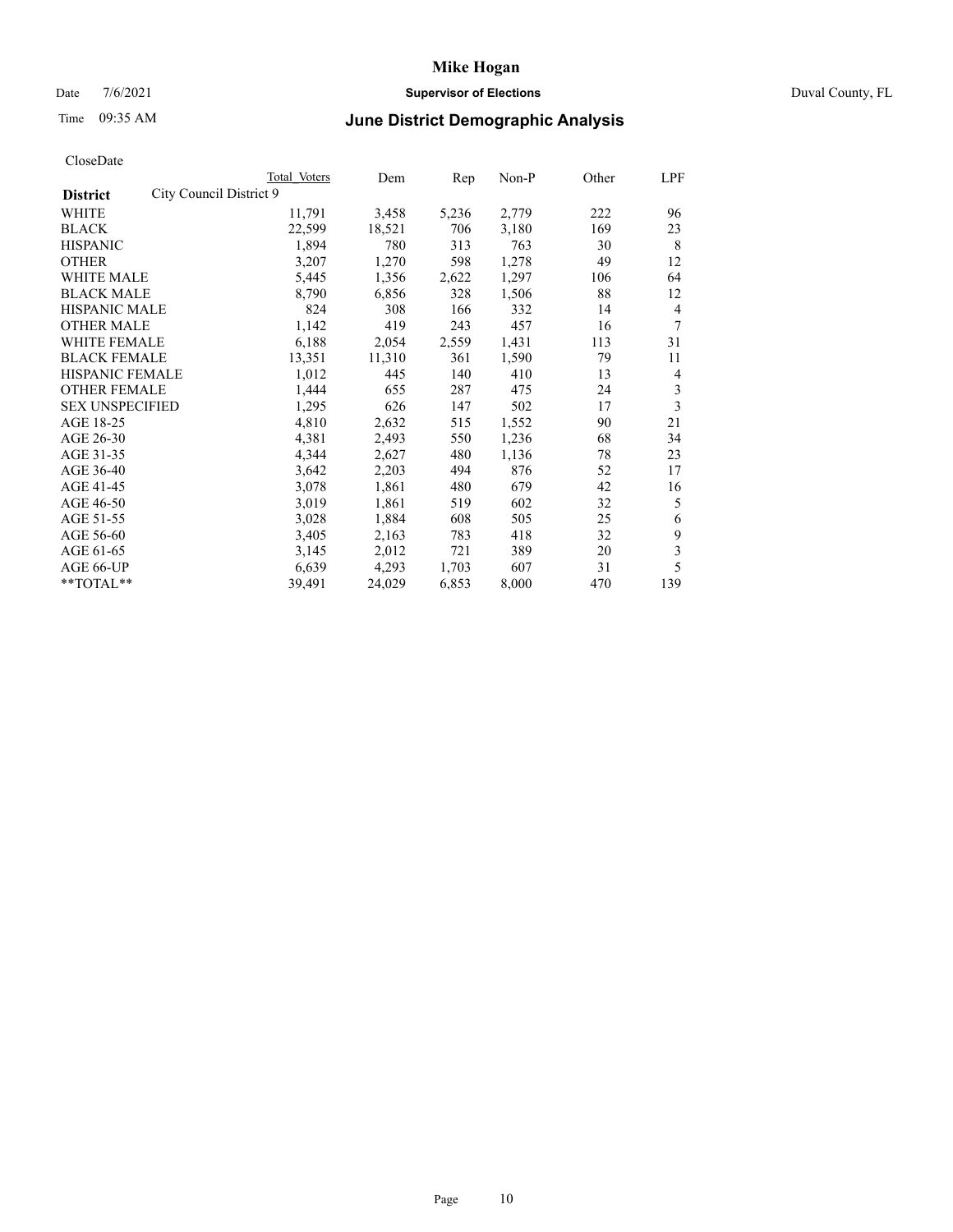# Mike Hogan

Date 7/6/2021 **Supervisor of Elections** Duval County, FL

Time 09:35 AM **June District Demographic Analysis**

CloseDate

| District | City Council District 9 | Total Voters | Dem | Rep | Non-P | Other | LPF |
|---|---|---|---|---|---|---|---|
| WHITE | | 11,791 | 3,458 | 5,236 | 2,779 | 222 | 96 |
| BLACK | | 22,599 | 18,521 | 706 | 3,180 | 169 | 23 |
| HISPANIC | | 1,894 | 780 | 313 | 763 | 30 | 8 |
| OTHER | | 3,207 | 1,270 | 598 | 1,278 | 49 | 12 |
| WHITE MALE | | 5,445 | 1,356 | 2,622 | 1,297 | 106 | 64 |
| BLACK MALE | | 8,790 | 6,856 | 328 | 1,506 | 88 | 12 |
| HISPANIC MALE | | 824 | 308 | 166 | 332 | 14 | 4 |
| OTHER MALE | | 1,142 | 419 | 243 | 457 | 16 | 7 |
| WHITE FEMALE | | 6,188 | 2,054 | 2,559 | 1,431 | 113 | 31 |
| BLACK FEMALE | | 13,351 | 11,310 | 361 | 1,590 | 79 | 11 |
| HISPANIC FEMALE | | 1,012 | 445 | 140 | 410 | 13 | 4 |
| OTHER FEMALE | | 1,444 | 655 | 287 | 475 | 24 | 3 |
| SEX UNSPECIFIED | | 1,295 | 626 | 147 | 502 | 17 | 3 |
| AGE 18-25 | | 4,810 | 2,632 | 515 | 1,552 | 90 | 21 |
| AGE 26-30 | | 4,381 | 2,493 | 550 | 1,236 | 68 | 34 |
| AGE 31-35 | | 4,344 | 2,627 | 480 | 1,136 | 78 | 23 |
| AGE 36-40 | | 3,642 | 2,203 | 494 | 876 | 52 | 17 |
| AGE 41-45 | | 3,078 | 1,861 | 480 | 679 | 42 | 16 |
| AGE 46-50 | | 3,019 | 1,861 | 519 | 602 | 32 | 5 |
| AGE 51-55 | | 3,028 | 1,884 | 608 | 505 | 25 | 6 |
| AGE 56-60 | | 3,405 | 2,163 | 783 | 418 | 32 | 9 |
| AGE 61-65 | | 3,145 | 2,012 | 721 | 389 | 20 | 3 |
| AGE 66-UP | | 6,639 | 4,293 | 1,703 | 607 | 31 | 5 |
| **TOTAL** | | 39,491 | 24,029 | 6,853 | 8,000 | 470 | 139 |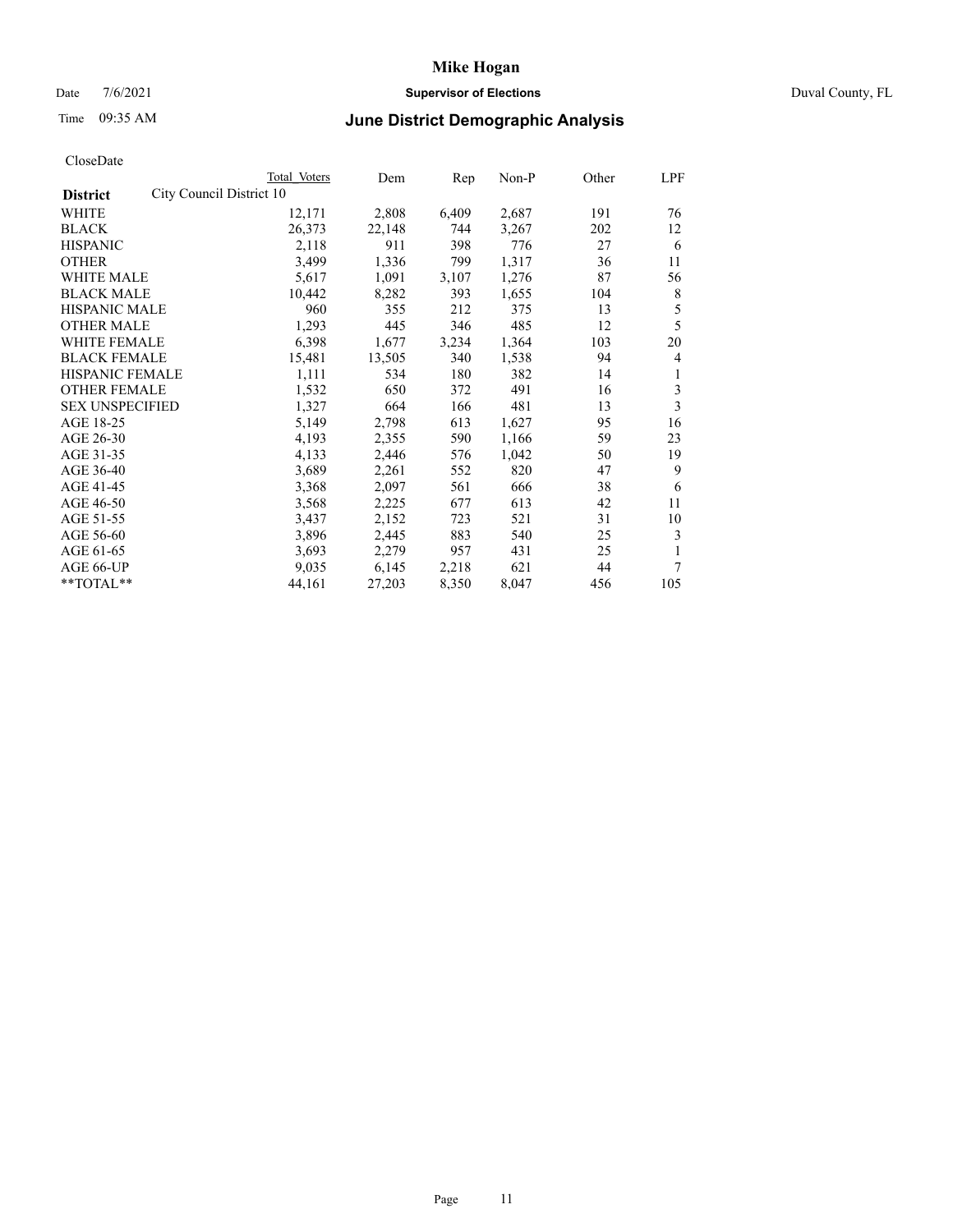Date 7/6/2021

Time 09:35 AM

# Mike Hogan

**Supervisor of Elections**

Duval County, FL

## June District Demographic Analysis

CloseDate

| **District** | City Council District 10 Total Voters | Dem | Rep | Non-P | Other | LPF |
|---|---|---|---|---|---|---|
| WHITE | 12,171 | 2,808 | 6,409 | 2,687 | 191 | 76 |
| BLACK | 26,373 | 22,148 | 744 | 3,267 | 202 | 12 |
| HISPANIC | 2,118 | 911 | 398 | 776 | 27 | 6 |
| OTHER | 3,499 | 1,336 | 799 | 1,317 | 36 | 11 |
| WHITE MALE | 5,617 | 1,091 | 3,107 | 1,276 | 87 | 56 |
| BLACK MALE | 10,442 | 8,282 | 393 | 1,655 | 104 | 8 |
| HISPANIC MALE | 960 | 355 | 212 | 375 | 13 | 5 |
| OTHER MALE | 1,293 | 445 | 346 | 485 | 12 | 5 |
| WHITE FEMALE | 6,398 | 1,677 | 3,234 | 1,364 | 103 | 20 |
| BLACK FEMALE | 15,481 | 13,505 | 340 | 1,538 | 94 | 4 |
| HISPANIC FEMALE | 1,111 | 534 | 180 | 382 | 14 | 1 |
| OTHER FEMALE | 1,532 | 650 | 372 | 491 | 16 | 3 |
| SEX UNSPECIFIED | 1,327 | 664 | 166 | 481 | 13 | 3 |
| AGE 18-25 | 5,149 | 2,798 | 613 | 1,627 | 95 | 16 |
| AGE 26-30 | 4,193 | 2,355 | 590 | 1,166 | 59 | 23 |
| AGE 31-35 | 4,133 | 2,446 | 576 | 1,042 | 50 | 19 |
| AGE 36-40 | 3,689 | 2,261 | 552 | 820 | 47 | 9 |
| AGE 41-45 | 3,368 | 2,097 | 561 | 666 | 38 | 6 |
| AGE 46-50 | 3,568 | 2,225 | 677 | 613 | 42 | 11 |
| AGE 51-55 | 3,437 | 2,152 | 723 | 521 | 31 | 10 |
| AGE 56-60 | 3,896 | 2,445 | 883 | 540 | 25 | 3 |
| AGE 61-65 | 3,693 | 2,279 | 957 | 431 | 25 | 1 |
| AGE 66-UP | 9,035 | 6,145 | 2,218 | 621 | 44 | 7 |
| **TOTAL** | 44,161 | 27,203 | 8,350 | 8,047 | 456 | 105 |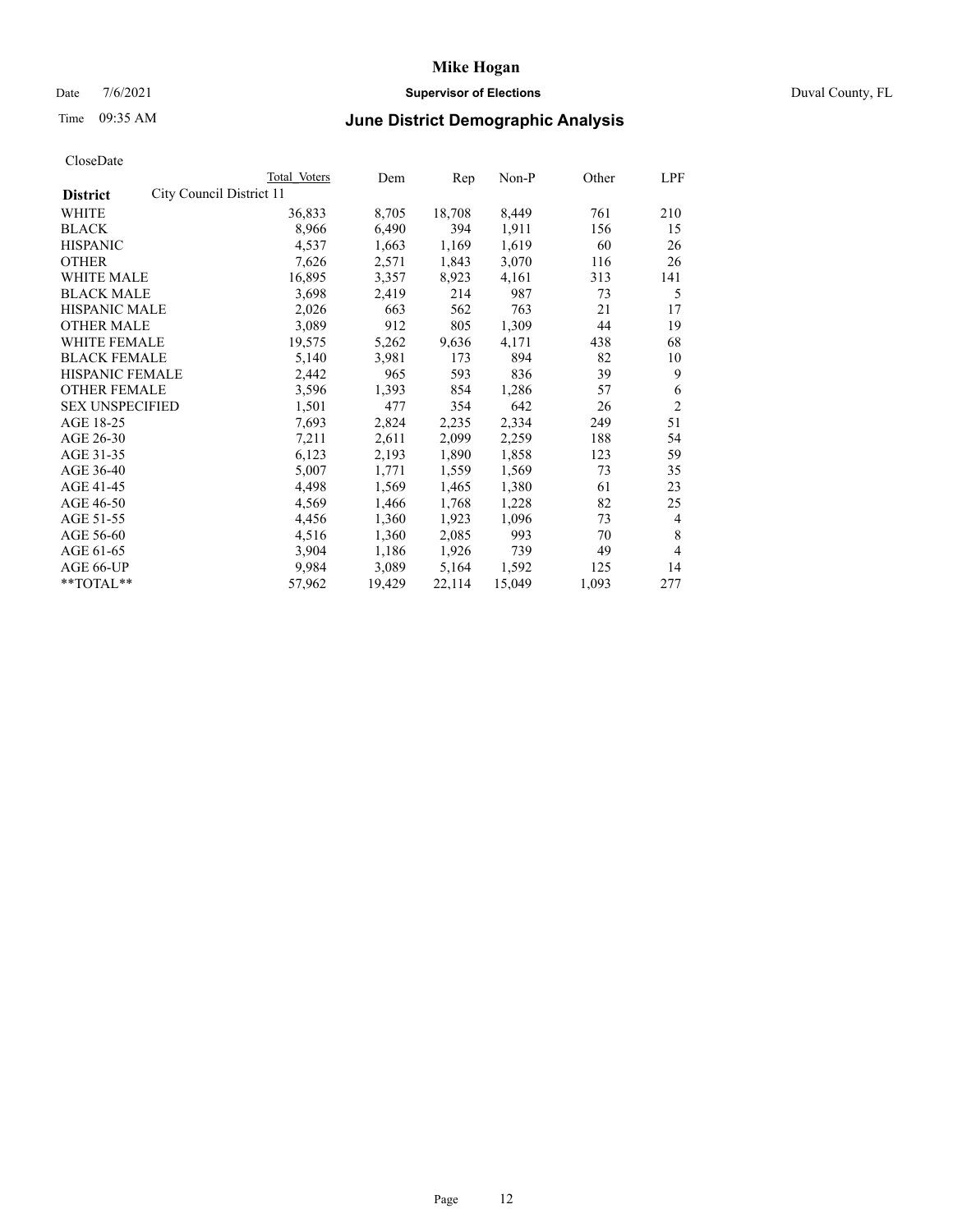# Mike Hogan

Date 7/6/2021 **Supervisor of Elections** Duval County, FL

Time 09:35 AM **June District Demographic Analysis**

CloseDate

| District | City Council District 11 Total Voters | Dem | Rep | Non-P | Other | LPF |
|---|---|---|---|---|---|---|
| WHITE | 36,833 | 8,705 | 18,708 | 8,449 | 761 | 210 |
| BLACK | 8,966 | 6,490 | 394 | 1,911 | 156 | 15 |
| HISPANIC | 4,537 | 1,663 | 1,169 | 1,619 | 60 | 26 |
| OTHER | 7,626 | 2,571 | 1,843 | 3,070 | 116 | 26 |
| WHITE MALE | 16,895 | 3,357 | 8,923 | 4,161 | 313 | 141 |
| BLACK MALE | 3,698 | 2,419 | 214 | 987 | 73 | 5 |
| HISPANIC MALE | 2,026 | 663 | 562 | 763 | 21 | 17 |
| OTHER MALE | 3,089 | 912 | 805 | 1,309 | 44 | 19 |
| WHITE FEMALE | 19,575 | 5,262 | 9,636 | 4,171 | 438 | 68 |
| BLACK FEMALE | 5,140 | 3,981 | 173 | 894 | 82 | 10 |
| HISPANIC FEMALE | 2,442 | 965 | 593 | 836 | 39 | 9 |
| OTHER FEMALE | 3,596 | 1,393 | 854 | 1,286 | 57 | 6 |
| SEX UNSPECIFIED | 1,501 | 477 | 354 | 642 | 26 | 2 |
| AGE 18-25 | 7,693 | 2,824 | 2,235 | 2,334 | 249 | 51 |
| AGE 26-30 | 7,211 | 2,611 | 2,099 | 2,259 | 188 | 54 |
| AGE 31-35 | 6,123 | 2,193 | 1,890 | 1,858 | 123 | 59 |
| AGE 36-40 | 5,007 | 1,771 | 1,559 | 1,569 | 73 | 35 |
| AGE 41-45 | 4,498 | 1,569 | 1,465 | 1,380 | 61 | 23 |
| AGE 46-50 | 4,569 | 1,466 | 1,768 | 1,228 | 82 | 25 |
| AGE 51-55 | 4,456 | 1,360 | 1,923 | 1,096 | 73 | 4 |
| AGE 56-60 | 4,516 | 1,360 | 2,085 | 993 | 70 | 8 |
| AGE 61-65 | 3,904 | 1,186 | 1,926 | 739 | 49 | 4 |
| AGE 66-UP | 9,984 | 3,089 | 5,164 | 1,592 | 125 | 14 |
| **TOTAL** | 57,962 | 19,429 | 22,114 | 15,049 | 1,093 | 277 |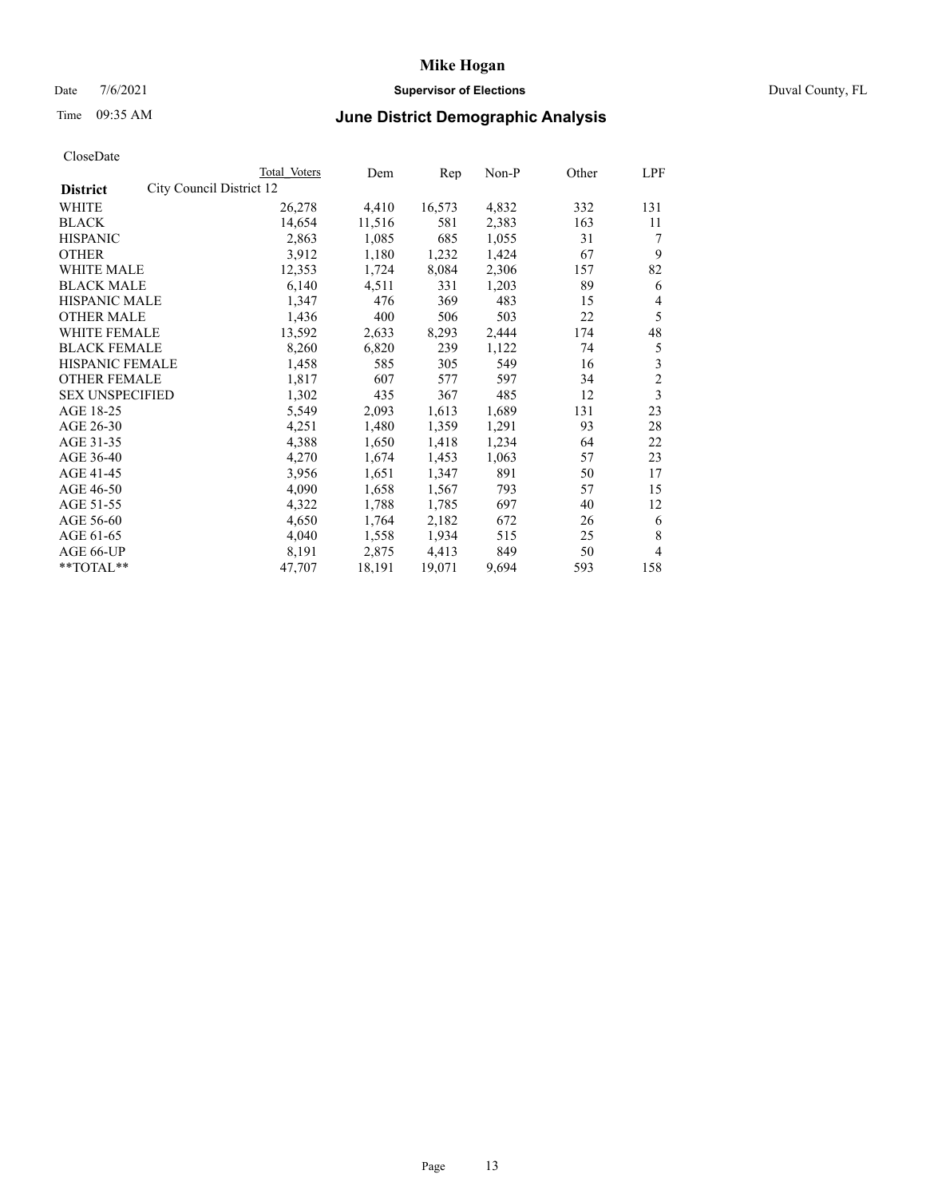# Mike Hogan

Date 7/6/2021 **Supervisor of Elections** Duval County, FL

Time 09:35 AM **June District Demographic Analysis**

CloseDate

| **District** | City Council District 12 | Total Voters | Dem | Rep | Non-P | Other | LPF |
|---|---|---|---|---|---|---|---|
| WHITE | | 26,278 | 4,410 | 16,573 | 4,832 | 332 | 131 |
| BLACK | | 14,654 | 11,516 | 581 | 2,383 | 163 | 11 |
| HISPANIC | | 2,863 | 1,085 | 685 | 1,055 | 31 | 7 |
| OTHER | | 3,912 | 1,180 | 1,232 | 1,424 | 67 | 9 |
| WHITE MALE | | 12,353 | 1,724 | 8,084 | 2,306 | 157 | 82 |
| BLACK MALE | | 6,140 | 4,511 | 331 | 1,203 | 89 | 6 |
| HISPANIC MALE | | 1,347 | 476 | 369 | 483 | 15 | 4 |
| OTHER MALE | | 1,436 | 400 | 506 | 503 | 22 | 5 |
| WHITE FEMALE | | 13,592 | 2,633 | 8,293 | 2,444 | 174 | 48 |
| BLACK FEMALE | | 8,260 | 6,820 | 239 | 1,122 | 74 | 5 |
| HISPANIC FEMALE | | 1,458 | 585 | 305 | 549 | 16 | 3 |
| OTHER FEMALE | | 1,817 | 607 | 577 | 597 | 34 | 2 |
| SEX UNSPECIFIED | | 1,302 | 435 | 367 | 485 | 12 | 3 |
| AGE 18-25 | | 5,549 | 2,093 | 1,613 | 1,689 | 131 | 23 |
| AGE 26-30 | | 4,251 | 1,480 | 1,359 | 1,291 | 93 | 28 |
| AGE 31-35 | | 4,388 | 1,650 | 1,418 | 1,234 | 64 | 22 |
| AGE 36-40 | | 4,270 | 1,674 | 1,453 | 1,063 | 57 | 23 |
| AGE 41-45 | | 3,956 | 1,651 | 1,347 | 891 | 50 | 17 |
| AGE 46-50 | | 4,090 | 1,658 | 1,567 | 793 | 57 | 15 |
| AGE 51-55 | | 4,322 | 1,788 | 1,785 | 697 | 40 | 12 |
| AGE 56-60 | | 4,650 | 1,764 | 2,182 | 672 | 26 | 6 |
| AGE 61-65 | | 4,040 | 1,558 | 1,934 | 515 | 25 | 8 |
| AGE 66-UP | | 8,191 | 2,875 | 4,413 | 849 | 50 | 4 |
| **TOTAL** | | 47,707 | 18,191 | 19,071 | 9,694 | 593 | 158 |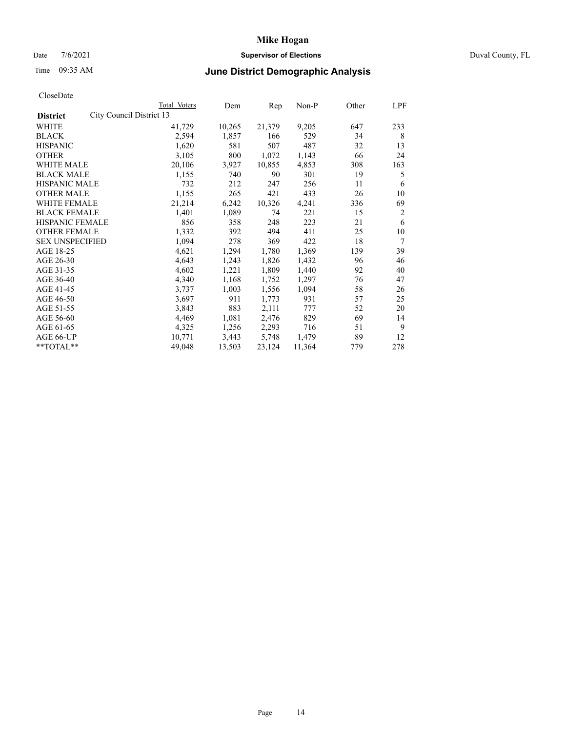# Mike Hogan

Date 7/6/2021 **Supervisor of Elections** Duval County, FL

Time 09:35 AM **June District Demographic Analysis**

CloseDate

| | Total Voters | Dem | Rep | Non-P | Other | LPF |
|---|---|---|---|---|---|---|
| **District** City Council District 13 | | | | | | |
| WHITE | 41,729 | 10,265 | 21,379 | 9,205 | 647 | 233 |
| BLACK | 2,594 | 1,857 | 166 | 529 | 34 | 8 |
| HISPANIC | 1,620 | 581 | 507 | 487 | 32 | 13 |
| OTHER | 3,105 | 800 | 1,072 | 1,143 | 66 | 24 |
| WHITE MALE | 20,106 | 3,927 | 10,855 | 4,853 | 308 | 163 |
| BLACK MALE | 1,155 | 740 | 90 | 301 | 19 | 5 |
| HISPANIC MALE | 732 | 212 | 247 | 256 | 11 | 6 |
| OTHER MALE | 1,155 | 265 | 421 | 433 | 26 | 10 |
| WHITE FEMALE | 21,214 | 6,242 | 10,326 | 4,241 | 336 | 69 |
| BLACK FEMALE | 1,401 | 1,089 | 74 | 221 | 15 | 2 |
| HISPANIC FEMALE | 856 | 358 | 248 | 223 | 21 | 6 |
| OTHER FEMALE | 1,332 | 392 | 494 | 411 | 25 | 10 |
| SEX UNSPECIFIED | 1,094 | 278 | 369 | 422 | 18 | 7 |
| AGE 18-25 | 4,621 | 1,294 | 1,780 | 1,369 | 139 | 39 |
| AGE 26-30 | 4,643 | 1,243 | 1,826 | 1,432 | 96 | 46 |
| AGE 31-35 | 4,602 | 1,221 | 1,809 | 1,440 | 92 | 40 |
| AGE 36-40 | 4,340 | 1,168 | 1,752 | 1,297 | 76 | 47 |
| AGE 41-45 | 3,737 | 1,003 | 1,556 | 1,094 | 58 | 26 |
| AGE 46-50 | 3,697 | 911 | 1,773 | 931 | 57 | 25 |
| AGE 51-55 | 3,843 | 883 | 2,111 | 777 | 52 | 20 |
| AGE 56-60 | 4,469 | 1,081 | 2,476 | 829 | 69 | 14 |
| AGE 61-65 | 4,325 | 1,256 | 2,293 | 716 | 51 | 9 |
| AGE 66-UP | 10,771 | 3,443 | 5,748 | 1,479 | 89 | 12 |
| **TOTAL** | 49,048 | 13,503 | 23,124 | 11,364 | 779 | 278 |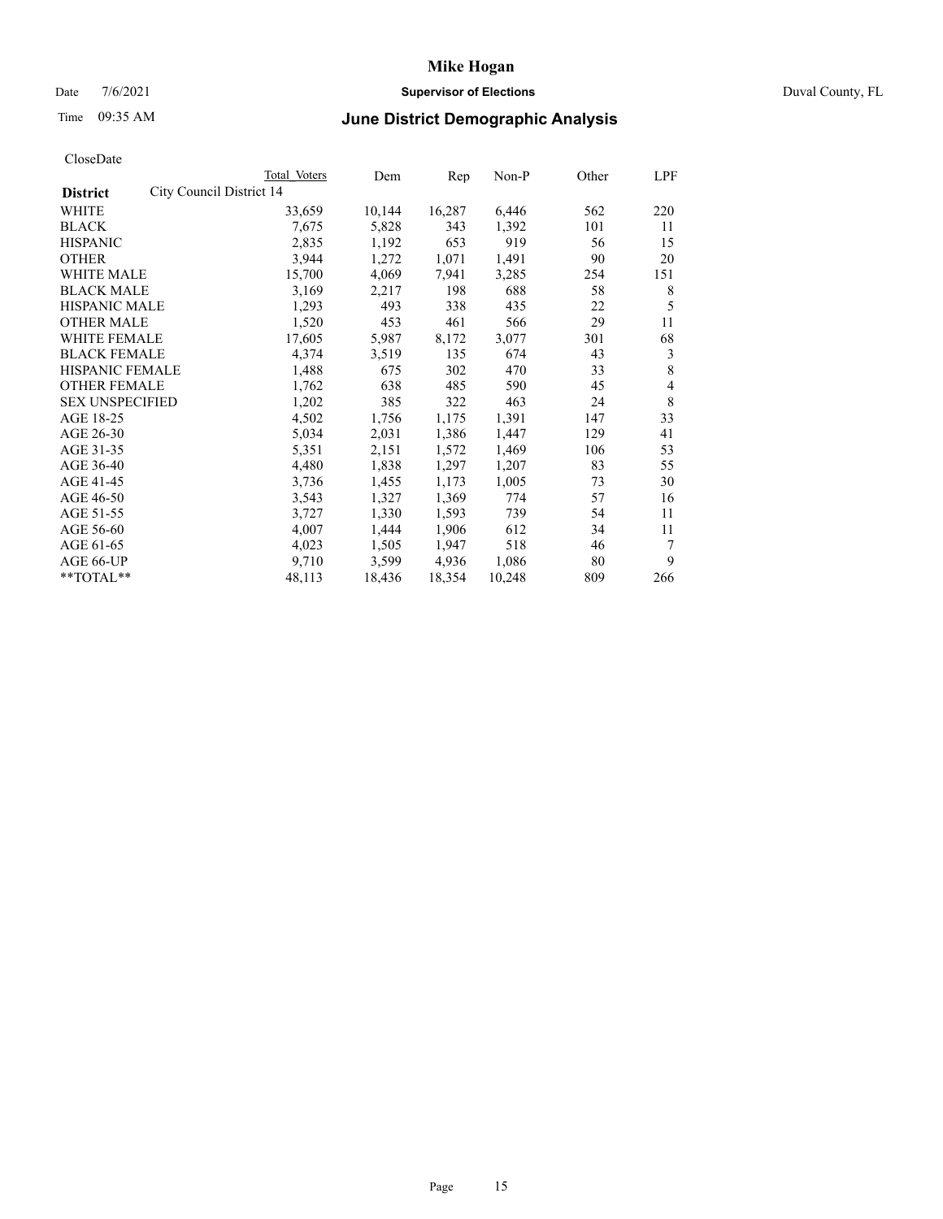CloseDate

| District | City Council District 14 | Total Voters | Dem | Rep | Non-P | Other | LPF |
|---|---|---|---|---|---|---|---|
| WHITE | | 33,659 | 10,144 | 16,287 | 6,446 | 562 | 220 |
| BLACK | | 7,675 | 5,828 | 343 | 1,392 | 101 | 11 |
| HISPANIC | | 2,835 | 1,192 | 653 | 919 | 56 | 15 |
| OTHER | | 3,944 | 1,272 | 1,071 | 1,491 | 90 | 20 |
| WHITE MALE | | 15,700 | 4,069 | 7,941 | 3,285 | 254 | 151 |
| BLACK MALE | | 3,169 | 2,217 | 198 | 688 | 58 | 8 |
| HISPANIC MALE | | 1,293 | 493 | 338 | 435 | 22 | 5 |
| OTHER MALE | | 1,520 | 453 | 461 | 566 | 29 | 11 |
| WHITE FEMALE | | 17,605 | 5,987 | 8,172 | 3,077 | 301 | 68 |
| BLACK FEMALE | | 4,374 | 3,519 | 135 | 674 | 43 | 3 |
| HISPANIC FEMALE | | 1,488 | 675 | 302 | 470 | 33 | 8 |
| OTHER FEMALE | | 1,762 | 638 | 485 | 590 | 45 | 4 |
| SEX UNSPECIFIED | | 1,202 | 385 | 322 | 463 | 24 | 8 |
| AGE 18-25 | | 4,502 | 1,756 | 1,175 | 1,391 | 147 | 33 |
| AGE 26-30 | | 5,034 | 2,031 | 1,386 | 1,447 | 129 | 41 |
| AGE 31-35 | | 5,351 | 2,151 | 1,572 | 1,469 | 106 | 53 |
| AGE 36-40 | | 4,480 | 1,838 | 1,297 | 1,207 | 83 | 55 |
| AGE 41-45 | | 3,736 | 1,455 | 1,173 | 1,005 | 73 | 30 |
| AGE 46-50 | | 3,543 | 1,327 | 1,369 | 774 | 57 | 16 |
| AGE 51-55 | | 3,727 | 1,330 | 1,593 | 739 | 54 | 11 |
| AGE 56-60 | | 4,007 | 1,444 | 1,906 | 612 | 34 | 11 |
| AGE 61-65 | | 4,023 | 1,505 | 1,947 | 518 | 46 | 7 |
| AGE 66-UP | | 9,710 | 3,599 | 4,936 | 1,086 | 80 | 9 |
| **TOTAL** | | 48,113 | 18,436 | 18,354 | 10,248 | 809 | 266 |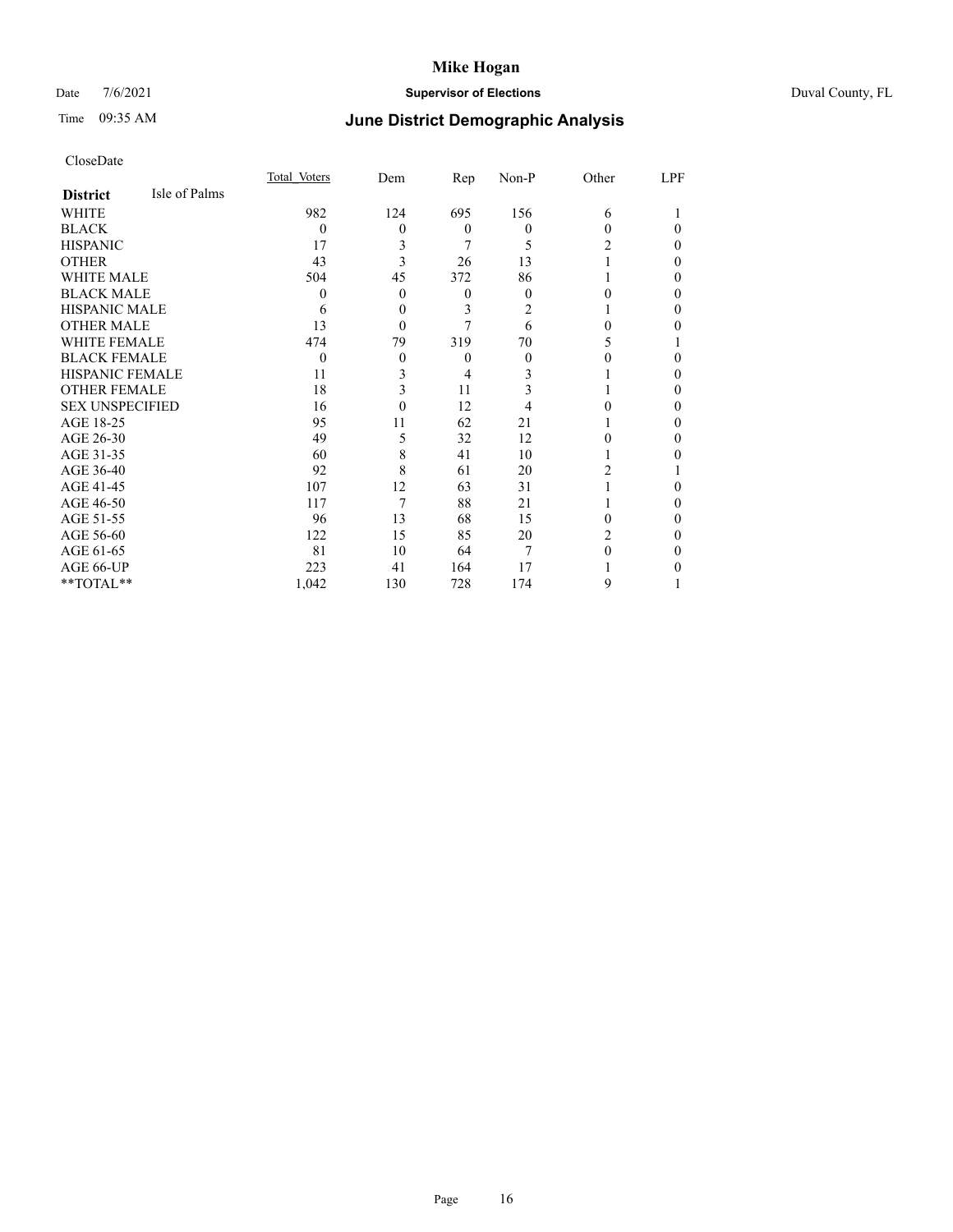# Mike Hogan

Date 7/6/2021 **Supervisor of Elections** Duval County, FL

Time 09:35 AM **June District Demographic Analysis**

CloseDate

| **District** Isle of Palms | Total Voters | Dem | Rep | Non-P | Other | LPF |
|---|---|---|---|---|---|---|
| WHITE | 982 | 124 | 695 | 156 | 6 | 1 |
| BLACK | 0 | 0 | 0 | 0 | 0 | 0 |
| HISPANIC | 17 | 3 | 7 | 5 | 2 | 0 |
| OTHER | 43 | 3 | 26 | 13 | 1 | 0 |
| WHITE MALE | 504 | 45 | 372 | 86 | 1 | 0 |
| BLACK MALE | 0 | 0 | 0 | 0 | 0 | 0 |
| HISPANIC MALE | 6 | 0 | 3 | 2 | 1 | 0 |
| OTHER MALE | 13 | 0 | 7 | 6 | 0 | 0 |
| WHITE FEMALE | 474 | 79 | 319 | 70 | 5 | 1 |
| BLACK FEMALE | 0 | 0 | 0 | 0 | 0 | 0 |
| HISPANIC FEMALE | 11 | 3 | 4 | 3 | 1 | 0 |
| OTHER FEMALE | 18 | 3 | 11 | 3 | 1 | 0 |
| SEX UNSPECIFIED | 16 | 0 | 12 | 4 | 0 | 0 |
| AGE 18-25 | 95 | 11 | 62 | 21 | 1 | 0 |
| AGE 26-30 | 49 | 5 | 32 | 12 | 0 | 0 |
| AGE 31-35 | 60 | 8 | 41 | 10 | 1 | 0 |
| AGE 36-40 | 92 | 8 | 61 | 20 | 2 | 1 |
| AGE 41-45 | 107 | 12 | 63 | 31 | 1 | 0 |
| AGE 46-50 | 117 | 7 | 88 | 21 | 1 | 0 |
| AGE 51-55 | 96 | 13 | 68 | 15 | 0 | 0 |
| AGE 56-60 | 122 | 15 | 85 | 20 | 2 | 0 |
| AGE 61-65 | 81 | 10 | 64 | 7 | 0 | 0 |
| AGE 66-UP | 223 | 41 | 164 | 17 | 1 | 0 |
| **TOTAL** | 1,042 | 130 | 728 | 174 | 9 | 1 |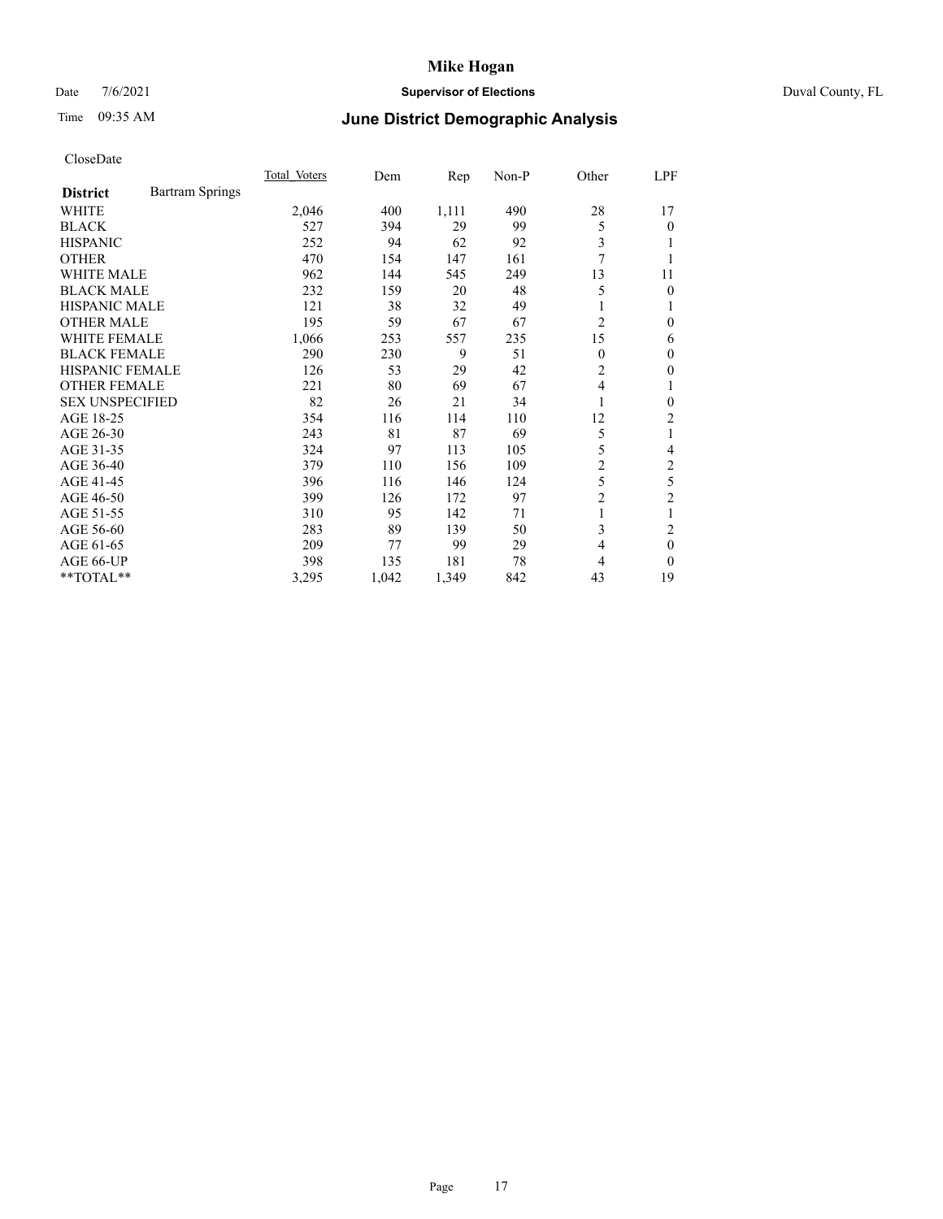# Mike Hogan

Date 7/6/2021 **Supervisor of Elections** Duval County, FL

Time 09:35 AM **June District Demographic Analysis**

CloseDate

| District | Bartram Springs | Total Voters | Dem | Rep | Non-P | Other | LPF |
|---|---|---|---|---|---|---|---|
| WHITE | | 2,046 | 400 | 1,111 | 490 | 28 | 17 |
| BLACK | | 527 | 394 | 29 | 99 | 5 | 0 |
| HISPANIC | | 252 | 94 | 62 | 92 | 3 | 1 |
| OTHER | | 470 | 154 | 147 | 161 | 7 | 1 |
| WHITE MALE | | 962 | 144 | 545 | 249 | 13 | 11 |
| BLACK MALE | | 232 | 159 | 20 | 48 | 5 | 0 |
| HISPANIC MALE | | 121 | 38 | 32 | 49 | 1 | 1 |
| OTHER MALE | | 195 | 59 | 67 | 67 | 2 | 0 |
| WHITE FEMALE | | 1,066 | 253 | 557 | 235 | 15 | 6 |
| BLACK FEMALE | | 290 | 230 | 9 | 51 | 0 | 0 |
| HISPANIC FEMALE | | 126 | 53 | 29 | 42 | 2 | 0 |
| OTHER FEMALE | | 221 | 80 | 69 | 67 | 4 | 1 |
| SEX UNSPECIFIED | | 82 | 26 | 21 | 34 | 1 | 0 |
| AGE 18-25 | | 354 | 116 | 114 | 110 | 12 | 2 |
| AGE 26-30 | | 243 | 81 | 87 | 69 | 5 | 1 |
| AGE 31-35 | | 324 | 97 | 113 | 105 | 5 | 4 |
| AGE 36-40 | | 379 | 110 | 156 | 109 | 2 | 2 |
| AGE 41-45 | | 396 | 116 | 146 | 124 | 5 | 5 |
| AGE 46-50 | | 399 | 126 | 172 | 97 | 2 | 2 |
| AGE 51-55 | | 310 | 95 | 142 | 71 | 1 | 1 |
| AGE 56-60 | | 283 | 89 | 139 | 50 | 3 | 2 |
| AGE 61-65 | | 209 | 77 | 99 | 29 | 4 | 0 |
| AGE 66-UP | | 398 | 135 | 181 | 78 | 4 | 0 |
| **TOTAL** | | 3,295 | 1,042 | 1,349 | 842 | 43 | 19 |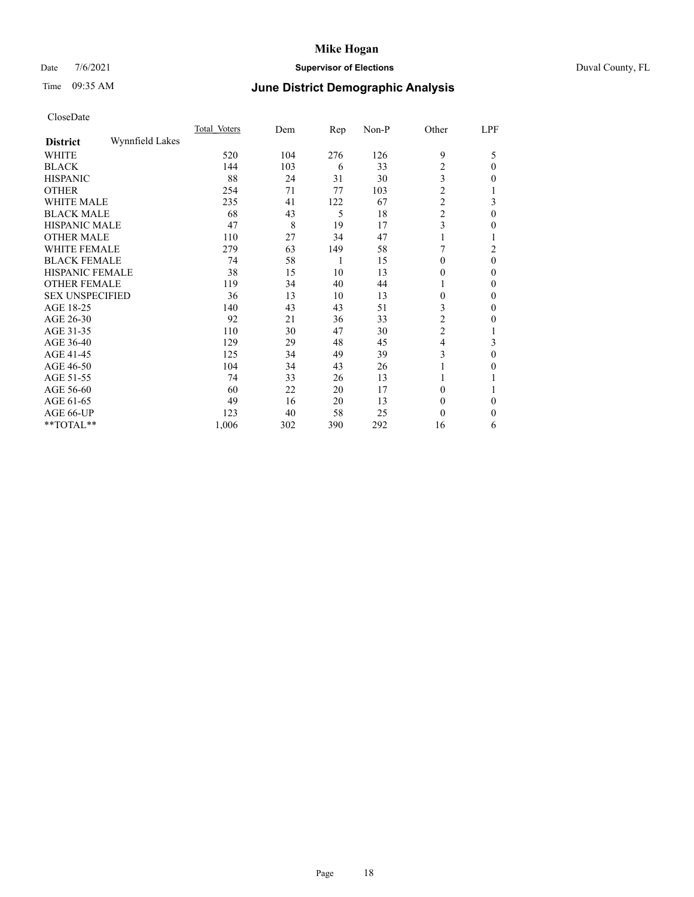# Mike Hogan

Date 7/6/2021 **Supervisor of Elections** Duval County, FL

Time 09:35 AM **June District Demographic Analysis**

CloseDate

| **District** Wynnfield Lakes | Total Voters | Dem | Rep | Non-P | Other | LPF |
|---|---|---|---|---|---|---|
| WHITE | 520 | 104 | 276 | 126 | 9 | 5 |
| BLACK | 144 | 103 | 6 | 33 | 2 | 0 |
| HISPANIC | 88 | 24 | 31 | 30 | 3 | 0 |
| OTHER | 254 | 71 | 77 | 103 | 2 | 1 |
| WHITE MALE | 235 | 41 | 122 | 67 | 2 | 3 |
| BLACK MALE | 68 | 43 | 5 | 18 | 2 | 0 |
| HISPANIC MALE | 47 | 8 | 19 | 17 | 3 | 0 |
| OTHER MALE | 110 | 27 | 34 | 47 | 1 | 1 |
| WHITE FEMALE | 279 | 63 | 149 | 58 | 7 | 2 |
| BLACK FEMALE | 74 | 58 | 1 | 15 | 0 | 0 |
| HISPANIC FEMALE | 38 | 15 | 10 | 13 | 0 | 0 |
| OTHER FEMALE | 119 | 34 | 40 | 44 | 1 | 0 |
| SEX UNSPECIFIED | 36 | 13 | 10 | 13 | 0 | 0 |
| AGE 18-25 | 140 | 43 | 43 | 51 | 3 | 0 |
| AGE 26-30 | 92 | 21 | 36 | 33 | 2 | 0 |
| AGE 31-35 | 110 | 30 | 47 | 30 | 2 | 1 |
| AGE 36-40 | 129 | 29 | 48 | 45 | 4 | 3 |
| AGE 41-45 | 125 | 34 | 49 | 39 | 3 | 0 |
| AGE 46-50 | 104 | 34 | 43 | 26 | 1 | 0 |
| AGE 51-55 | 74 | 33 | 26 | 13 | 1 | 1 |
| AGE 56-60 | 60 | 22 | 20 | 17 | 0 | 1 |
| AGE 61-65 | 49 | 16 | 20 | 13 | 0 | 0 |
| AGE 66-UP | 123 | 40 | 58 | 25 | 0 | 0 |
| **TOTAL** | 1,006 | 302 | 390 | 292 | 16 | 6 |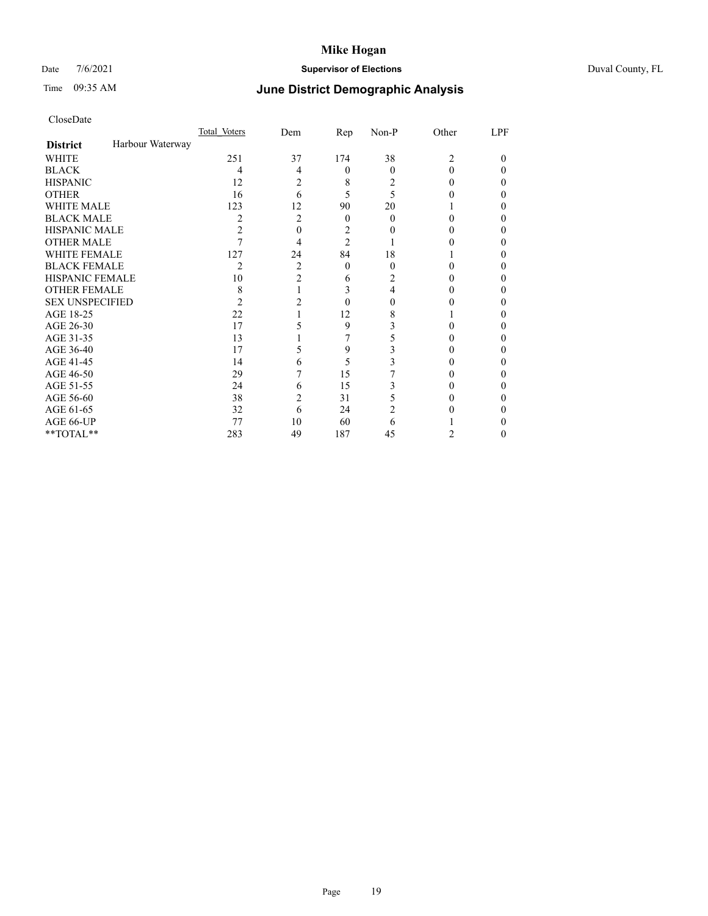CloseDate

| District: Harbour Waterway | Total_Voters | Dem | Rep | Non-P | Other | LPF |
|---|---|---|---|---|---|---|
| WHITE | 251 | 37 | 174 | 38 | 2 | 0 |
| BLACK | 4 | 4 | 0 | 0 | 0 | 0 |
| HISPANIC | 12 | 2 | 8 | 2 | 0 | 0 |
| OTHER | 16 | 6 | 5 | 5 | 0 | 0 |
| WHITE MALE | 123 | 12 | 90 | 20 | 1 | 0 |
| BLACK MALE | 2 | 2 | 0 | 0 | 0 | 0 |
| HISPANIC MALE | 2 | 0 | 2 | 0 | 0 | 0 |
| OTHER MALE | 7 | 4 | 2 | 1 | 0 | 0 |
| WHITE FEMALE | 127 | 24 | 84 | 18 | 1 | 0 |
| BLACK FEMALE | 2 | 2 | 0 | 0 | 0 | 0 |
| HISPANIC FEMALE | 10 | 2 | 6 | 2 | 0 | 0 |
| OTHER FEMALE | 8 | 1 | 3 | 4 | 0 | 0 |
| SEX UNSPECIFIED | 2 | 2 | 0 | 0 | 0 | 0 |
| AGE 18-25 | 22 | 1 | 12 | 8 | 1 | 0 |
| AGE 26-30 | 17 | 5 | 9 | 3 | 0 | 0 |
| AGE 31-35 | 13 | 1 | 7 | 5 | 0 | 0 |
| AGE 36-40 | 17 | 5 | 9 | 3 | 0 | 0 |
| AGE 41-45 | 14 | 6 | 5 | 3 | 0 | 0 |
| AGE 46-50 | 29 | 7 | 15 | 7 | 0 | 0 |
| AGE 51-55 | 24 | 6 | 15 | 3 | 0 | 0 |
| AGE 56-60 | 38 | 2 | 31 | 5 | 0 | 0 |
| AGE 61-65 | 32 | 6 | 24 | 2 | 0 | 0 |
| AGE 66-UP | 77 | 10 | 60 | 6 | 1 | 0 |
| **TOTAL** | 283 | 49 | 187 | 45 | 2 | 0 |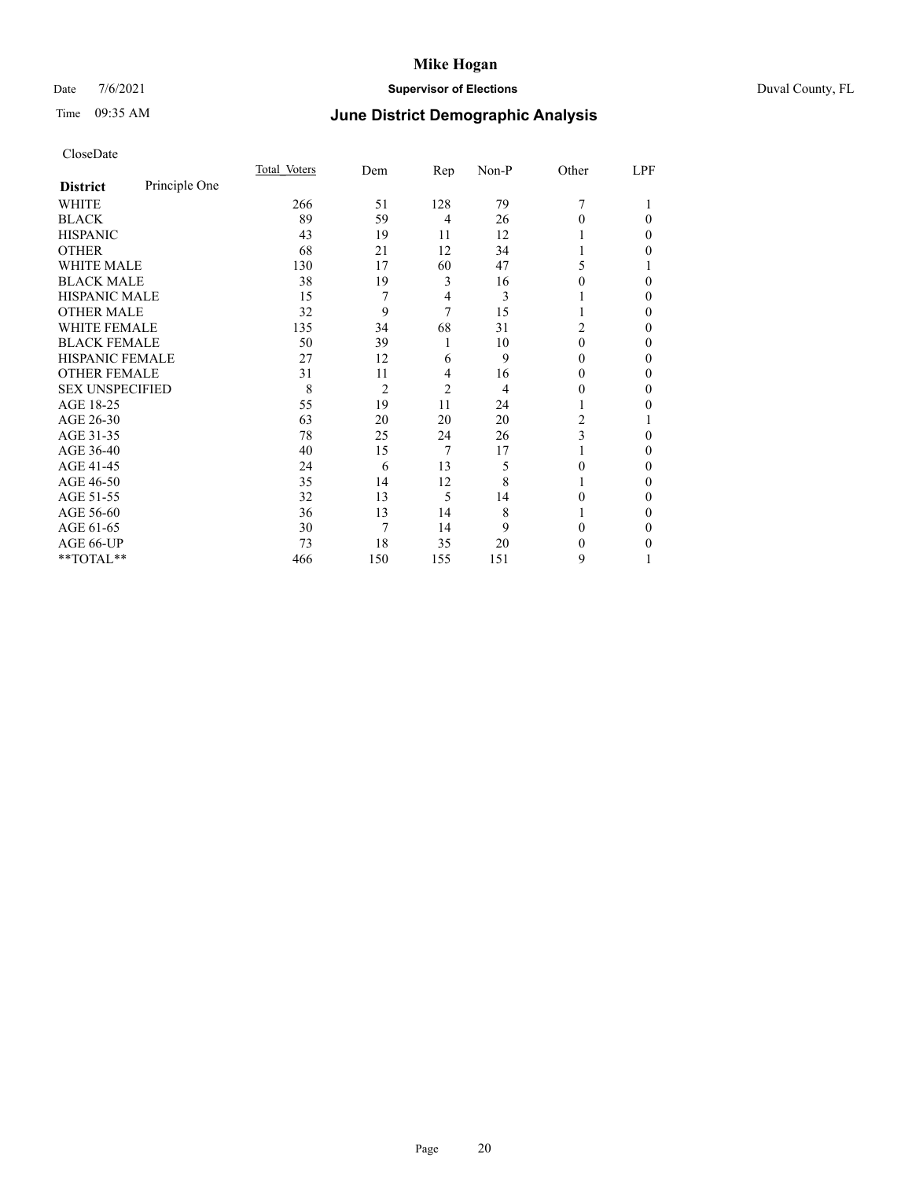# Mike Hogan

Date 7/6/2021 **Supervisor of Elections** Duval County, FL

Time 09:35 AM **June District Demographic Analysis**

CloseDate

| **District** Principle One | Total Voters | Dem | Rep | Non-P | Other | LPF |
|---|---|---|---|---|---|---|
| WHITE | 266 | 51 | 128 | 79 | 7 | 1 |
| BLACK | 89 | 59 | 4 | 26 | 0 | 0 |
| HISPANIC | 43 | 19 | 11 | 12 | 1 | 0 |
| OTHER | 68 | 21 | 12 | 34 | 1 | 0 |
| WHITE MALE | 130 | 17 | 60 | 47 | 5 | 1 |
| BLACK MALE | 38 | 19 | 3 | 16 | 0 | 0 |
| HISPANIC MALE | 15 | 7 | 4 | 3 | 1 | 0 |
| OTHER MALE | 32 | 9 | 7 | 15 | 1 | 0 |
| WHITE FEMALE | 135 | 34 | 68 | 31 | 2 | 0 |
| BLACK FEMALE | 50 | 39 | 1 | 10 | 0 | 0 |
| HISPANIC FEMALE | 27 | 12 | 6 | 9 | 0 | 0 |
| OTHER FEMALE | 31 | 11 | 4 | 16 | 0 | 0 |
| SEX UNSPECIFIED | 8 | 2 | 2 | 4 | 0 | 0 |
| AGE 18-25 | 55 | 19 | 11 | 24 | 1 | 0 |
| AGE 26-30 | 63 | 20 | 20 | 20 | 2 | 1 |
| AGE 31-35 | 78 | 25 | 24 | 26 | 3 | 0 |
| AGE 36-40 | 40 | 15 | 7 | 17 | 1 | 0 |
| AGE 41-45 | 24 | 6 | 13 | 5 | 0 | 0 |
| AGE 46-50 | 35 | 14 | 12 | 8 | 1 | 0 |
| AGE 51-55 | 32 | 13 | 5 | 14 | 0 | 0 |
| AGE 56-60 | 36 | 13 | 14 | 8 | 1 | 0 |
| AGE 61-65 | 30 | 7 | 14 | 9 | 0 | 0 |
| AGE 66-UP | 73 | 18 | 35 | 20 | 0 | 0 |
| **TOTAL** | 466 | 150 | 155 | 151 | 9 | 1 |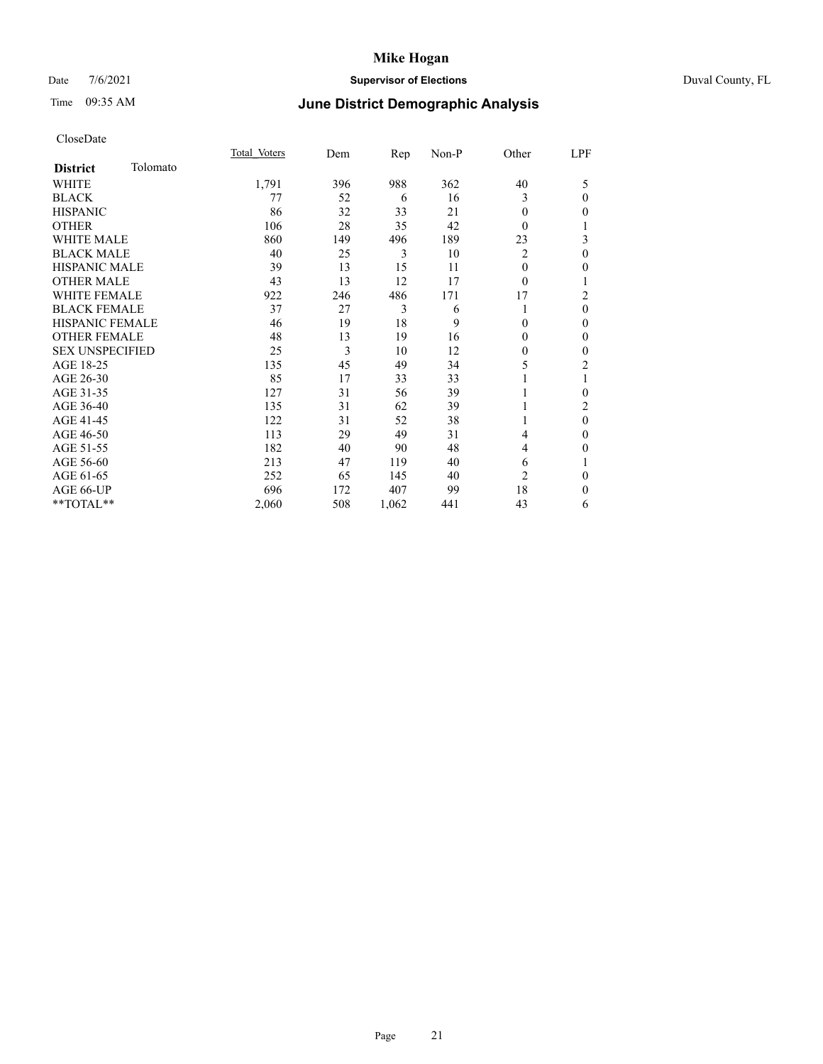# Mike Hogan

Date 7/6/2021 **Supervisor of Elections** Duval County, FL

Time 09:35 AM **June District Demographic Analysis**

CloseDate

| **District** Tolomato | Total Voters | Dem | Rep | Non-P | Other | LPF |
|---|---|---|---|---|---|---|
| WHITE | 1,791 | 396 | 988 | 362 | 40 | 5 |
| BLACK | 77 | 52 | 6 | 16 | 3 | 0 |
| HISPANIC | 86 | 32 | 33 | 21 | 0 | 0 |
| OTHER | 106 | 28 | 35 | 42 | 0 | 1 |
| WHITE MALE | 860 | 149 | 496 | 189 | 23 | 3 |
| BLACK MALE | 40 | 25 | 3 | 10 | 2 | 0 |
| HISPANIC MALE | 39 | 13 | 15 | 11 | 0 | 0 |
| OTHER MALE | 43 | 13 | 12 | 17 | 0 | 1 |
| WHITE FEMALE | 922 | 246 | 486 | 171 | 17 | 2 |
| BLACK FEMALE | 37 | 27 | 3 | 6 | 1 | 0 |
| HISPANIC FEMALE | 46 | 19 | 18 | 9 | 0 | 0 |
| OTHER FEMALE | 48 | 13 | 19 | 16 | 0 | 0 |
| SEX UNSPECIFIED | 25 | 3 | 10 | 12 | 0 | 0 |
| AGE 18-25 | 135 | 45 | 49 | 34 | 5 | 2 |
| AGE 26-30 | 85 | 17 | 33 | 33 | 1 | 1 |
| AGE 31-35 | 127 | 31 | 56 | 39 | 1 | 0 |
| AGE 36-40 | 135 | 31 | 62 | 39 | 1 | 2 |
| AGE 41-45 | 122 | 31 | 52 | 38 | 1 | 0 |
| AGE 46-50 | 113 | 29 | 49 | 31 | 4 | 0 |
| AGE 51-55 | 182 | 40 | 90 | 48 | 4 | 0 |
| AGE 56-60 | 213 | 47 | 119 | 40 | 6 | 1 |
| AGE 61-65 | 252 | 65 | 145 | 40 | 2 | 0 |
| AGE 66-UP | 696 | 172 | 407 | 99 | 18 | 0 |
| **TOTAL** | 2,060 | 508 | 1,062 | 441 | 43 | 6 |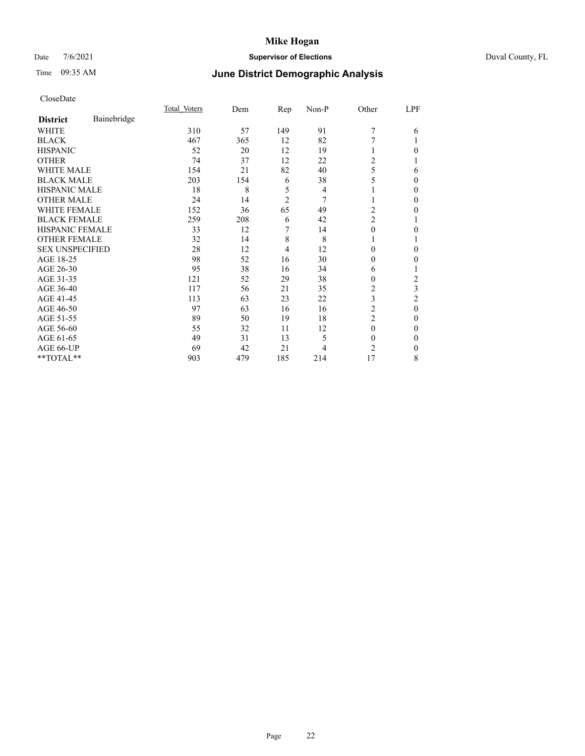# Mike Hogan

Date 7/6/2021 **Supervisor of Elections** Duval County, FL

Time 09:35 AM **June District Demographic Analysis**

CloseDate

| **District** Bainebridge | Total Voters | Dem | Rep | Non-P | Other | LPF |
|---|---|---|---|---|---|---|
| WHITE | 310 | 57 | 149 | 91 | 7 | 6 |
| BLACK | 467 | 365 | 12 | 82 | 7 | 1 |
| HISPANIC | 52 | 20 | 12 | 19 | 1 | 0 |
| OTHER | 74 | 37 | 12 | 22 | 2 | 1 |
| WHITE MALE | 154 | 21 | 82 | 40 | 5 | 6 |
| BLACK MALE | 203 | 154 | 6 | 38 | 5 | 0 |
| HISPANIC MALE | 18 | 8 | 5 | 4 | 1 | 0 |
| OTHER MALE | 24 | 14 | 2 | 7 | 1 | 0 |
| WHITE FEMALE | 152 | 36 | 65 | 49 | 2 | 0 |
| BLACK FEMALE | 259 | 208 | 6 | 42 | 2 | 1 |
| HISPANIC FEMALE | 33 | 12 | 7 | 14 | 0 | 0 |
| OTHER FEMALE | 32 | 14 | 8 | 8 | 1 | 1 |
| SEX UNSPECIFIED | 28 | 12 | 4 | 12 | 0 | 0 |
| AGE 18-25 | 98 | 52 | 16 | 30 | 0 | 0 |
| AGE 26-30 | 95 | 38 | 16 | 34 | 6 | 1 |
| AGE 31-35 | 121 | 52 | 29 | 38 | 0 | 2 |
| AGE 36-40 | 117 | 56 | 21 | 35 | 2 | 3 |
| AGE 41-45 | 113 | 63 | 23 | 22 | 3 | 2 |
| AGE 46-50 | 97 | 63 | 16 | 16 | 2 | 0 |
| AGE 51-55 | 89 | 50 | 19 | 18 | 2 | 0 |
| AGE 56-60 | 55 | 32 | 11 | 12 | 0 | 0 |
| AGE 61-65 | 49 | 31 | 13 | 5 | 0 | 0 |
| AGE 66-UP | 69 | 42 | 21 | 4 | 2 | 0 |
| **TOTAL** | 903 | 479 | 185 | 214 | 17 | 8 |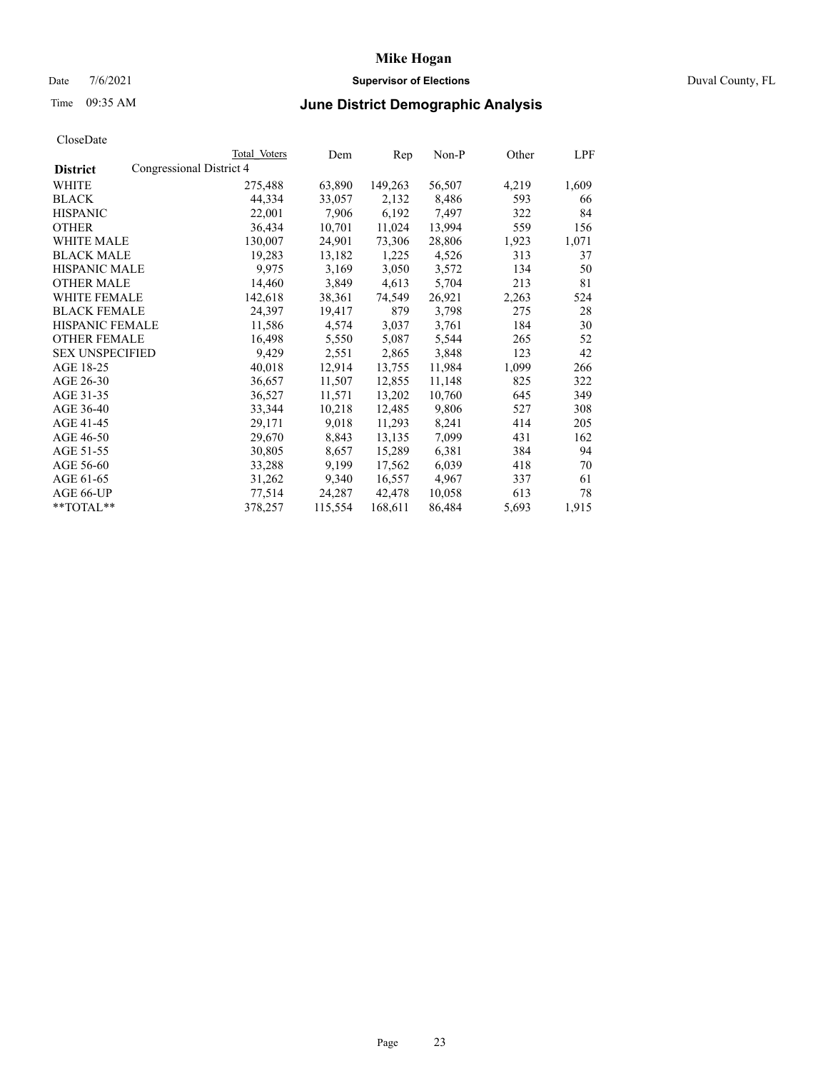# June District Demographic Analysis

CloseDate

| District | Total Voters | Dem | Rep | Non-P | Other | LPF |
|---|---|---|---|---|---|---|
| Congressional District 4 | | | | | | |
| WHITE | 275,488 | 63,890 | 149,263 | 56,507 | 4,219 | 1,609 |
| BLACK | 44,334 | 33,057 | 2,132 | 8,486 | 593 | 66 |
| HISPANIC | 22,001 | 7,906 | 6,192 | 7,497 | 322 | 84 |
| OTHER | 36,434 | 10,701 | 11,024 | 13,994 | 559 | 156 |
| WHITE MALE | 130,007 | 24,901 | 73,306 | 28,806 | 1,923 | 1,071 |
| BLACK MALE | 19,283 | 13,182 | 1,225 | 4,526 | 313 | 37 |
| HISPANIC MALE | 9,975 | 3,169 | 3,050 | 3,572 | 134 | 50 |
| OTHER MALE | 14,460 | 3,849 | 4,613 | 5,704 | 213 | 81 |
| WHITE FEMALE | 142,618 | 38,361 | 74,549 | 26,921 | 2,263 | 524 |
| BLACK FEMALE | 24,397 | 19,417 | 879 | 3,798 | 275 | 28 |
| HISPANIC FEMALE | 11,586 | 4,574 | 3,037 | 3,761 | 184 | 30 |
| OTHER FEMALE | 16,498 | 5,550 | 5,087 | 5,544 | 265 | 52 |
| SEX UNSPECIFIED | 9,429 | 2,551 | 2,865 | 3,848 | 123 | 42 |
| AGE 18-25 | 40,018 | 12,914 | 13,755 | 11,984 | 1,099 | 266 |
| AGE 26-30 | 36,657 | 11,507 | 12,855 | 11,148 | 825 | 322 |
| AGE 31-35 | 36,527 | 11,571 | 13,202 | 10,760 | 645 | 349 |
| AGE 36-40 | 33,344 | 10,218 | 12,485 | 9,806 | 527 | 308 |
| AGE 41-45 | 29,171 | 9,018 | 11,293 | 8,241 | 414 | 205 |
| AGE 46-50 | 29,670 | 8,843 | 13,135 | 7,099 | 431 | 162 |
| AGE 51-55 | 30,805 | 8,657 | 15,289 | 6,381 | 384 | 94 |
| AGE 56-60 | 33,288 | 9,199 | 17,562 | 6,039 | 418 | 70 |
| AGE 61-65 | 31,262 | 9,340 | 16,557 | 4,967 | 337 | 61 |
| AGE 66-UP | 77,514 | 24,287 | 42,478 | 10,058 | 613 | 78 |
| **TOTAL** | 378,257 | 115,554 | 168,611 | 86,484 | 5,693 | 1,915 |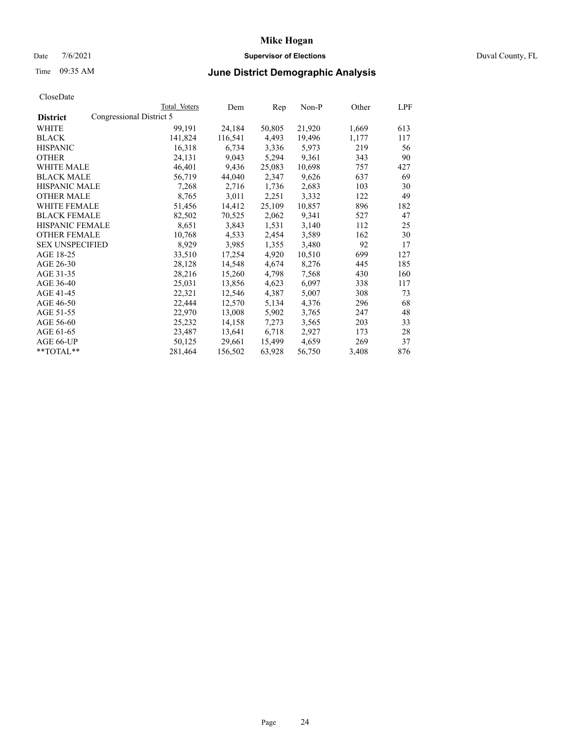# Mike Hogan

Date 7/6/2021 **Supervisor of Elections** Duval County, FL

Time 09:35 AM **June District Demographic Analysis**

CloseDate

| District | Total Voters | Dem | Rep | Non-P | Other | LPF |
|---|---|---|---|---|---|---|
| Congressional District 5 | | | | | | |
| WHITE | 99,191 | 24,184 | 50,805 | 21,920 | 1,669 | 613 |
| BLACK | 141,824 | 116,541 | 4,493 | 19,496 | 1,177 | 117 |
| HISPANIC | 16,318 | 6,734 | 3,336 | 5,973 | 219 | 56 |
| OTHER | 24,131 | 9,043 | 5,294 | 9,361 | 343 | 90 |
| WHITE MALE | 46,401 | 9,436 | 25,083 | 10,698 | 757 | 427 |
| BLACK MALE | 56,719 | 44,040 | 2,347 | 9,626 | 637 | 69 |
| HISPANIC MALE | 7,268 | 2,716 | 1,736 | 2,683 | 103 | 30 |
| OTHER MALE | 8,765 | 3,011 | 2,251 | 3,332 | 122 | 49 |
| WHITE FEMALE | 51,456 | 14,412 | 25,109 | 10,857 | 896 | 182 |
| BLACK FEMALE | 82,502 | 70,525 | 2,062 | 9,341 | 527 | 47 |
| HISPANIC FEMALE | 8,651 | 3,843 | 1,531 | 3,140 | 112 | 25 |
| OTHER FEMALE | 10,768 | 4,533 | 2,454 | 3,589 | 162 | 30 |
| SEX UNSPECIFIED | 8,929 | 3,985 | 1,355 | 3,480 | 92 | 17 |
| AGE 18-25 | 33,510 | 17,254 | 4,920 | 10,510 | 699 | 127 |
| AGE 26-30 | 28,128 | 14,548 | 4,674 | 8,276 | 445 | 185 |
| AGE 31-35 | 28,216 | 15,260 | 4,798 | 7,568 | 430 | 160 |
| AGE 36-40 | 25,031 | 13,856 | 4,623 | 6,097 | 338 | 117 |
| AGE 41-45 | 22,321 | 12,546 | 4,387 | 5,007 | 308 | 73 |
| AGE 46-50 | 22,444 | 12,570 | 5,134 | 4,376 | 296 | 68 |
| AGE 51-55 | 22,970 | 13,008 | 5,902 | 3,765 | 247 | 48 |
| AGE 56-60 | 25,232 | 14,158 | 7,273 | 3,565 | 203 | 33 |
| AGE 61-65 | 23,487 | 13,641 | 6,718 | 2,927 | 173 | 28 |
| AGE 66-UP | 50,125 | 29,661 | 15,499 | 4,659 | 269 | 37 |
| **TOTAL** | 281,464 | 156,502 | 63,928 | 56,750 | 3,408 | 876 |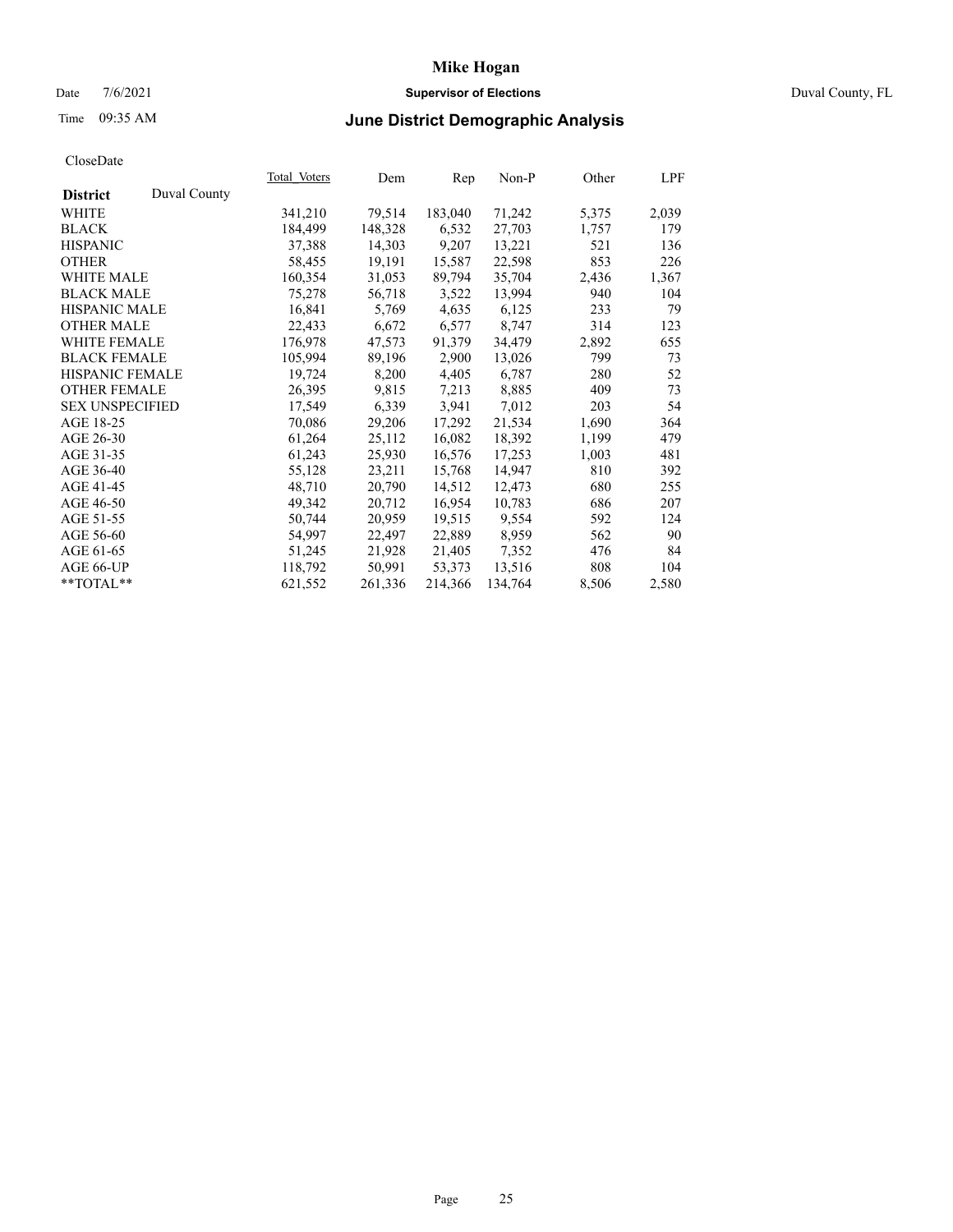# Mike Hogan

Date 7/6/2021 **Supervisor of Elections** Duval County, FL

Time 09:35 AM **June District Demographic Analysis**

CloseDate

| **District** Duval County | Total Voters | Dem | Rep | Non-P | Other | LPF |
|---|---|---|---|---|---|---|
| WHITE | 341,210 | 79,514 | 183,040 | 71,242 | 5,375 | 2,039 |
| BLACK | 184,499 | 148,328 | 6,532 | 27,703 | 1,757 | 179 |
| HISPANIC | 37,388 | 14,303 | 9,207 | 13,221 | 521 | 136 |
| OTHER | 58,455 | 19,191 | 15,587 | 22,598 | 853 | 226 |
| WHITE MALE | 160,354 | 31,053 | 89,794 | 35,704 | 2,436 | 1,367 |
| BLACK MALE | 75,278 | 56,718 | 3,522 | 13,994 | 940 | 104 |
| HISPANIC MALE | 16,841 | 5,769 | 4,635 | 6,125 | 233 | 79 |
| OTHER MALE | 22,433 | 6,672 | 6,577 | 8,747 | 314 | 123 |
| WHITE FEMALE | 176,978 | 47,573 | 91,379 | 34,479 | 2,892 | 655 |
| BLACK FEMALE | 105,994 | 89,196 | 2,900 | 13,026 | 799 | 73 |
| HISPANIC FEMALE | 19,724 | 8,200 | 4,405 | 6,787 | 280 | 52 |
| OTHER FEMALE | 26,395 | 9,815 | 7,213 | 8,885 | 409 | 73 |
| SEX UNSPECIFIED | 17,549 | 6,339 | 3,941 | 7,012 | 203 | 54 |
| AGE 18-25 | 70,086 | 29,206 | 17,292 | 21,534 | 1,690 | 364 |
| AGE 26-30 | 61,264 | 25,112 | 16,082 | 18,392 | 1,199 | 479 |
| AGE 31-35 | 61,243 | 25,930 | 16,576 | 17,253 | 1,003 | 481 |
| AGE 36-40 | 55,128 | 23,211 | 15,768 | 14,947 | 810 | 392 |
| AGE 41-45 | 48,710 | 20,790 | 14,512 | 12,473 | 680 | 255 |
| AGE 46-50 | 49,342 | 20,712 | 16,954 | 10,783 | 686 | 207 |
| AGE 51-55 | 50,744 | 20,959 | 19,515 | 9,554 | 592 | 124 |
| AGE 56-60 | 54,997 | 22,497 | 22,889 | 8,959 | 562 | 90 |
| AGE 61-65 | 51,245 | 21,928 | 21,405 | 7,352 | 476 | 84 |
| AGE 66-UP | 118,792 | 50,991 | 53,373 | 13,516 | 808 | 104 |
| **TOTAL** | 621,552 | 261,336 | 214,366 | 134,764 | 8,506 | 2,580 |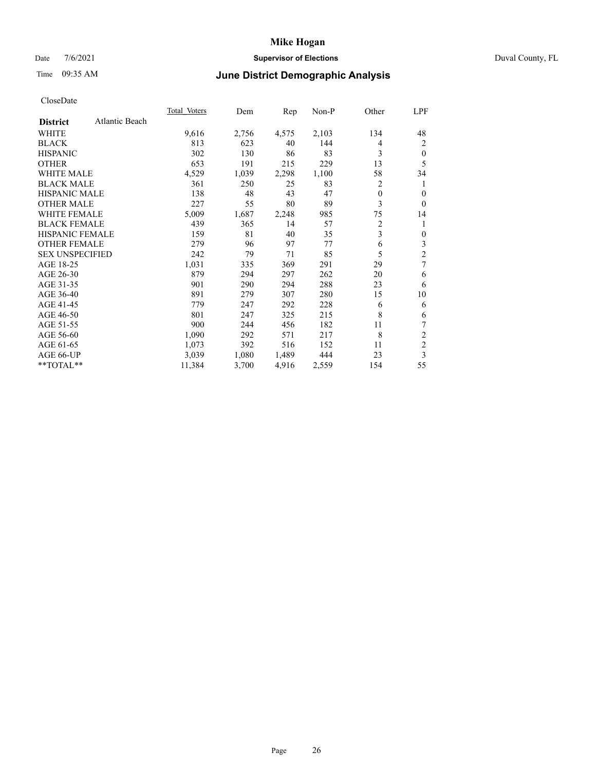# Mike Hogan

Date 7/6/2021 **Supervisor of Elections** Duval County, FL

Time 09:35 AM **June District Demographic Analysis**

CloseDate

| **District** Atlantic Beach | Total Voters | Dem | Rep | Non-P | Other | LPF |
|---|---|---|---|---|---|---|
| WHITE | 9,616 | 2,756 | 4,575 | 2,103 | 134 | 48 |
| BLACK | 813 | 623 | 40 | 144 | 4 | 2 |
| HISPANIC | 302 | 130 | 86 | 83 | 3 | 0 |
| OTHER | 653 | 191 | 215 | 229 | 13 | 5 |
| WHITE MALE | 4,529 | 1,039 | 2,298 | 1,100 | 58 | 34 |
| BLACK MALE | 361 | 250 | 25 | 83 | 2 | 1 |
| HISPANIC MALE | 138 | 48 | 43 | 47 | 0 | 0 |
| OTHER MALE | 227 | 55 | 80 | 89 | 3 | 0 |
| WHITE FEMALE | 5,009 | 1,687 | 2,248 | 985 | 75 | 14 |
| BLACK FEMALE | 439 | 365 | 14 | 57 | 2 | 1 |
| HISPANIC FEMALE | 159 | 81 | 40 | 35 | 3 | 0 |
| OTHER FEMALE | 279 | 96 | 97 | 77 | 6 | 3 |
| SEX UNSPECIFIED | 242 | 79 | 71 | 85 | 5 | 2 |
| AGE 18-25 | 1,031 | 335 | 369 | 291 | 29 | 7 |
| AGE 26-30 | 879 | 294 | 297 | 262 | 20 | 6 |
| AGE 31-35 | 901 | 290 | 294 | 288 | 23 | 6 |
| AGE 36-40 | 891 | 279 | 307 | 280 | 15 | 10 |
| AGE 41-45 | 779 | 247 | 292 | 228 | 6 | 6 |
| AGE 46-50 | 801 | 247 | 325 | 215 | 8 | 6 |
| AGE 51-55 | 900 | 244 | 456 | 182 | 11 | 7 |
| AGE 56-60 | 1,090 | 292 | 571 | 217 | 8 | 2 |
| AGE 61-65 | 1,073 | 392 | 516 | 152 | 11 | 2 |
| AGE 66-UP | 3,039 | 1,080 | 1,489 | 444 | 23 | 3 |
| **TOTAL** | 11,384 | 3,700 | 4,916 | 2,559 | 154 | 55 |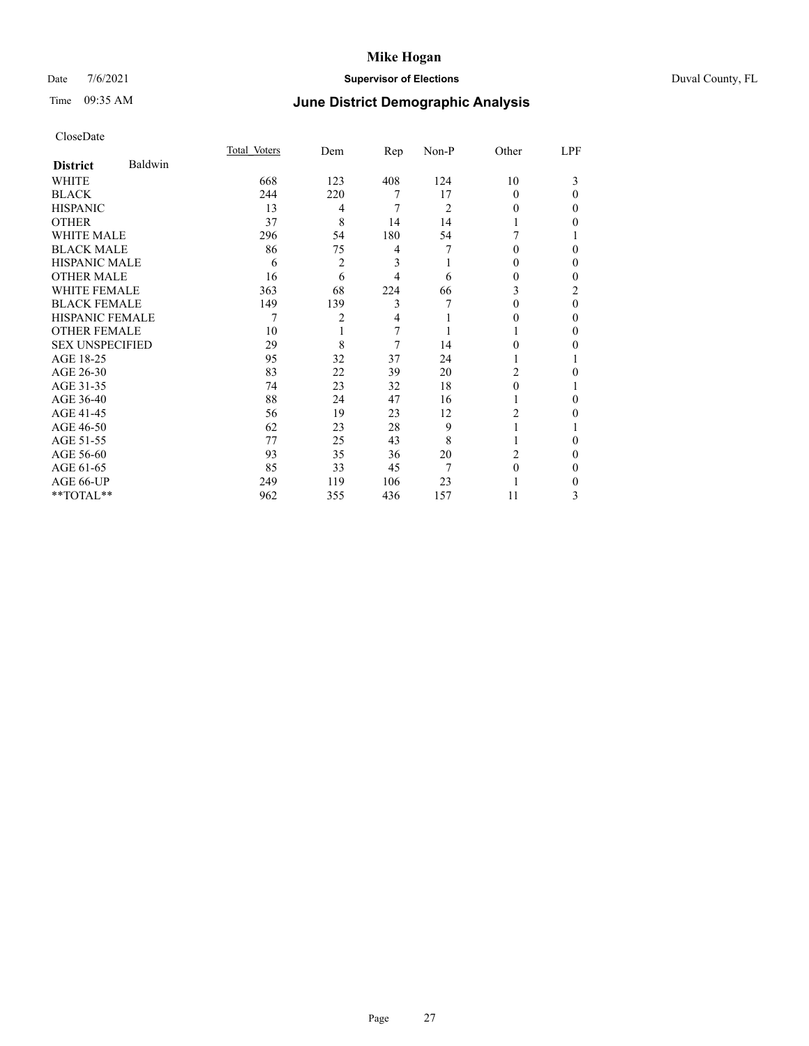# Mike Hogan

Date 7/6/2021 **Supervisor of Elections** Duval County, FL

Time 09:35 AM **June District Demographic Analysis**

CloseDate

| **District** Baldwin | Total Voters | Dem | Rep | Non-P | Other | LPF |
|---|---|---|---|---|---|---|
| WHITE | 668 | 123 | 408 | 124 | 10 | 3 |
| BLACK | 244 | 220 | 7 | 17 | 0 | 0 |
| HISPANIC | 13 | 4 | 7 | 2 | 0 | 0 |
| OTHER | 37 | 8 | 14 | 14 | 1 | 0 |
| WHITE MALE | 296 | 54 | 180 | 54 | 7 | 1 |
| BLACK MALE | 86 | 75 | 4 | 7 | 0 | 0 |
| HISPANIC MALE | 6 | 2 | 3 | 1 | 0 | 0 |
| OTHER MALE | 16 | 6 | 4 | 6 | 0 | 0 |
| WHITE FEMALE | 363 | 68 | 224 | 66 | 3 | 2 |
| BLACK FEMALE | 149 | 139 | 3 | 7 | 0 | 0 |
| HISPANIC FEMALE | 7 | 2 | 4 | 1 | 0 | 0 |
| OTHER FEMALE | 10 | 1 | 7 | 1 | 1 | 0 |
| SEX UNSPECIFIED | 29 | 8 | 7 | 14 | 0 | 0 |
| AGE 18-25 | 95 | 32 | 37 | 24 | 1 | 1 |
| AGE 26-30 | 83 | 22 | 39 | 20 | 2 | 0 |
| AGE 31-35 | 74 | 23 | 32 | 18 | 0 | 1 |
| AGE 36-40 | 88 | 24 | 47 | 16 | 1 | 0 |
| AGE 41-45 | 56 | 19 | 23 | 12 | 2 | 0 |
| AGE 46-50 | 62 | 23 | 28 | 9 | 1 | 1 |
| AGE 51-55 | 77 | 25 | 43 | 8 | 1 | 0 |
| AGE 56-60 | 93 | 35 | 36 | 20 | 2 | 0 |
| AGE 61-65 | 85 | 33 | 45 | 7 | 0 | 0 |
| AGE 66-UP | 249 | 119 | 106 | 23 | 1 | 0 |
| **TOTAL** | 962 | 355 | 436 | 157 | 11 | 3 |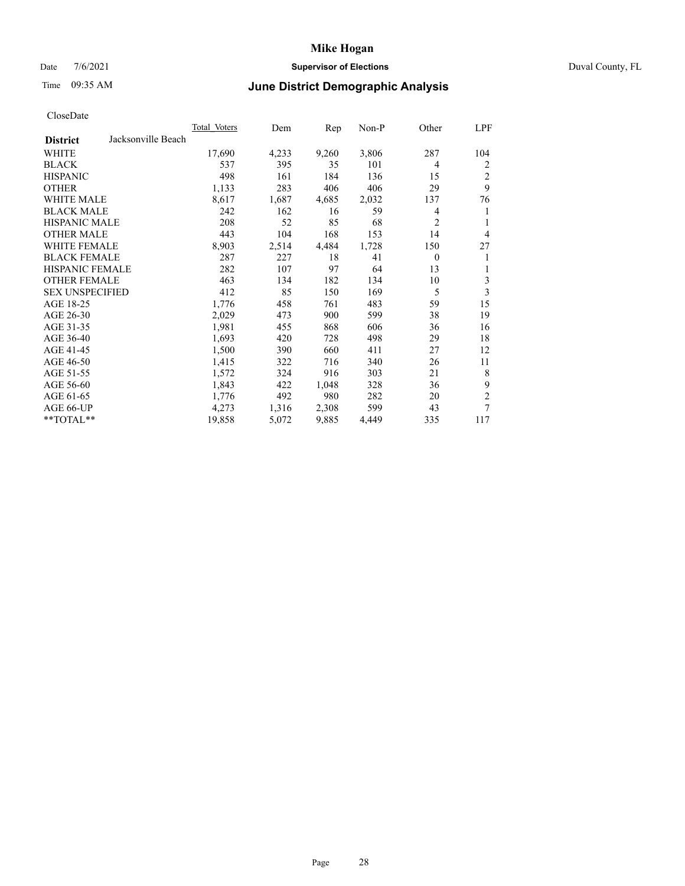# Mike Hogan

Date 7/6/2021 **Supervisor of Elections** Duval County, FL

Time 09:35 AM **June District Demographic Analysis**

CloseDate

| District | Jacksonville Beach | Total Voters | Dem | Rep | Non-P | Other | LPF |
|---|---|---|---|---|---|---|---|
| WHITE | | 17,690 | 4,233 | 9,260 | 3,806 | 287 | 104 |
| BLACK | | 537 | 395 | 35 | 101 | 4 | 2 |
| HISPANIC | | 498 | 161 | 184 | 136 | 15 | 2 |
| OTHER | | 1,133 | 283 | 406 | 406 | 29 | 9 |
| WHITE MALE | | 8,617 | 1,687 | 4,685 | 2,032 | 137 | 76 |
| BLACK MALE | | 242 | 162 | 16 | 59 | 4 | 1 |
| HISPANIC MALE | | 208 | 52 | 85 | 68 | 2 | 1 |
| OTHER MALE | | 443 | 104 | 168 | 153 | 14 | 4 |
| WHITE FEMALE | | 8,903 | 2,514 | 4,484 | 1,728 | 150 | 27 |
| BLACK FEMALE | | 287 | 227 | 18 | 41 | 0 | 1 |
| HISPANIC FEMALE | | 282 | 107 | 97 | 64 | 13 | 1 |
| OTHER FEMALE | | 463 | 134 | 182 | 134 | 10 | 3 |
| SEX UNSPECIFIED | | 412 | 85 | 150 | 169 | 5 | 3 |
| AGE 18-25 | | 1,776 | 458 | 761 | 483 | 59 | 15 |
| AGE 26-30 | | 2,029 | 473 | 900 | 599 | 38 | 19 |
| AGE 31-35 | | 1,981 | 455 | 868 | 606 | 36 | 16 |
| AGE 36-40 | | 1,693 | 420 | 728 | 498 | 29 | 18 |
| AGE 41-45 | | 1,500 | 390 | 660 | 411 | 27 | 12 |
| AGE 46-50 | | 1,415 | 322 | 716 | 340 | 26 | 11 |
| AGE 51-55 | | 1,572 | 324 | 916 | 303 | 21 | 8 |
| AGE 56-60 | | 1,843 | 422 | 1,048 | 328 | 36 | 9 |
| AGE 61-65 | | 1,776 | 492 | 980 | 282 | 20 | 2 |
| AGE 66-UP | | 4,273 | 1,316 | 2,308 | 599 | 43 | 7 |
| **TOTAL** | | 19,858 | 5,072 | 9,885 | 4,449 | 335 | 117 |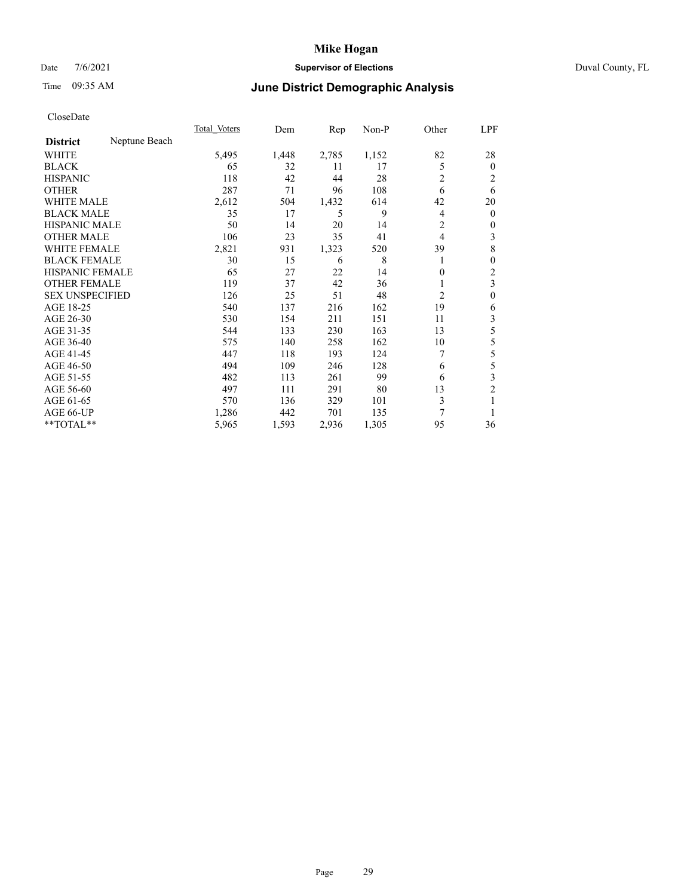# Mike Hogan

Date 7/6/2021 **Supervisor of Elections** Duval County, FL

Time 09:35 AM **June District Demographic Analysis**

CloseDate

| **District** Neptune Beach | Total Voters | Dem | Rep | Non-P | Other | LPF |
|---|---|---|---|---|---|---|
| WHITE | 5,495 | 1,448 | 2,785 | 1,152 | 82 | 28 |
| BLACK | 65 | 32 | 11 | 17 | 5 | 0 |
| HISPANIC | 118 | 42 | 44 | 28 | 2 | 2 |
| OTHER | 287 | 71 | 96 | 108 | 6 | 6 |
| WHITE MALE | 2,612 | 504 | 1,432 | 614 | 42 | 20 |
| BLACK MALE | 35 | 17 | 5 | 9 | 4 | 0 |
| HISPANIC MALE | 50 | 14 | 20 | 14 | 2 | 0 |
| OTHER MALE | 106 | 23 | 35 | 41 | 4 | 3 |
| WHITE FEMALE | 2,821 | 931 | 1,323 | 520 | 39 | 8 |
| BLACK FEMALE | 30 | 15 | 6 | 8 | 1 | 0 |
| HISPANIC FEMALE | 65 | 27 | 22 | 14 | 0 | 2 |
| OTHER FEMALE | 119 | 37 | 42 | 36 | 1 | 3 |
| SEX UNSPECIFIED | 126 | 25 | 51 | 48 | 2 | 0 |
| AGE 18-25 | 540 | 137 | 216 | 162 | 19 | 6 |
| AGE 26-30 | 530 | 154 | 211 | 151 | 11 | 3 |
| AGE 31-35 | 544 | 133 | 230 | 163 | 13 | 5 |
| AGE 36-40 | 575 | 140 | 258 | 162 | 10 | 5 |
| AGE 41-45 | 447 | 118 | 193 | 124 | 7 | 5 |
| AGE 46-50 | 494 | 109 | 246 | 128 | 6 | 5 |
| AGE 51-55 | 482 | 113 | 261 | 99 | 6 | 3 |
| AGE 56-60 | 497 | 111 | 291 | 80 | 13 | 2 |
| AGE 61-65 | 570 | 136 | 329 | 101 | 3 | 1 |
| AGE 66-UP | 1,286 | 442 | 701 | 135 | 7 | 1 |
| **TOTAL** | 5,965 | 1,593 | 2,936 | 1,305 | 95 | 36 |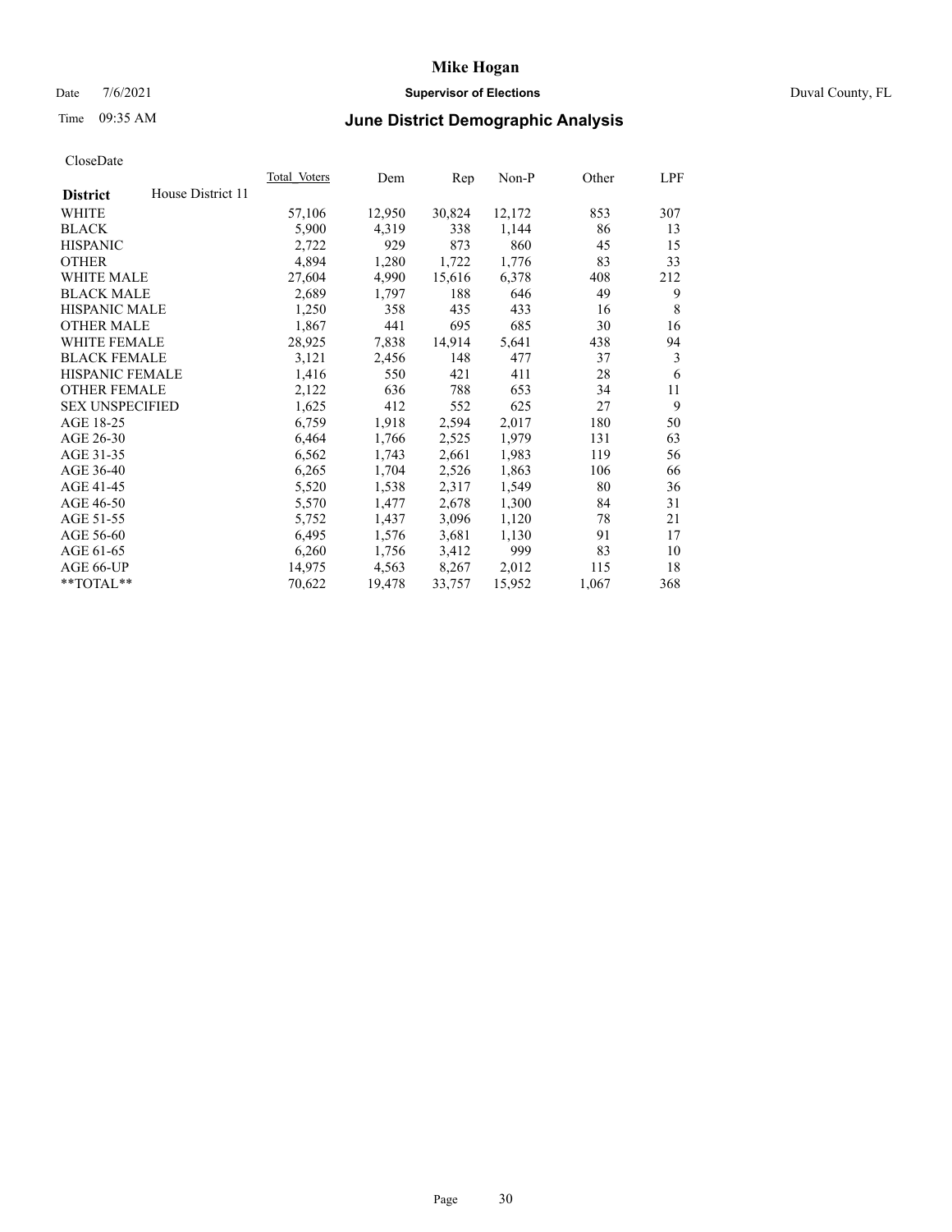CloseDate

| District | House District 11 | Total_Voters | Dem | Rep | Non-P | Other | LPF |
|---|---|---|---|---|---|---|---|
| WHITE | | 57,106 | 12,950 | 30,824 | 12,172 | 853 | 307 |
| BLACK | | 5,900 | 4,319 | 338 | 1,144 | 86 | 13 |
| HISPANIC | | 2,722 | 929 | 873 | 860 | 45 | 15 |
| OTHER | | 4,894 | 1,280 | 1,722 | 1,776 | 83 | 33 |
| WHITE MALE | | 27,604 | 4,990 | 15,616 | 6,378 | 408 | 212 |
| BLACK MALE | | 2,689 | 1,797 | 188 | 646 | 49 | 9 |
| HISPANIC MALE | | 1,250 | 358 | 435 | 433 | 16 | 8 |
| OTHER MALE | | 1,867 | 441 | 695 | 685 | 30 | 16 |
| WHITE FEMALE | | 28,925 | 7,838 | 14,914 | 5,641 | 438 | 94 |
| BLACK FEMALE | | 3,121 | 2,456 | 148 | 477 | 37 | 3 |
| HISPANIC FEMALE | | 1,416 | 550 | 421 | 411 | 28 | 6 |
| OTHER FEMALE | | 2,122 | 636 | 788 | 653 | 34 | 11 |
| SEX UNSPECIFIED | | 1,625 | 412 | 552 | 625 | 27 | 9 |
| AGE 18-25 | | 6,759 | 1,918 | 2,594 | 2,017 | 180 | 50 |
| AGE 26-30 | | 6,464 | 1,766 | 2,525 | 1,979 | 131 | 63 |
| AGE 31-35 | | 6,562 | 1,743 | 2,661 | 1,983 | 119 | 56 |
| AGE 36-40 | | 6,265 | 1,704 | 2,526 | 1,863 | 106 | 66 |
| AGE 41-45 | | 5,520 | 1,538 | 2,317 | 1,549 | 80 | 36 |
| AGE 46-50 | | 5,570 | 1,477 | 2,678 | 1,300 | 84 | 31 |
| AGE 51-55 | | 5,752 | 1,437 | 3,096 | 1,120 | 78 | 21 |
| AGE 56-60 | | 6,495 | 1,576 | 3,681 | 1,130 | 91 | 17 |
| AGE 61-65 | | 6,260 | 1,756 | 3,412 | 999 | 83 | 10 |
| AGE 66-UP | | 14,975 | 4,563 | 8,267 | 2,012 | 115 | 18 |
| **TOTAL** | | 70,622 | 19,478 | 33,757 | 15,952 | 1,067 | 368 |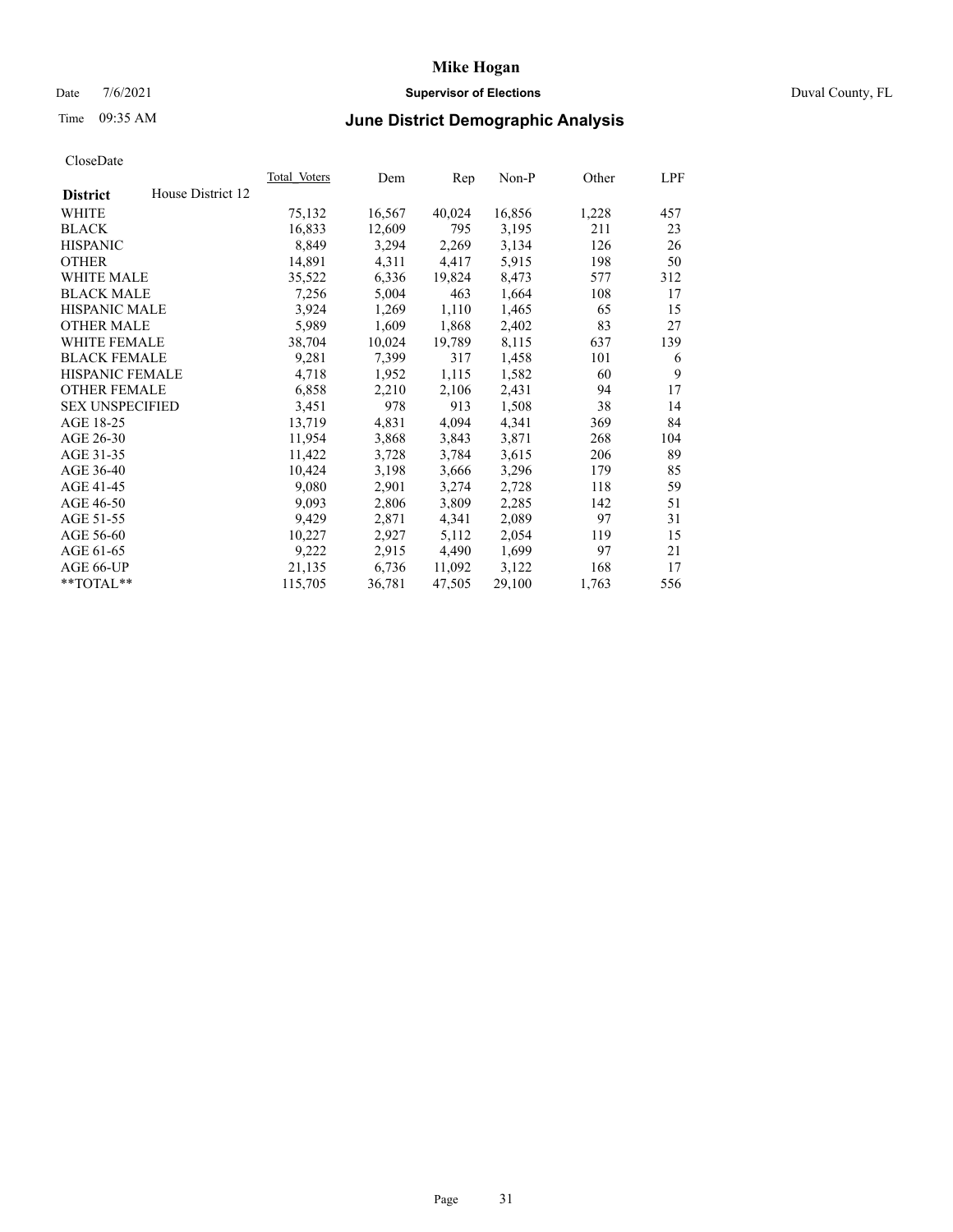# Mike Hogan

Date 7/6/2021 **Supervisor of Elections** Duval County, FL

Time 09:35 AM **June District Demographic Analysis**

CloseDate

| **District** House District 12 | Total Voters | Dem | Rep | Non-P | Other | LPF |
|---|---|---|---|---|---|---|
| WHITE | 75,132 | 16,567 | 40,024 | 16,856 | 1,228 | 457 |
| BLACK | 16,833 | 12,609 | 795 | 3,195 | 211 | 23 |
| HISPANIC | 8,849 | 3,294 | 2,269 | 3,134 | 126 | 26 |
| OTHER | 14,891 | 4,311 | 4,417 | 5,915 | 198 | 50 |
| WHITE MALE | 35,522 | 6,336 | 19,824 | 8,473 | 577 | 312 |
| BLACK MALE | 7,256 | 5,004 | 463 | 1,664 | 108 | 17 |
| HISPANIC MALE | 3,924 | 1,269 | 1,110 | 1,465 | 65 | 15 |
| OTHER MALE | 5,989 | 1,609 | 1,868 | 2,402 | 83 | 27 |
| WHITE FEMALE | 38,704 | 10,024 | 19,789 | 8,115 | 637 | 139 |
| BLACK FEMALE | 9,281 | 7,399 | 317 | 1,458 | 101 | 6 |
| HISPANIC FEMALE | 4,718 | 1,952 | 1,115 | 1,582 | 60 | 9 |
| OTHER FEMALE | 6,858 | 2,210 | 2,106 | 2,431 | 94 | 17 |
| SEX UNSPECIFIED | 3,451 | 978 | 913 | 1,508 | 38 | 14 |
| AGE 18-25 | 13,719 | 4,831 | 4,094 | 4,341 | 369 | 84 |
| AGE 26-30 | 11,954 | 3,868 | 3,843 | 3,871 | 268 | 104 |
| AGE 31-35 | 11,422 | 3,728 | 3,784 | 3,615 | 206 | 89 |
| AGE 36-40 | 10,424 | 3,198 | 3,666 | 3,296 | 179 | 85 |
| AGE 41-45 | 9,080 | 2,901 | 3,274 | 2,728 | 118 | 59 |
| AGE 46-50 | 9,093 | 2,806 | 3,809 | 2,285 | 142 | 51 |
| AGE 51-55 | 9,429 | 2,871 | 4,341 | 2,089 | 97 | 31 |
| AGE 56-60 | 10,227 | 2,927 | 5,112 | 2,054 | 119 | 15 |
| AGE 61-65 | 9,222 | 2,915 | 4,490 | 1,699 | 97 | 21 |
| AGE 66-UP | 21,135 | 6,736 | 11,092 | 3,122 | 168 | 17 |
| **TOTAL** | 115,705 | 36,781 | 47,505 | 29,100 | 1,763 | 556 |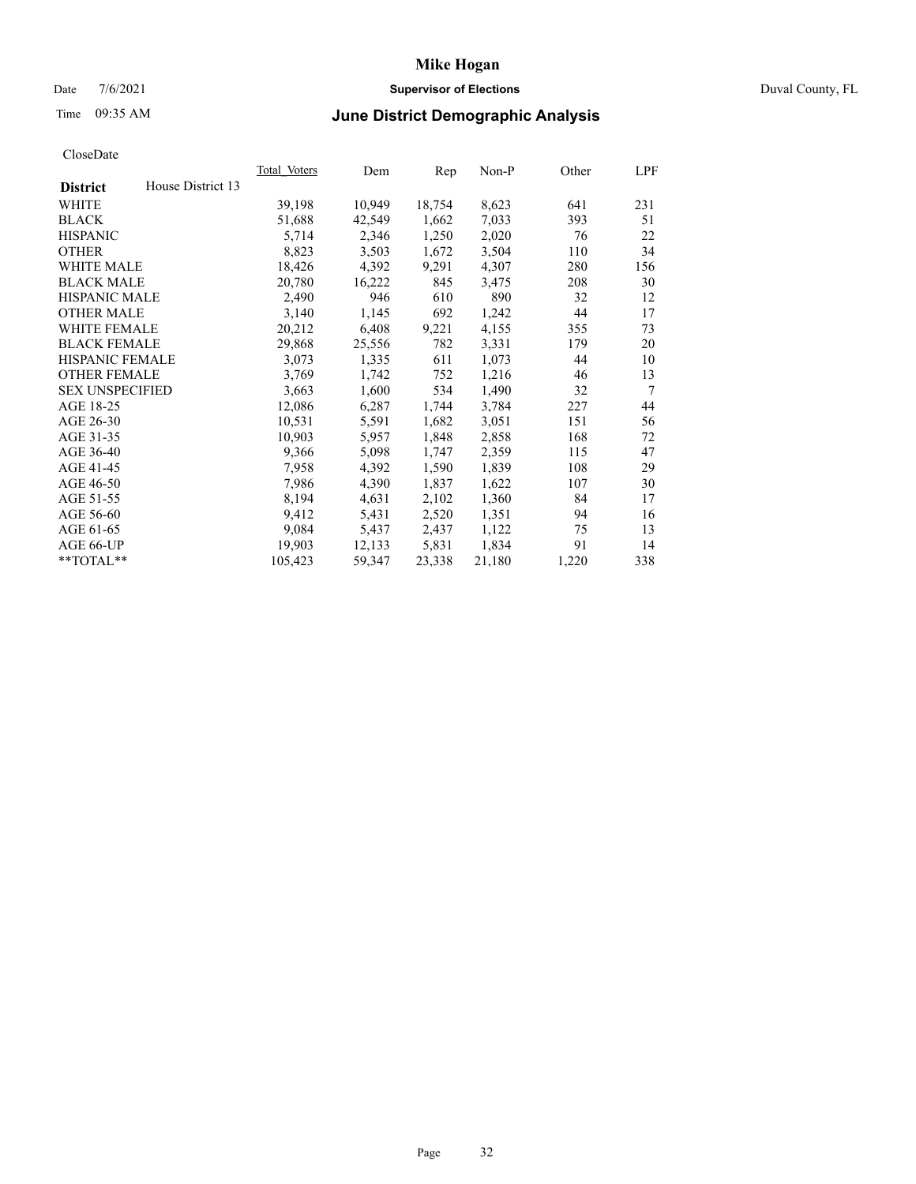# Mike Hogan

Date 7/6/2021 **Supervisor of Elections** Duval County, FL

Time 09:35 AM **June District Demographic Analysis**

CloseDate

| **District** House District 13 | Total Voters | Dem | Rep | Non-P | Other | LPF |
|---|---|---|---|---|---|---|
| WHITE | 39,198 | 10,949 | 18,754 | 8,623 | 641 | 231 |
| BLACK | 51,688 | 42,549 | 1,662 | 7,033 | 393 | 51 |
| HISPANIC | 5,714 | 2,346 | 1,250 | 2,020 | 76 | 22 |
| OTHER | 8,823 | 3,503 | 1,672 | 3,504 | 110 | 34 |
| WHITE MALE | 18,426 | 4,392 | 9,291 | 4,307 | 280 | 156 |
| BLACK MALE | 20,780 | 16,222 | 845 | 3,475 | 208 | 30 |
| HISPANIC MALE | 2,490 | 946 | 610 | 890 | 32 | 12 |
| OTHER MALE | 3,140 | 1,145 | 692 | 1,242 | 44 | 17 |
| WHITE FEMALE | 20,212 | 6,408 | 9,221 | 4,155 | 355 | 73 |
| BLACK FEMALE | 29,868 | 25,556 | 782 | 3,331 | 179 | 20 |
| HISPANIC FEMALE | 3,073 | 1,335 | 611 | 1,073 | 44 | 10 |
| OTHER FEMALE | 3,769 | 1,742 | 752 | 1,216 | 46 | 13 |
| SEX UNSPECIFIED | 3,663 | 1,600 | 534 | 1,490 | 32 | 7 |
| AGE 18-25 | 12,086 | 6,287 | 1,744 | 3,784 | 227 | 44 |
| AGE 26-30 | 10,531 | 5,591 | 1,682 | 3,051 | 151 | 56 |
| AGE 31-35 | 10,903 | 5,957 | 1,848 | 2,858 | 168 | 72 |
| AGE 36-40 | 9,366 | 5,098 | 1,747 | 2,359 | 115 | 47 |
| AGE 41-45 | 7,958 | 4,392 | 1,590 | 1,839 | 108 | 29 |
| AGE 46-50 | 7,986 | 4,390 | 1,837 | 1,622 | 107 | 30 |
| AGE 51-55 | 8,194 | 4,631 | 2,102 | 1,360 | 84 | 17 |
| AGE 56-60 | 9,412 | 5,431 | 2,520 | 1,351 | 94 | 16 |
| AGE 61-65 | 9,084 | 5,437 | 2,437 | 1,122 | 75 | 13 |
| AGE 66-UP | 19,903 | 12,133 | 5,831 | 1,834 | 91 | 14 |
| **TOTAL** | 105,423 | 59,347 | 23,338 | 21,180 | 1,220 | 338 |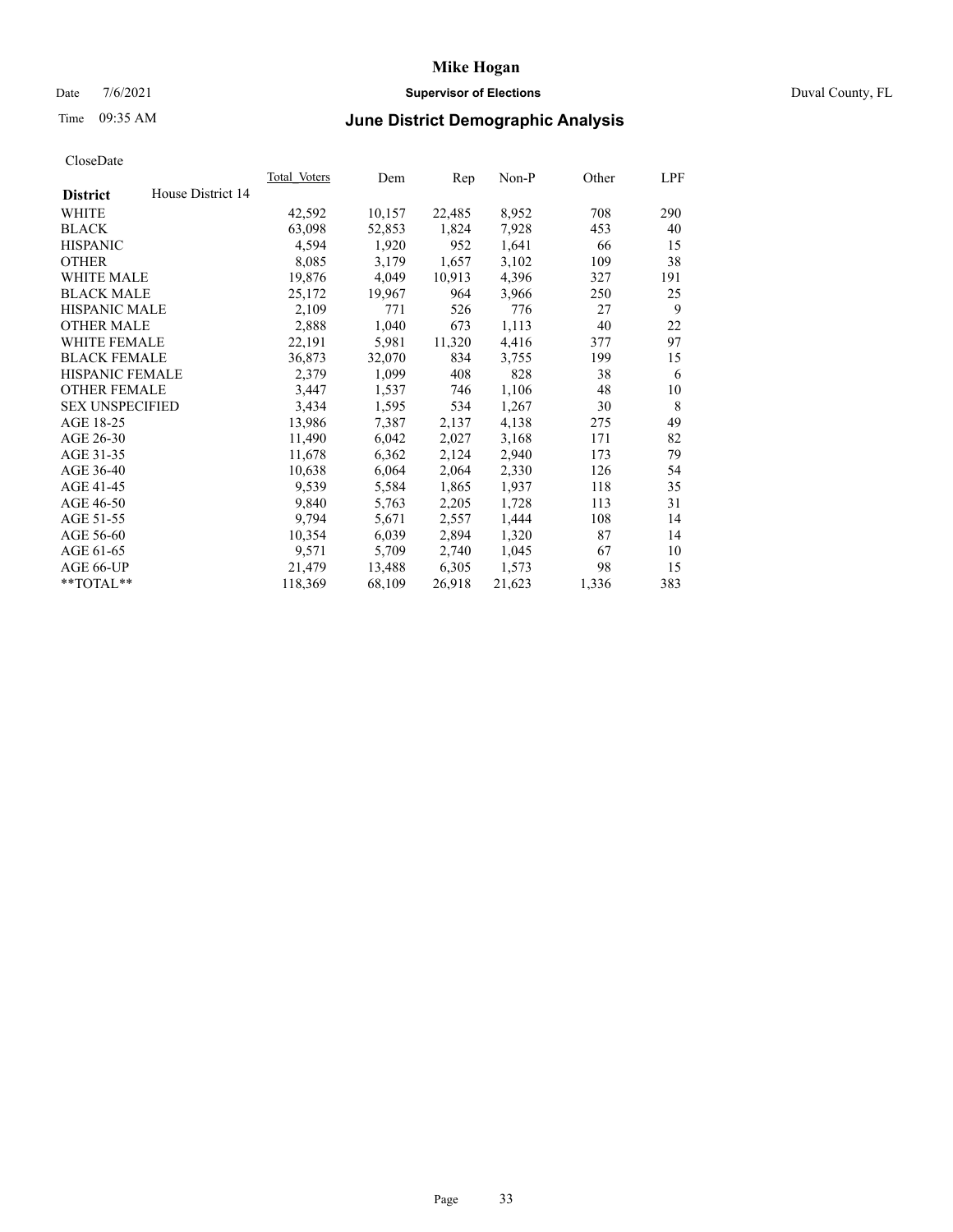# Mike Hogan

Date 7/6/2021 **Supervisor of Elections** Duval County, FL

Time 09:35 AM **June District Demographic Analysis**

CloseDate

| **District** House District 14 | Total Voters | Dem | Rep | Non-P | Other | LPF |
|---|---|---|---|---|---|---|
| WHITE | 42,592 | 10,157 | 22,485 | 8,952 | 708 | 290 |
| BLACK | 63,098 | 52,853 | 1,824 | 7,928 | 453 | 40 |
| HISPANIC | 4,594 | 1,920 | 952 | 1,641 | 66 | 15 |
| OTHER | 8,085 | 3,179 | 1,657 | 3,102 | 109 | 38 |
| WHITE MALE | 19,876 | 4,049 | 10,913 | 4,396 | 327 | 191 |
| BLACK MALE | 25,172 | 19,967 | 964 | 3,966 | 250 | 25 |
| HISPANIC MALE | 2,109 | 771 | 526 | 776 | 27 | 9 |
| OTHER MALE | 2,888 | 1,040 | 673 | 1,113 | 40 | 22 |
| WHITE FEMALE | 22,191 | 5,981 | 11,320 | 4,416 | 377 | 97 |
| BLACK FEMALE | 36,873 | 32,070 | 834 | 3,755 | 199 | 15 |
| HISPANIC FEMALE | 2,379 | 1,099 | 408 | 828 | 38 | 6 |
| OTHER FEMALE | 3,447 | 1,537 | 746 | 1,106 | 48 | 10 |
| SEX UNSPECIFIED | 3,434 | 1,595 | 534 | 1,267 | 30 | 8 |
| AGE 18-25 | 13,986 | 7,387 | 2,137 | 4,138 | 275 | 49 |
| AGE 26-30 | 11,490 | 6,042 | 2,027 | 3,168 | 171 | 82 |
| AGE 31-35 | 11,678 | 6,362 | 2,124 | 2,940 | 173 | 79 |
| AGE 36-40 | 10,638 | 6,064 | 2,064 | 2,330 | 126 | 54 |
| AGE 41-45 | 9,539 | 5,584 | 1,865 | 1,937 | 118 | 35 |
| AGE 46-50 | 9,840 | 5,763 | 2,205 | 1,728 | 113 | 31 |
| AGE 51-55 | 9,794 | 5,671 | 2,557 | 1,444 | 108 | 14 |
| AGE 56-60 | 10,354 | 6,039 | 2,894 | 1,320 | 87 | 14 |
| AGE 61-65 | 9,571 | 5,709 | 2,740 | 1,045 | 67 | 10 |
| AGE 66-UP | 21,479 | 13,488 | 6,305 | 1,573 | 98 | 15 |
| **TOTAL** | 118,369 | 68,109 | 26,918 | 21,623 | 1,336 | 383 |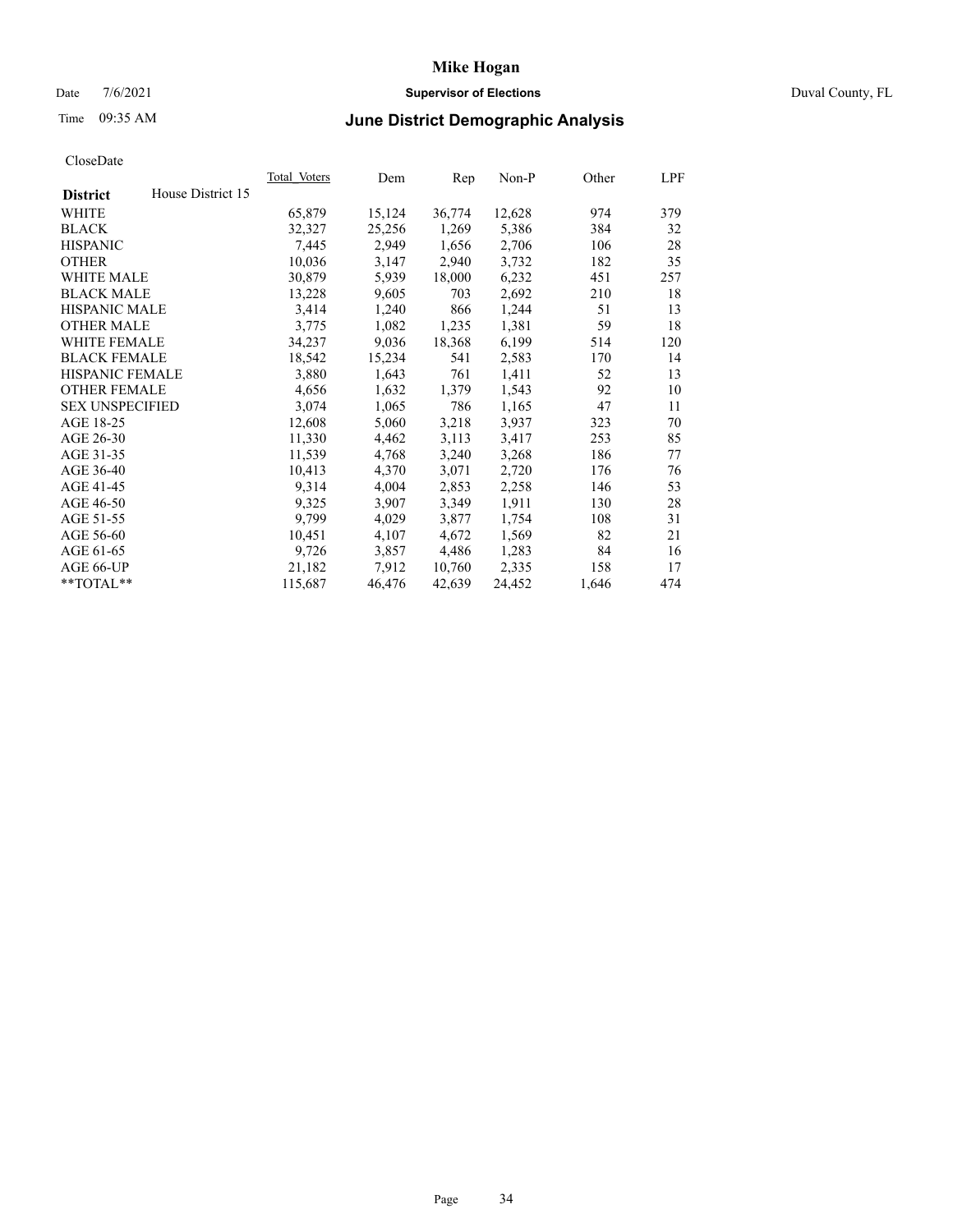# Mike Hogan

Date 7/6/2021 **Supervisor of Elections** Duval County, FL

Time 09:35 AM **June District Demographic Analysis**

CloseDate

| District | House District 15 | Total Voters | Dem | Rep | Non-P | Other | LPF |
|---|---|---|---|---|---|---|---|
| WHITE | | 65,879 | 15,124 | 36,774 | 12,628 | 974 | 379 |
| BLACK | | 32,327 | 25,256 | 1,269 | 5,386 | 384 | 32 |
| HISPANIC | | 7,445 | 2,949 | 1,656 | 2,706 | 106 | 28 |
| OTHER | | 10,036 | 3,147 | 2,940 | 3,732 | 182 | 35 |
| WHITE MALE | | 30,879 | 5,939 | 18,000 | 6,232 | 451 | 257 |
| BLACK MALE | | 13,228 | 9,605 | 703 | 2,692 | 210 | 18 |
| HISPANIC MALE | | 3,414 | 1,240 | 866 | 1,244 | 51 | 13 |
| OTHER MALE | | 3,775 | 1,082 | 1,235 | 1,381 | 59 | 18 |
| WHITE FEMALE | | 34,237 | 9,036 | 18,368 | 6,199 | 514 | 120 |
| BLACK FEMALE | | 18,542 | 15,234 | 541 | 2,583 | 170 | 14 |
| HISPANIC FEMALE | | 3,880 | 1,643 | 761 | 1,411 | 52 | 13 |
| OTHER FEMALE | | 4,656 | 1,632 | 1,379 | 1,543 | 92 | 10 |
| SEX UNSPECIFIED | | 3,074 | 1,065 | 786 | 1,165 | 47 | 11 |
| AGE 18-25 | | 12,608 | 5,060 | 3,218 | 3,937 | 323 | 70 |
| AGE 26-30 | | 11,330 | 4,462 | 3,113 | 3,417 | 253 | 85 |
| AGE 31-35 | | 11,539 | 4,768 | 3,240 | 3,268 | 186 | 77 |
| AGE 36-40 | | 10,413 | 4,370 | 3,071 | 2,720 | 176 | 76 |
| AGE 41-45 | | 9,314 | 4,004 | 2,853 | 2,258 | 146 | 53 |
| AGE 46-50 | | 9,325 | 3,907 | 3,349 | 1,911 | 130 | 28 |
| AGE 51-55 | | 9,799 | 4,029 | 3,877 | 1,754 | 108 | 31 |
| AGE 56-60 | | 10,451 | 4,107 | 4,672 | 1,569 | 82 | 21 |
| AGE 61-65 | | 9,726 | 3,857 | 4,486 | 1,283 | 84 | 16 |
| AGE 66-UP | | 21,182 | 7,912 | 10,760 | 2,335 | 158 | 17 |
| **TOTAL** | | 115,687 | 46,476 | 42,639 | 24,452 | 1,646 | 474 |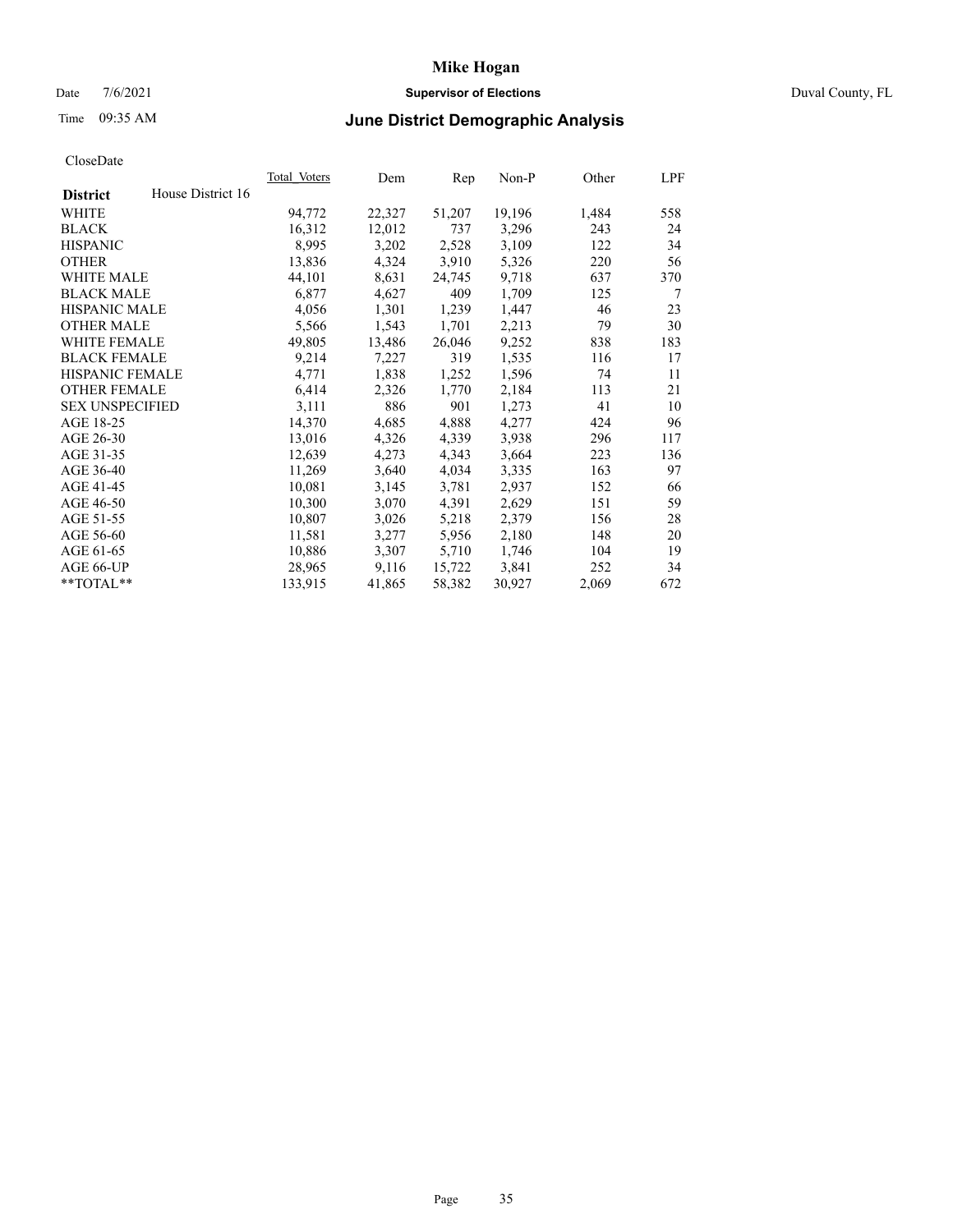# Mike Hogan

Date 7/6/2021 | **Supervisor of Elections** | Duval County, FL

Time 09:35 AM | **June District Demographic Analysis**

CloseDate

| **District** House District 16 | Total Voters | Dem | Rep | Non-P | Other | LPF |
|---|---|---|---|---|---|---|
| WHITE | 94,772 | 22,327 | 51,207 | 19,196 | 1,484 | 558 |
| BLACK | 16,312 | 12,012 | 737 | 3,296 | 243 | 24 |
| HISPANIC | 8,995 | 3,202 | 2,528 | 3,109 | 122 | 34 |
| OTHER | 13,836 | 4,324 | 3,910 | 5,326 | 220 | 56 |
| WHITE MALE | 44,101 | 8,631 | 24,745 | 9,718 | 637 | 370 |
| BLACK MALE | 6,877 | 4,627 | 409 | 1,709 | 125 | 7 |
| HISPANIC MALE | 4,056 | 1,301 | 1,239 | 1,447 | 46 | 23 |
| OTHER MALE | 5,566 | 1,543 | 1,701 | 2,213 | 79 | 30 |
| WHITE FEMALE | 49,805 | 13,486 | 26,046 | 9,252 | 838 | 183 |
| BLACK FEMALE | 9,214 | 7,227 | 319 | 1,535 | 116 | 17 |
| HISPANIC FEMALE | 4,771 | 1,838 | 1,252 | 1,596 | 74 | 11 |
| OTHER FEMALE | 6,414 | 2,326 | 1,770 | 2,184 | 113 | 21 |
| SEX UNSPECIFIED | 3,111 | 886 | 901 | 1,273 | 41 | 10 |
| AGE 18-25 | 14,370 | 4,685 | 4,888 | 4,277 | 424 | 96 |
| AGE 26-30 | 13,016 | 4,326 | 4,339 | 3,938 | 296 | 117 |
| AGE 31-35 | 12,639 | 4,273 | 4,343 | 3,664 | 223 | 136 |
| AGE 36-40 | 11,269 | 3,640 | 4,034 | 3,335 | 163 | 97 |
| AGE 41-45 | 10,081 | 3,145 | 3,781 | 2,937 | 152 | 66 |
| AGE 46-50 | 10,300 | 3,070 | 4,391 | 2,629 | 151 | 59 |
| AGE 51-55 | 10,807 | 3,026 | 5,218 | 2,379 | 156 | 28 |
| AGE 56-60 | 11,581 | 3,277 | 5,956 | 2,180 | 148 | 20 |
| AGE 61-65 | 10,886 | 3,307 | 5,710 | 1,746 | 104 | 19 |
| AGE 66-UP | 28,965 | 9,116 | 15,722 | 3,841 | 252 | 34 |
| **TOTAL** | 133,915 | 41,865 | 58,382 | 30,927 | 2,069 | 672 |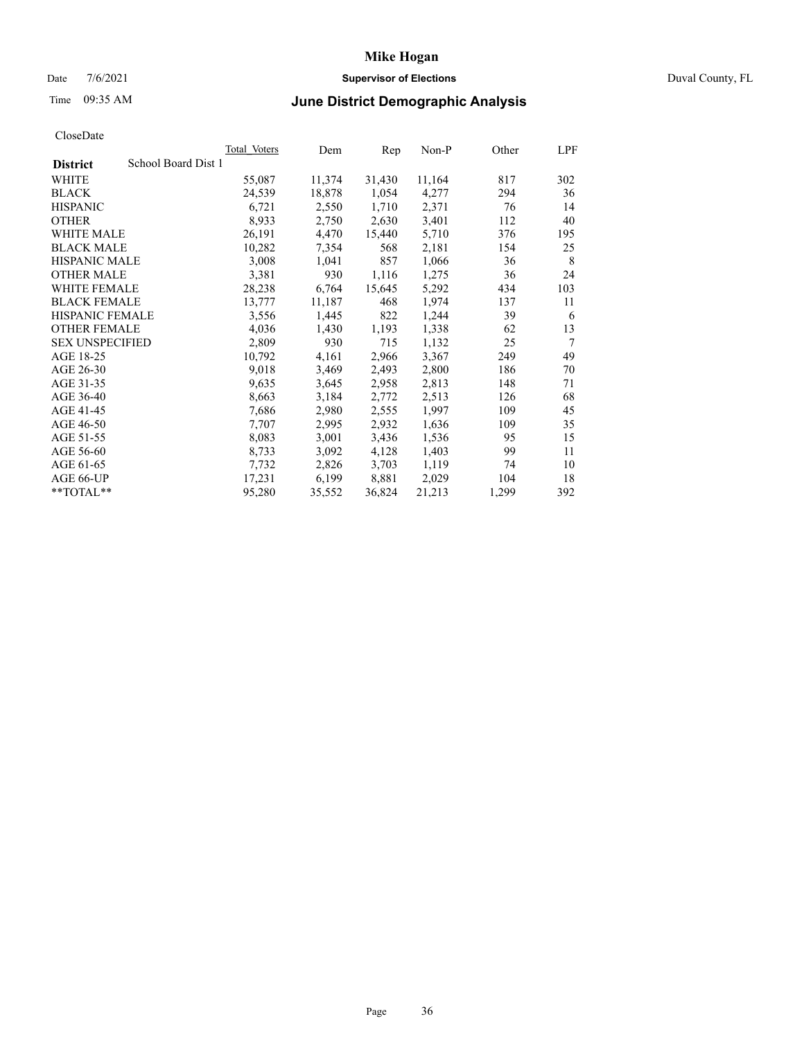CloseDate

| District | School Board Dist 1 | Total_Voters | Dem | Rep | Non-P | Other | LPF |
|---|---|---|---|---|---|---|---|
| WHITE | | 55,087 | 11,374 | 31,430 | 11,164 | 817 | 302 |
| BLACK | | 24,539 | 18,878 | 1,054 | 4,277 | 294 | 36 |
| HISPANIC | | 6,721 | 2,550 | 1,710 | 2,371 | 76 | 14 |
| OTHER | | 8,933 | 2,750 | 2,630 | 3,401 | 112 | 40 |
| WHITE MALE | | 26,191 | 4,470 | 15,440 | 5,710 | 376 | 195 |
| BLACK MALE | | 10,282 | 7,354 | 568 | 2,181 | 154 | 25 |
| HISPANIC MALE | | 3,008 | 1,041 | 857 | 1,066 | 36 | 8 |
| OTHER MALE | | 3,381 | 930 | 1,116 | 1,275 | 36 | 24 |
| WHITE FEMALE | | 28,238 | 6,764 | 15,645 | 5,292 | 434 | 103 |
| BLACK FEMALE | | 13,777 | 11,187 | 468 | 1,974 | 137 | 11 |
| HISPANIC FEMALE | | 3,556 | 1,445 | 822 | 1,244 | 39 | 6 |
| OTHER FEMALE | | 4,036 | 1,430 | 1,193 | 1,338 | 62 | 13 |
| SEX UNSPECIFIED | | 2,809 | 930 | 715 | 1,132 | 25 | 7 |
| AGE 18-25 | | 10,792 | 4,161 | 2,966 | 3,367 | 249 | 49 |
| AGE 26-30 | | 9,018 | 3,469 | 2,493 | 2,800 | 186 | 70 |
| AGE 31-35 | | 9,635 | 3,645 | 2,958 | 2,813 | 148 | 71 |
| AGE 36-40 | | 8,663 | 3,184 | 2,772 | 2,513 | 126 | 68 |
| AGE 41-45 | | 7,686 | 2,980 | 2,555 | 1,997 | 109 | 45 |
| AGE 46-50 | | 7,707 | 2,995 | 2,932 | 1,636 | 109 | 35 |
| AGE 51-55 | | 8,083 | 3,001 | 3,436 | 1,536 | 95 | 15 |
| AGE 56-60 | | 8,733 | 3,092 | 4,128 | 1,403 | 99 | 11 |
| AGE 61-65 | | 7,732 | 2,826 | 3,703 | 1,119 | 74 | 10 |
| AGE 66-UP | | 17,231 | 6,199 | 8,881 | 2,029 | 104 | 18 |
| **TOTAL** | | 95,280 | 35,552 | 36,824 | 21,213 | 1,299 | 392 |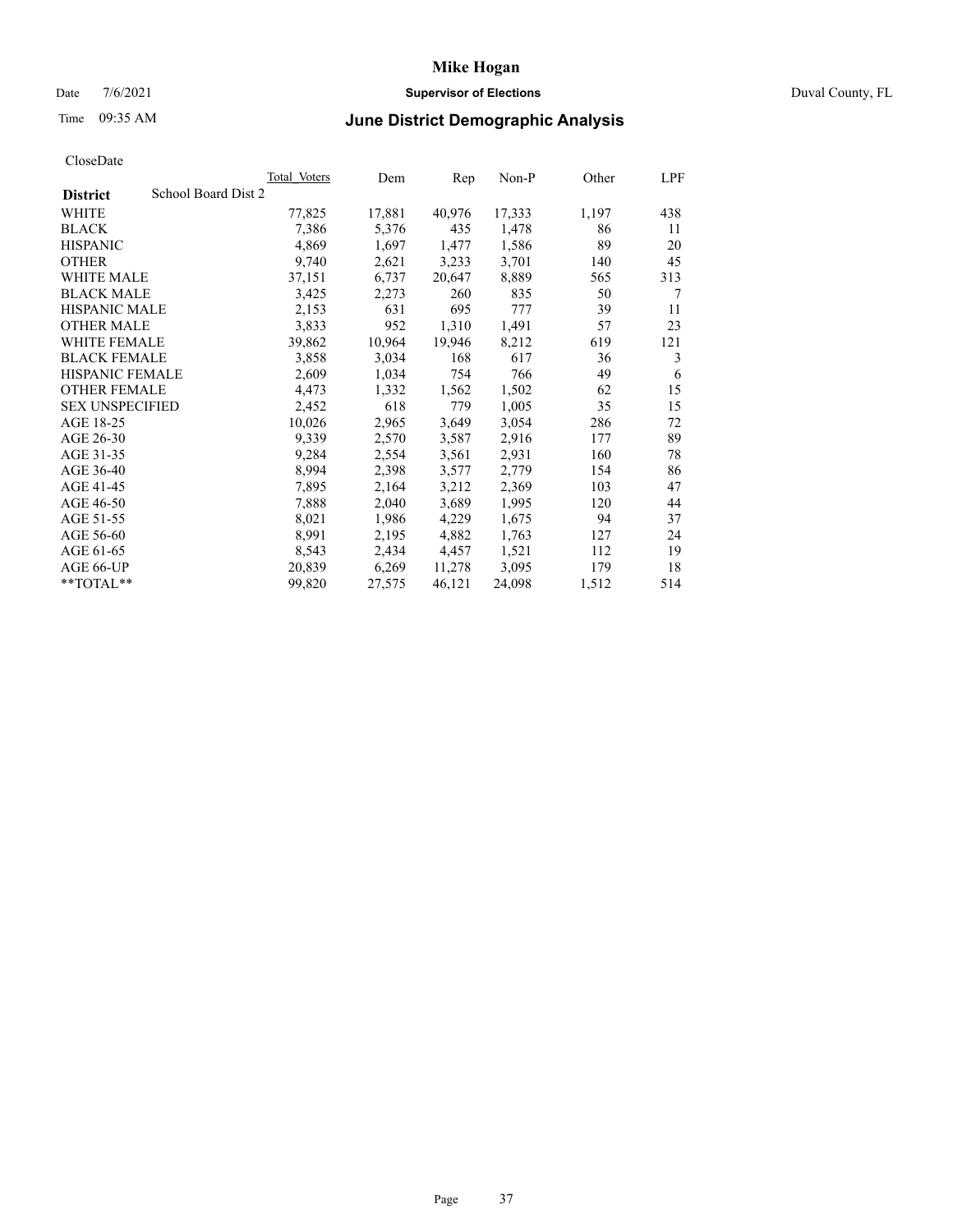CloseDate

| District | School Board Dist 2 | Total_Voters | Dem | Rep | Non-P | Other | LPF |
|---|---|---|---|---|---|---|---|
| WHITE | | 77,825 | 17,881 | 40,976 | 17,333 | 1,197 | 438 |
| BLACK | | 7,386 | 5,376 | 435 | 1,478 | 86 | 11 |
| HISPANIC | | 4,869 | 1,697 | 1,477 | 1,586 | 89 | 20 |
| OTHER | | 9,740 | 2,621 | 3,233 | 3,701 | 140 | 45 |
| WHITE MALE | | 37,151 | 6,737 | 20,647 | 8,889 | 565 | 313 |
| BLACK MALE | | 3,425 | 2,273 | 260 | 835 | 50 | 7 |
| HISPANIC MALE | | 2,153 | 631 | 695 | 777 | 39 | 11 |
| OTHER MALE | | 3,833 | 952 | 1,310 | 1,491 | 57 | 23 |
| WHITE FEMALE | | 39,862 | 10,964 | 19,946 | 8,212 | 619 | 121 |
| BLACK FEMALE | | 3,858 | 3,034 | 168 | 617 | 36 | 3 |
| HISPANIC FEMALE | | 2,609 | 1,034 | 754 | 766 | 49 | 6 |
| OTHER FEMALE | | 4,473 | 1,332 | 1,562 | 1,502 | 62 | 15 |
| SEX UNSPECIFIED | | 2,452 | 618 | 779 | 1,005 | 35 | 15 |
| AGE 18-25 | | 10,026 | 2,965 | 3,649 | 3,054 | 286 | 72 |
| AGE 26-30 | | 9,339 | 2,570 | 3,587 | 2,916 | 177 | 89 |
| AGE 31-35 | | 9,284 | 2,554 | 3,561 | 2,931 | 160 | 78 |
| AGE 36-40 | | 8,994 | 2,398 | 3,577 | 2,779 | 154 | 86 |
| AGE 41-45 | | 7,895 | 2,164 | 3,212 | 2,369 | 103 | 47 |
| AGE 46-50 | | 7,888 | 2,040 | 3,689 | 1,995 | 120 | 44 |
| AGE 51-55 | | 8,021 | 1,986 | 4,229 | 1,675 | 94 | 37 |
| AGE 56-60 | | 8,991 | 2,195 | 4,882 | 1,763 | 127 | 24 |
| AGE 61-65 | | 8,543 | 2,434 | 4,457 | 1,521 | 112 | 19 |
| AGE 66-UP | | 20,839 | 6,269 | 11,278 | 3,095 | 179 | 18 |
| **TOTAL** | | 99,820 | 27,575 | 46,121 | 24,098 | 1,512 | 514 |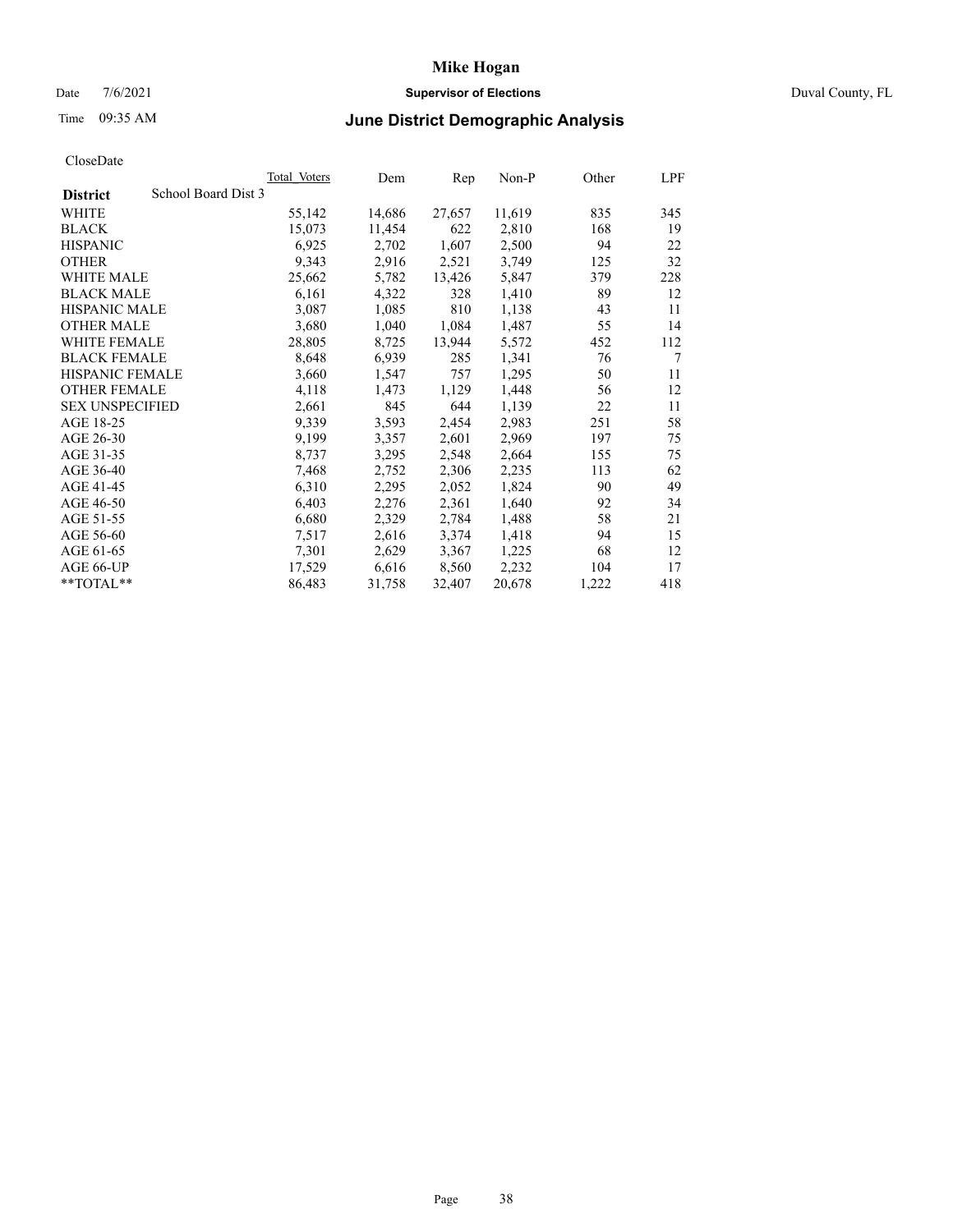# June District Demographic Analysis

CloseDate

| District | Total_Voters | Dem | Rep | Non-P | Other | LPF |
|---|---|---|---|---|---|---|
| School Board Dist 3 | | | | | | |
| WHITE | 55,142 | 14,686 | 27,657 | 11,619 | 835 | 345 |
| BLACK | 15,073 | 11,454 | 622 | 2,810 | 168 | 19 |
| HISPANIC | 6,925 | 2,702 | 1,607 | 2,500 | 94 | 22 |
| OTHER | 9,343 | 2,916 | 2,521 | 3,749 | 125 | 32 |
| WHITE MALE | 25,662 | 5,782 | 13,426 | 5,847 | 379 | 228 |
| BLACK MALE | 6,161 | 4,322 | 328 | 1,410 | 89 | 12 |
| HISPANIC MALE | 3,087 | 1,085 | 810 | 1,138 | 43 | 11 |
| OTHER MALE | 3,680 | 1,040 | 1,084 | 1,487 | 55 | 14 |
| WHITE FEMALE | 28,805 | 8,725 | 13,944 | 5,572 | 452 | 112 |
| BLACK FEMALE | 8,648 | 6,939 | 285 | 1,341 | 76 | 7 |
| HISPANIC FEMALE | 3,660 | 1,547 | 757 | 1,295 | 50 | 11 |
| OTHER FEMALE | 4,118 | 1,473 | 1,129 | 1,448 | 56 | 12 |
| SEX UNSPECIFIED | 2,661 | 845 | 644 | 1,139 | 22 | 11 |
| AGE 18-25 | 9,339 | 3,593 | 2,454 | 2,983 | 251 | 58 |
| AGE 26-30 | 9,199 | 3,357 | 2,601 | 2,969 | 197 | 75 |
| AGE 31-35 | 8,737 | 3,295 | 2,548 | 2,664 | 155 | 75 |
| AGE 36-40 | 7,468 | 2,752 | 2,306 | 2,235 | 113 | 62 |
| AGE 41-45 | 6,310 | 2,295 | 2,052 | 1,824 | 90 | 49 |
| AGE 46-50 | 6,403 | 2,276 | 2,361 | 1,640 | 92 | 34 |
| AGE 51-55 | 6,680 | 2,329 | 2,784 | 1,488 | 58 | 21 |
| AGE 56-60 | 7,517 | 2,616 | 3,374 | 1,418 | 94 | 15 |
| AGE 61-65 | 7,301 | 2,629 | 3,367 | 1,225 | 68 | 12 |
| AGE 66-UP | 17,529 | 6,616 | 8,560 | 2,232 | 104 | 17 |
| **TOTAL** | 86,483 | 31,758 | 32,407 | 20,678 | 1,222 | 418 |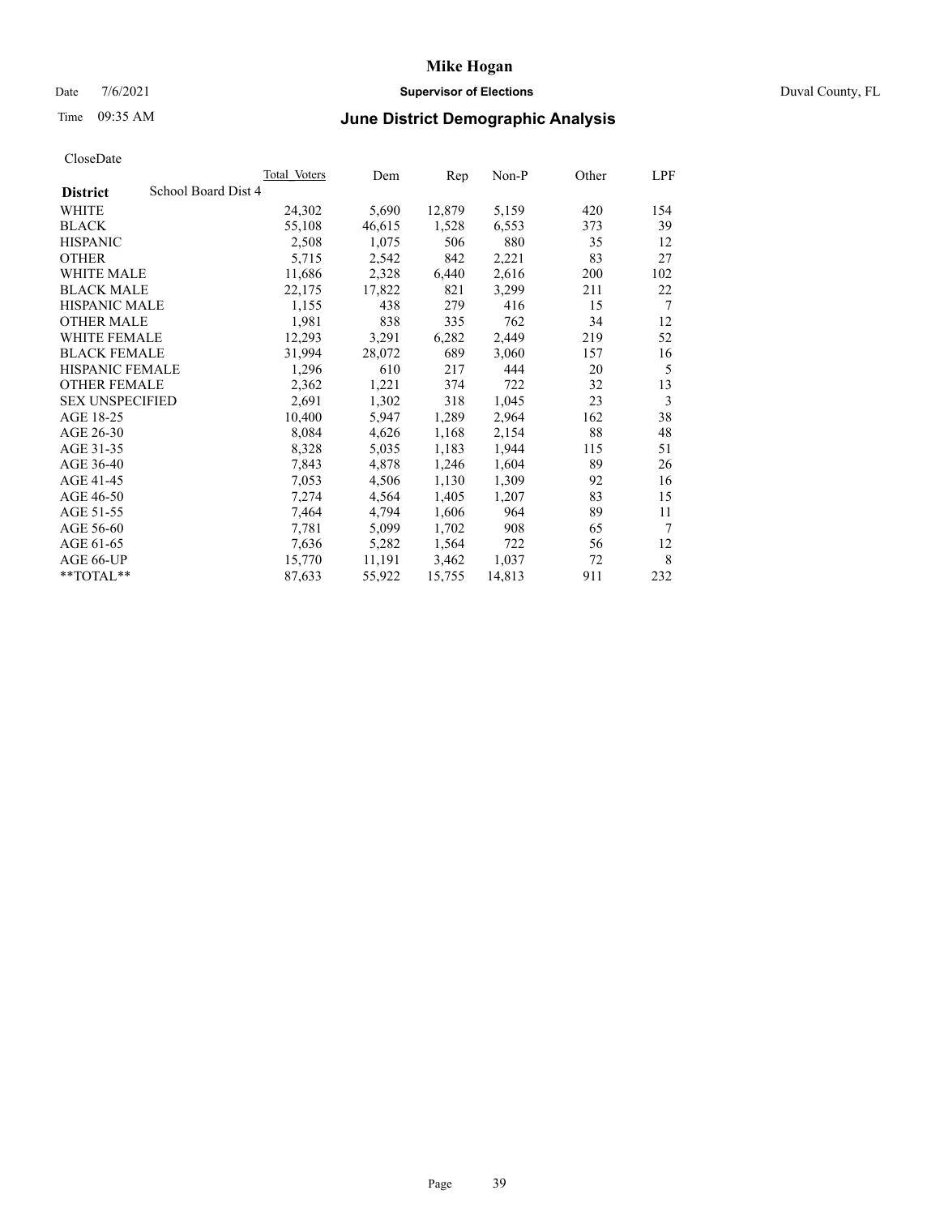# Mike Hogan

Date 7/6/2021 **Supervisor of Elections** Duval County, FL

Time 09:35 AM

## June District Demographic Analysis

CloseDate

| **District** School Board Dist 4 | Total Voters | Dem | Rep | Non-P | Other | LPF |
|---|---|---|---|---|---|---|
| WHITE | 24,302 | 5,690 | 12,879 | 5,159 | 420 | 154 |
| BLACK | 55,108 | 46,615 | 1,528 | 6,553 | 373 | 39 |
| HISPANIC | 2,508 | 1,075 | 506 | 880 | 35 | 12 |
| OTHER | 5,715 | 2,542 | 842 | 2,221 | 83 | 27 |
| WHITE MALE | 11,686 | 2,328 | 6,440 | 2,616 | 200 | 102 |
| BLACK MALE | 22,175 | 17,822 | 821 | 3,299 | 211 | 22 |
| HISPANIC MALE | 1,155 | 438 | 279 | 416 | 15 | 7 |
| OTHER MALE | 1,981 | 838 | 335 | 762 | 34 | 12 |
| WHITE FEMALE | 12,293 | 3,291 | 6,282 | 2,449 | 219 | 52 |
| BLACK FEMALE | 31,994 | 28,072 | 689 | 3,060 | 157 | 16 |
| HISPANIC FEMALE | 1,296 | 610 | 217 | 444 | 20 | 5 |
| OTHER FEMALE | 2,362 | 1,221 | 374 | 722 | 32 | 13 |
| SEX UNSPECIFIED | 2,691 | 1,302 | 318 | 1,045 | 23 | 3 |
| AGE 18-25 | 10,400 | 5,947 | 1,289 | 2,964 | 162 | 38 |
| AGE 26-30 | 8,084 | 4,626 | 1,168 | 2,154 | 88 | 48 |
| AGE 31-35 | 8,328 | 5,035 | 1,183 | 1,944 | 115 | 51 |
| AGE 36-40 | 7,843 | 4,878 | 1,246 | 1,604 | 89 | 26 |
| AGE 41-45 | 7,053 | 4,506 | 1,130 | 1,309 | 92 | 16 |
| AGE 46-50 | 7,274 | 4,564 | 1,405 | 1,207 | 83 | 15 |
| AGE 51-55 | 7,464 | 4,794 | 1,606 | 964 | 89 | 11 |
| AGE 56-60 | 7,781 | 5,099 | 1,702 | 908 | 65 | 7 |
| AGE 61-65 | 7,636 | 5,282 | 1,564 | 722 | 56 | 12 |
| AGE 66-UP | 15,770 | 11,191 | 3,462 | 1,037 | 72 | 8 |
| **TOTAL** | 87,633 | 55,922 | 15,755 | 14,813 | 911 | 232 |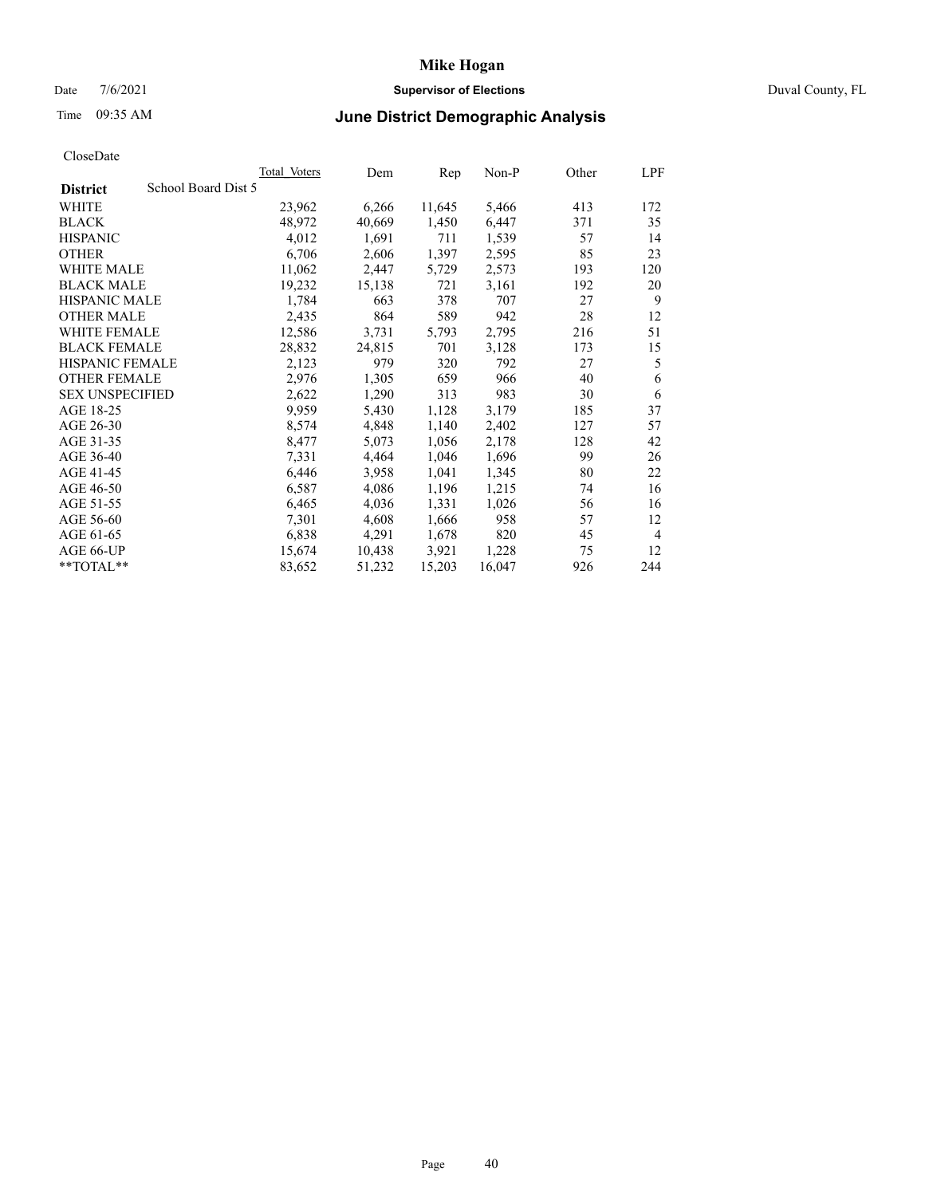# Mike Hogan

Date 7/6/2021 **Supervisor of Elections** Duval County, FL

Time 09:35 AM **June District Demographic Analysis**

CloseDate

| **District** School Board Dist 5 | Total Voters | Dem | Rep | Non-P | Other | LPF |
|---|---|---|---|---|---|---|
| WHITE | 23,962 | 6,266 | 11,645 | 5,466 | 413 | 172 |
| BLACK | 48,972 | 40,669 | 1,450 | 6,447 | 371 | 35 |
| HISPANIC | 4,012 | 1,691 | 711 | 1,539 | 57 | 14 |
| OTHER | 6,706 | 2,606 | 1,397 | 2,595 | 85 | 23 |
| WHITE MALE | 11,062 | 2,447 | 5,729 | 2,573 | 193 | 120 |
| BLACK MALE | 19,232 | 15,138 | 721 | 3,161 | 192 | 20 |
| HISPANIC MALE | 1,784 | 663 | 378 | 707 | 27 | 9 |
| OTHER MALE | 2,435 | 864 | 589 | 942 | 28 | 12 |
| WHITE FEMALE | 12,586 | 3,731 | 5,793 | 2,795 | 216 | 51 |
| BLACK FEMALE | 28,832 | 24,815 | 701 | 3,128 | 173 | 15 |
| HISPANIC FEMALE | 2,123 | 979 | 320 | 792 | 27 | 5 |
| OTHER FEMALE | 2,976 | 1,305 | 659 | 966 | 40 | 6 |
| SEX UNSPECIFIED | 2,622 | 1,290 | 313 | 983 | 30 | 6 |
| AGE 18-25 | 9,959 | 5,430 | 1,128 | 3,179 | 185 | 37 |
| AGE 26-30 | 8,574 | 4,848 | 1,140 | 2,402 | 127 | 57 |
| AGE 31-35 | 8,477 | 5,073 | 1,056 | 2,178 | 128 | 42 |
| AGE 36-40 | 7,331 | 4,464 | 1,046 | 1,696 | 99 | 26 |
| AGE 41-45 | 6,446 | 3,958 | 1,041 | 1,345 | 80 | 22 |
| AGE 46-50 | 6,587 | 4,086 | 1,196 | 1,215 | 74 | 16 |
| AGE 51-55 | 6,465 | 4,036 | 1,331 | 1,026 | 56 | 16 |
| AGE 56-60 | 7,301 | 4,608 | 1,666 | 958 | 57 | 12 |
| AGE 61-65 | 6,838 | 4,291 | 1,678 | 820 | 45 | 4 |
| AGE 66-UP | 15,674 | 10,438 | 3,921 | 1,228 | 75 | 12 |
| **TOTAL** | 83,652 | 51,232 | 15,203 | 16,047 | 926 | 244 |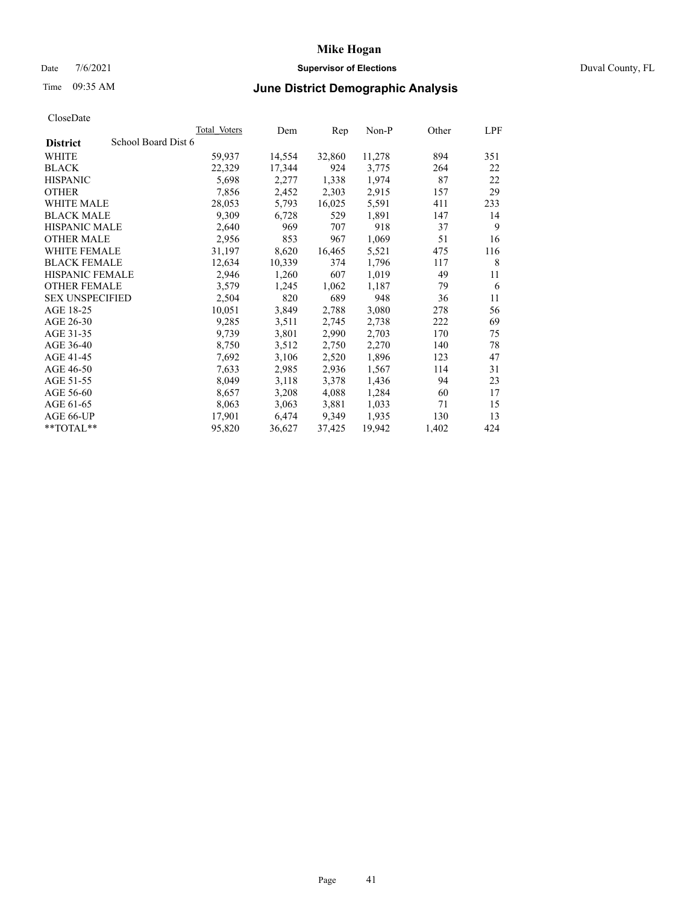# Mike Hogan

Date 7/6/2021 **Supervisor of Elections** Duval County, FL

Time 09:35 AM **June District Demographic Analysis**

CloseDate

| District | School Board Dist 6 | Total Voters | Dem | Rep | Non-P | Other | LPF |
|---|---|---|---|---|---|---|---|
| WHITE | | 59,937 | 14,554 | 32,860 | 11,278 | 894 | 351 |
| BLACK | | 22,329 | 17,344 | 924 | 3,775 | 264 | 22 |
| HISPANIC | | 5,698 | 2,277 | 1,338 | 1,974 | 87 | 22 |
| OTHER | | 7,856 | 2,452 | 2,303 | 2,915 | 157 | 29 |
| WHITE MALE | | 28,053 | 5,793 | 16,025 | 5,591 | 411 | 233 |
| BLACK MALE | | 9,309 | 6,728 | 529 | 1,891 | 147 | 14 |
| HISPANIC MALE | | 2,640 | 969 | 707 | 918 | 37 | 9 |
| OTHER MALE | | 2,956 | 853 | 967 | 1,069 | 51 | 16 |
| WHITE FEMALE | | 31,197 | 8,620 | 16,465 | 5,521 | 475 | 116 |
| BLACK FEMALE | | 12,634 | 10,339 | 374 | 1,796 | 117 | 8 |
| HISPANIC FEMALE | | 2,946 | 1,260 | 607 | 1,019 | 49 | 11 |
| OTHER FEMALE | | 3,579 | 1,245 | 1,062 | 1,187 | 79 | 6 |
| SEX UNSPECIFIED | | 2,504 | 820 | 689 | 948 | 36 | 11 |
| AGE 18-25 | | 10,051 | 3,849 | 2,788 | 3,080 | 278 | 56 |
| AGE 26-30 | | 9,285 | 3,511 | 2,745 | 2,738 | 222 | 69 |
| AGE 31-35 | | 9,739 | 3,801 | 2,990 | 2,703 | 170 | 75 |
| AGE 36-40 | | 8,750 | 3,512 | 2,750 | 2,270 | 140 | 78 |
| AGE 41-45 | | 7,692 | 3,106 | 2,520 | 1,896 | 123 | 47 |
| AGE 46-50 | | 7,633 | 2,985 | 2,936 | 1,567 | 114 | 31 |
| AGE 51-55 | | 8,049 | 3,118 | 3,378 | 1,436 | 94 | 23 |
| AGE 56-60 | | 8,657 | 3,208 | 4,088 | 1,284 | 60 | 17 |
| AGE 61-65 | | 8,063 | 3,063 | 3,881 | 1,033 | 71 | 15 |
| AGE 66-UP | | 17,901 | 6,474 | 9,349 | 1,935 | 130 | 13 |
| **TOTAL** | | 95,820 | 36,627 | 37,425 | 19,942 | 1,402 | 424 |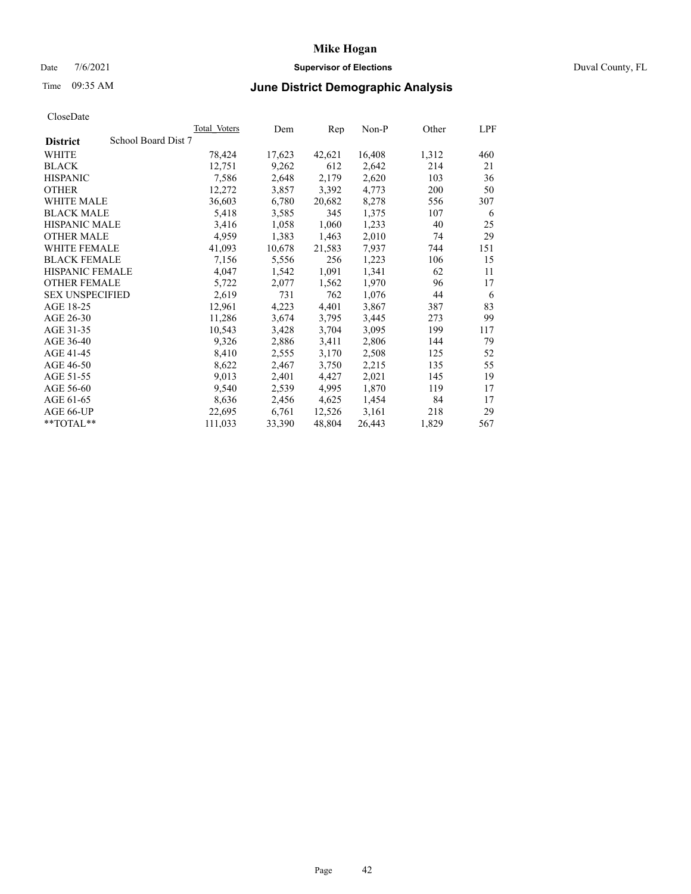# June District Demographic Analysis

CloseDate

| District | School Board Dist 7 | Total Voters | Dem | Rep | Non-P | Other | LPF |
|---|---|---|---|---|---|---|---|
| WHITE | | 78,424 | 17,623 | 42,621 | 16,408 | 1,312 | 460 |
| BLACK | | 12,751 | 9,262 | 612 | 2,642 | 214 | 21 |
| HISPANIC | | 7,586 | 2,648 | 2,179 | 2,620 | 103 | 36 |
| OTHER | | 12,272 | 3,857 | 3,392 | 4,773 | 200 | 50 |
| WHITE MALE | | 36,603 | 6,780 | 20,682 | 8,278 | 556 | 307 |
| BLACK MALE | | 5,418 | 3,585 | 345 | 1,375 | 107 | 6 |
| HISPANIC MALE | | 3,416 | 1,058 | 1,060 | 1,233 | 40 | 25 |
| OTHER MALE | | 4,959 | 1,383 | 1,463 | 2,010 | 74 | 29 |
| WHITE FEMALE | | 41,093 | 10,678 | 21,583 | 7,937 | 744 | 151 |
| BLACK FEMALE | | 7,156 | 5,556 | 256 | 1,223 | 106 | 15 |
| HISPANIC FEMALE | | 4,047 | 1,542 | 1,091 | 1,341 | 62 | 11 |
| OTHER FEMALE | | 5,722 | 2,077 | 1,562 | 1,970 | 96 | 17 |
| SEX UNSPECIFIED | | 2,619 | 731 | 762 | 1,076 | 44 | 6 |
| AGE 18-25 | | 12,961 | 4,223 | 4,401 | 3,867 | 387 | 83 |
| AGE 26-30 | | 11,286 | 3,674 | 3,795 | 3,445 | 273 | 99 |
| AGE 31-35 | | 10,543 | 3,428 | 3,704 | 3,095 | 199 | 117 |
| AGE 36-40 | | 9,326 | 2,886 | 3,411 | 2,806 | 144 | 79 |
| AGE 41-45 | | 8,410 | 2,555 | 3,170 | 2,508 | 125 | 52 |
| AGE 46-50 | | 8,622 | 2,467 | 3,750 | 2,215 | 135 | 55 |
| AGE 51-55 | | 9,013 | 2,401 | 4,427 | 2,021 | 145 | 19 |
| AGE 56-60 | | 9,540 | 2,539 | 4,995 | 1,870 | 119 | 17 |
| AGE 61-65 | | 8,636 | 2,456 | 4,625 | 1,454 | 84 | 17 |
| AGE 66-UP | | 22,695 | 6,761 | 12,526 | 3,161 | 218 | 29 |
| **TOTAL** | | 111,033 | 33,390 | 48,804 | 26,443 | 1,829 | 567 |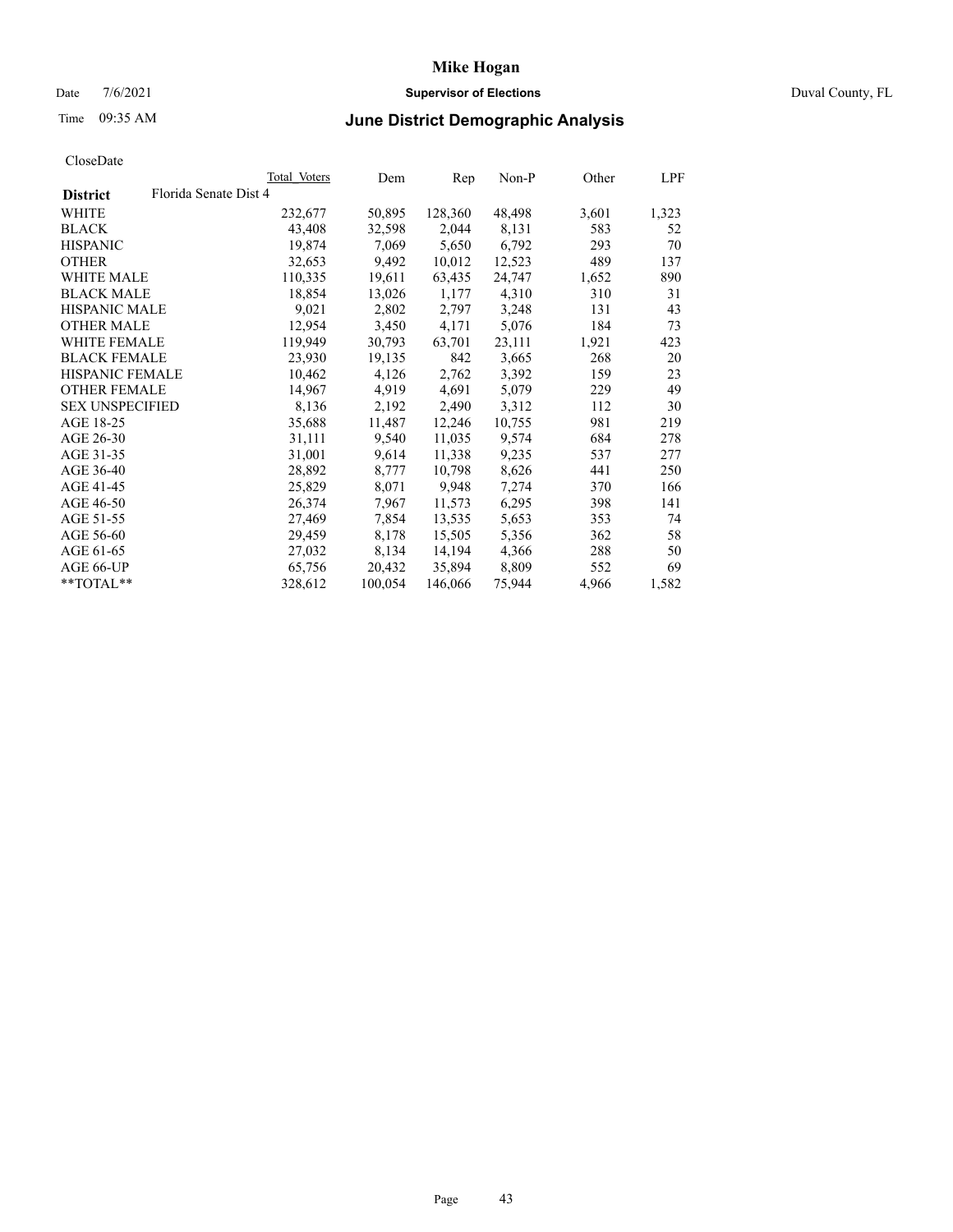CloseDate

| District | Florida Senate Dist 4 | Total Voters | Dem | Rep | Non-P | Other | LPF |
|---|---|---|---|---|---|---|---|
| WHITE | | 232,677 | 50,895 | 128,360 | 48,498 | 3,601 | 1,323 |
| BLACK | | 43,408 | 32,598 | 2,044 | 8,131 | 583 | 52 |
| HISPANIC | | 19,874 | 7,069 | 5,650 | 6,792 | 293 | 70 |
| OTHER | | 32,653 | 9,492 | 10,012 | 12,523 | 489 | 137 |
| WHITE MALE | | 110,335 | 19,611 | 63,435 | 24,747 | 1,652 | 890 |
| BLACK MALE | | 18,854 | 13,026 | 1,177 | 4,310 | 310 | 31 |
| HISPANIC MALE | | 9,021 | 2,802 | 2,797 | 3,248 | 131 | 43 |
| OTHER MALE | | 12,954 | 3,450 | 4,171 | 5,076 | 184 | 73 |
| WHITE FEMALE | | 119,949 | 30,793 | 63,701 | 23,111 | 1,921 | 423 |
| BLACK FEMALE | | 23,930 | 19,135 | 842 | 3,665 | 268 | 20 |
| HISPANIC FEMALE | | 10,462 | 4,126 | 2,762 | 3,392 | 159 | 23 |
| OTHER FEMALE | | 14,967 | 4,919 | 4,691 | 5,079 | 229 | 49 |
| SEX UNSPECIFIED | | 8,136 | 2,192 | 2,490 | 3,312 | 112 | 30 |
| AGE 18-25 | | 35,688 | 11,487 | 12,246 | 10,755 | 981 | 219 |
| AGE 26-30 | | 31,111 | 9,540 | 11,035 | 9,574 | 684 | 278 |
| AGE 31-35 | | 31,001 | 9,614 | 11,338 | 9,235 | 537 | 277 |
| AGE 36-40 | | 28,892 | 8,777 | 10,798 | 8,626 | 441 | 250 |
| AGE 41-45 | | 25,829 | 8,071 | 9,948 | 7,274 | 370 | 166 |
| AGE 46-50 | | 26,374 | 7,967 | 11,573 | 6,295 | 398 | 141 |
| AGE 51-55 | | 27,469 | 7,854 | 13,535 | 5,653 | 353 | 74 |
| AGE 56-60 | | 29,459 | 8,178 | 15,505 | 5,356 | 362 | 58 |
| AGE 61-65 | | 27,032 | 8,134 | 14,194 | 4,366 | 288 | 50 |
| AGE 66-UP | | 65,756 | 20,432 | 35,894 | 8,809 | 552 | 69 |
| **TOTAL** | | 328,612 | 100,054 | 146,066 | 75,944 | 4,966 | 1,582 |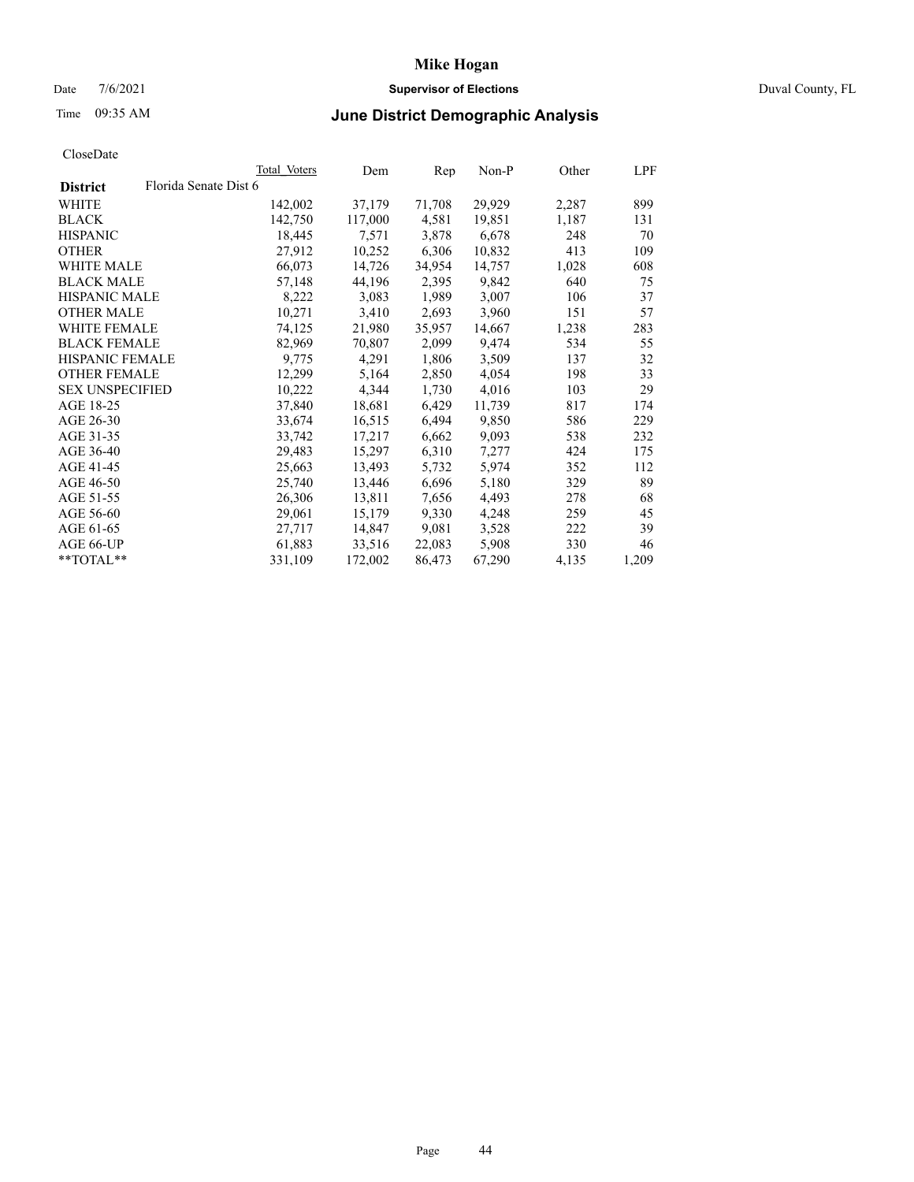# Mike Hogan

Date 7/6/2021 **Supervisor of Elections** Duval County, FL

Time 09:35 AM **June District Demographic Analysis**

CloseDate

| **District** Florida Senate Dist 6 | Total Voters | Dem | Rep | Non-P | Other | LPF |
|---|---|---|---|---|---|---|
| WHITE | 142,002 | 37,179 | 71,708 | 29,929 | 2,287 | 899 |
| BLACK | 142,750 | 117,000 | 4,581 | 19,851 | 1,187 | 131 |
| HISPANIC | 18,445 | 7,571 | 3,878 | 6,678 | 248 | 70 |
| OTHER | 27,912 | 10,252 | 6,306 | 10,832 | 413 | 109 |
| WHITE MALE | 66,073 | 14,726 | 34,954 | 14,757 | 1,028 | 608 |
| BLACK MALE | 57,148 | 44,196 | 2,395 | 9,842 | 640 | 75 |
| HISPANIC MALE | 8,222 | 3,083 | 1,989 | 3,007 | 106 | 37 |
| OTHER MALE | 10,271 | 3,410 | 2,693 | 3,960 | 151 | 57 |
| WHITE FEMALE | 74,125 | 21,980 | 35,957 | 14,667 | 1,238 | 283 |
| BLACK FEMALE | 82,969 | 70,807 | 2,099 | 9,474 | 534 | 55 |
| HISPANIC FEMALE | 9,775 | 4,291 | 1,806 | 3,509 | 137 | 32 |
| OTHER FEMALE | 12,299 | 5,164 | 2,850 | 4,054 | 198 | 33 |
| SEX UNSPECIFIED | 10,222 | 4,344 | 1,730 | 4,016 | 103 | 29 |
| AGE 18-25 | 37,840 | 18,681 | 6,429 | 11,739 | 817 | 174 |
| AGE 26-30 | 33,674 | 16,515 | 6,494 | 9,850 | 586 | 229 |
| AGE 31-35 | 33,742 | 17,217 | 6,662 | 9,093 | 538 | 232 |
| AGE 36-40 | 29,483 | 15,297 | 6,310 | 7,277 | 424 | 175 |
| AGE 41-45 | 25,663 | 13,493 | 5,732 | 5,974 | 352 | 112 |
| AGE 46-50 | 25,740 | 13,446 | 6,696 | 5,180 | 329 | 89 |
| AGE 51-55 | 26,306 | 13,811 | 7,656 | 4,493 | 278 | 68 |
| AGE 56-60 | 29,061 | 15,179 | 9,330 | 4,248 | 259 | 45 |
| AGE 61-65 | 27,717 | 14,847 | 9,081 | 3,528 | 222 | 39 |
| AGE 66-UP | 61,883 | 33,516 | 22,083 | 5,908 | 330 | 46 |
| **TOTAL** | 331,109 | 172,002 | 86,473 | 67,290 | 4,135 | 1,209 |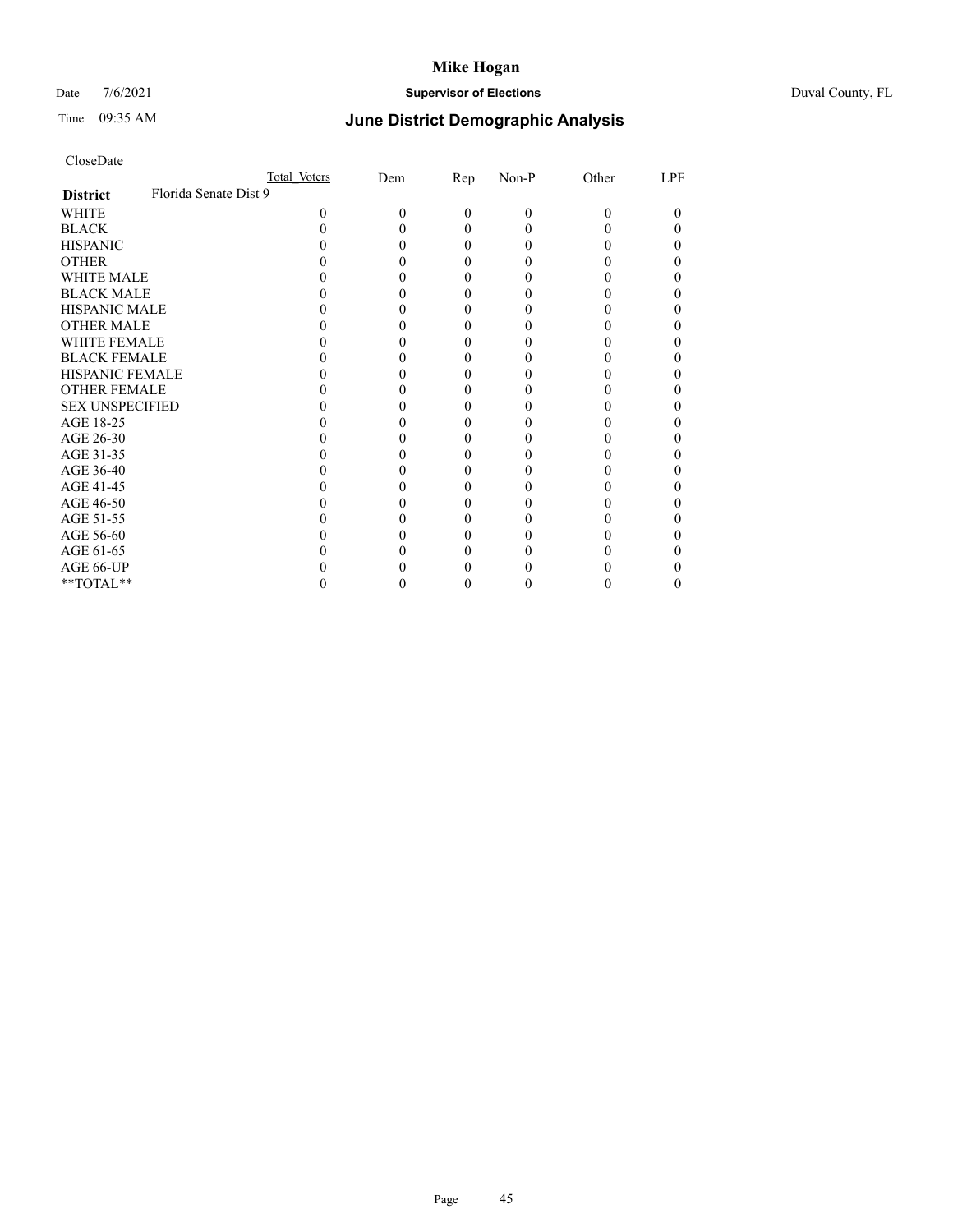CloseDate

| | Total Voters | Dem | Rep | Non-P | Other | LPF |
|---|---|---|---|---|---|---|
| **District** Florida Senate Dist 9 | | | | | | |
| WHITE | 0 | 0 | 0 | 0 | 0 | 0 |
| BLACK | 0 | 0 | 0 | 0 | 0 | 0 |
| HISPANIC | 0 | 0 | 0 | 0 | 0 | 0 |
| OTHER | 0 | 0 | 0 | 0 | 0 | 0 |
| WHITE MALE | 0 | 0 | 0 | 0 | 0 | 0 |
| BLACK MALE | 0 | 0 | 0 | 0 | 0 | 0 |
| HISPANIC MALE | 0 | 0 | 0 | 0 | 0 | 0 |
| OTHER MALE | 0 | 0 | 0 | 0 | 0 | 0 |
| WHITE FEMALE | 0 | 0 | 0 | 0 | 0 | 0 |
| BLACK FEMALE | 0 | 0 | 0 | 0 | 0 | 0 |
| HISPANIC FEMALE | 0 | 0 | 0 | 0 | 0 | 0 |
| OTHER FEMALE | 0 | 0 | 0 | 0 | 0 | 0 |
| SEX UNSPECIFIED | 0 | 0 | 0 | 0 | 0 | 0 |
| AGE 18-25 | 0 | 0 | 0 | 0 | 0 | 0 |
| AGE 26-30 | 0 | 0 | 0 | 0 | 0 | 0 |
| AGE 31-35 | 0 | 0 | 0 | 0 | 0 | 0 |
| AGE 36-40 | 0 | 0 | 0 | 0 | 0 | 0 |
| AGE 41-45 | 0 | 0 | 0 | 0 | 0 | 0 |
| AGE 46-50 | 0 | 0 | 0 | 0 | 0 | 0 |
| AGE 51-55 | 0 | 0 | 0 | 0 | 0 | 0 |
| AGE 56-60 | 0 | 0 | 0 | 0 | 0 | 0 |
| AGE 61-65 | 0 | 0 | 0 | 0 | 0 | 0 |
| AGE 66-UP | 0 | 0 | 0 | 0 | 0 | 0 |
| **TOTAL** | 0 | 0 | 0 | 0 | 0 | 0 |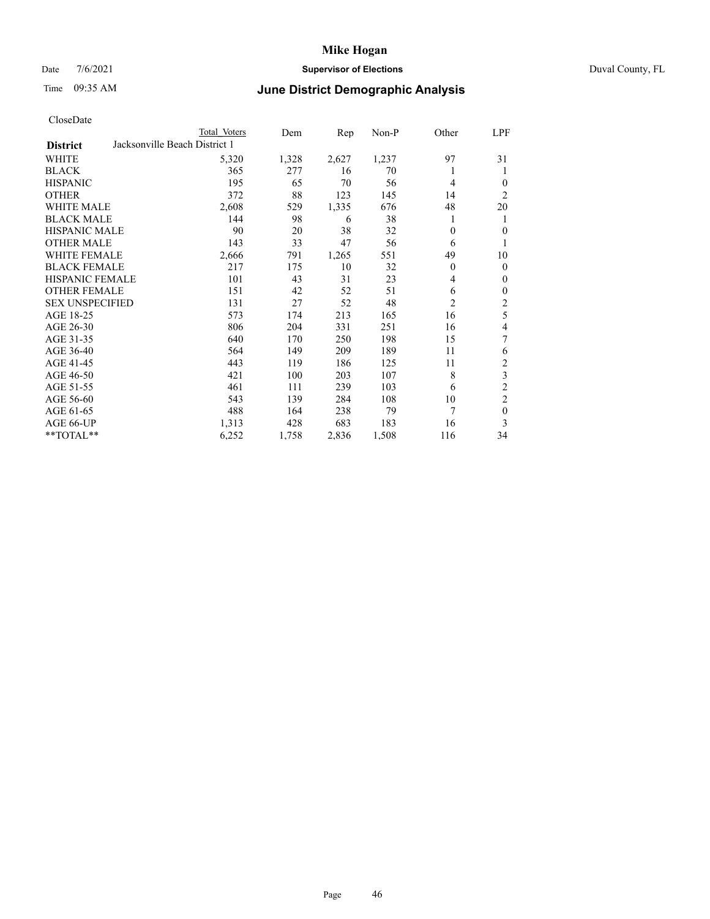# Mike Hogan

Date 7/6/2021 **Supervisor of Elections** Duval County, FL

Time 09:35 AM **June District Demographic Analysis**

CloseDate

| **District** | Total Voters | Dem | Rep | Non-P | Other | LPF |
|---|---|---|---|---|---|---|
| Jacksonville Beach District 1 | | | | | | |
| WHITE | 5,320 | 1,328 | 2,627 | 1,237 | 97 | 31 |
| BLACK | 365 | 277 | 16 | 70 | 1 | 1 |
| HISPANIC | 195 | 65 | 70 | 56 | 4 | 0 |
| OTHER | 372 | 88 | 123 | 145 | 14 | 2 |
| WHITE MALE | 2,608 | 529 | 1,335 | 676 | 48 | 20 |
| BLACK MALE | 144 | 98 | 6 | 38 | 1 | 1 |
| HISPANIC MALE | 90 | 20 | 38 | 32 | 0 | 0 |
| OTHER MALE | 143 | 33 | 47 | 56 | 6 | 1 |
| WHITE FEMALE | 2,666 | 791 | 1,265 | 551 | 49 | 10 |
| BLACK FEMALE | 217 | 175 | 10 | 32 | 0 | 0 |
| HISPANIC FEMALE | 101 | 43 | 31 | 23 | 4 | 0 |
| OTHER FEMALE | 151 | 42 | 52 | 51 | 6 | 0 |
| SEX UNSPECIFIED | 131 | 27 | 52 | 48 | 2 | 2 |
| AGE 18-25 | 573 | 174 | 213 | 165 | 16 | 5 |
| AGE 26-30 | 806 | 204 | 331 | 251 | 16 | 4 |
| AGE 31-35 | 640 | 170 | 250 | 198 | 15 | 7 |
| AGE 36-40 | 564 | 149 | 209 | 189 | 11 | 6 |
| AGE 41-45 | 443 | 119 | 186 | 125 | 11 | 2 |
| AGE 46-50 | 421 | 100 | 203 | 107 | 8 | 3 |
| AGE 51-55 | 461 | 111 | 239 | 103 | 6 | 2 |
| AGE 56-60 | 543 | 139 | 284 | 108 | 10 | 2 |
| AGE 61-65 | 488 | 164 | 238 | 79 | 7 | 0 |
| AGE 66-UP | 1,313 | 428 | 683 | 183 | 16 | 3 |
| **TOTAL** | 6,252 | 1,758 | 2,836 | 1,508 | 116 | 34 |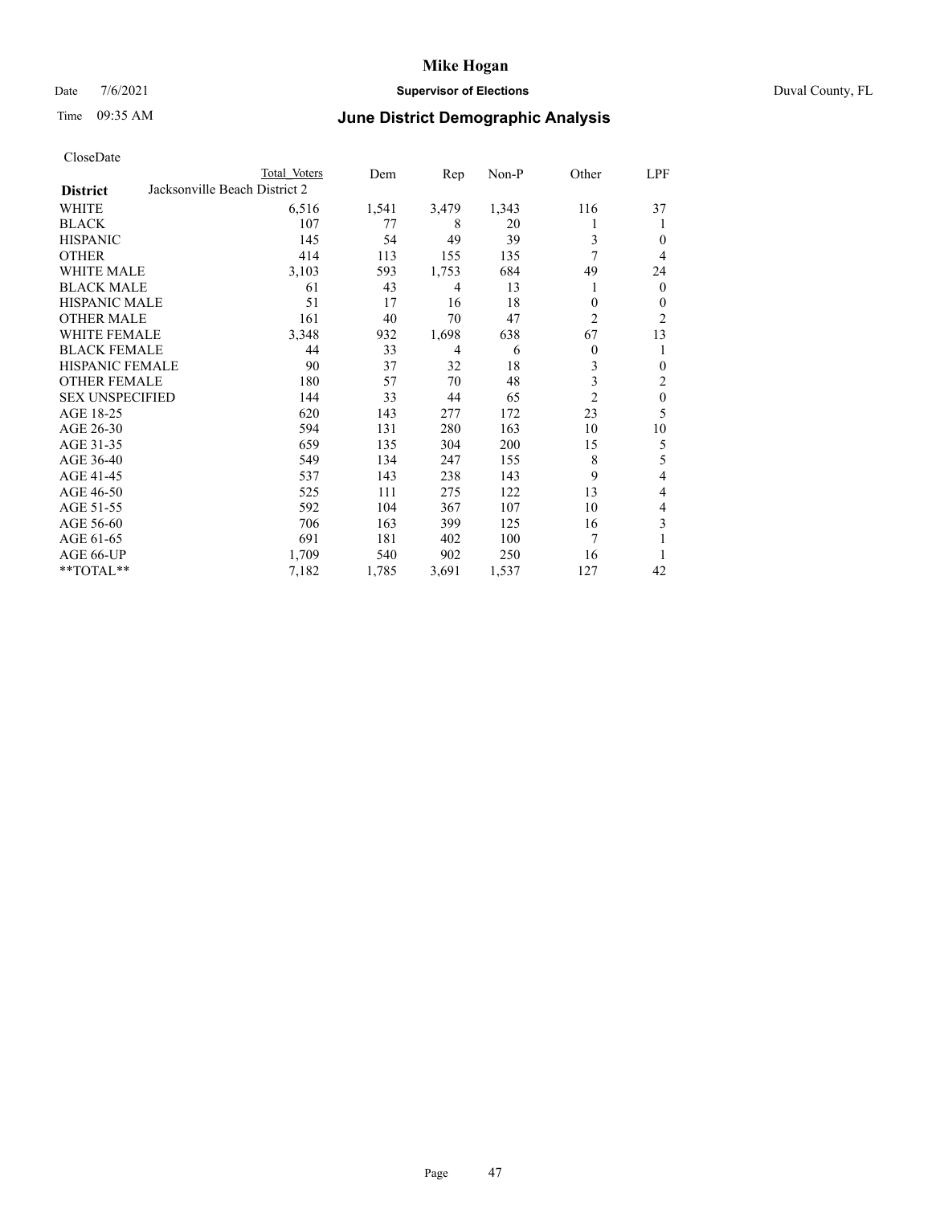**Mike Hogan**

Date 7/6/2021 **Supervisor of Elections** Duval County, FL

Time 09:35 AM **June District Demographic Analysis**

CloseDate

| **District** | Jacksonville Beach District 2 | Total Voters | Dem | Rep | Non-P | Other | LPF |
|---|---|---|---|---|---|---|---|
| WHITE | | 6,516 | 1,541 | 3,479 | 1,343 | 116 | 37 |
| BLACK | | 107 | 77 | 8 | 20 | 1 | 1 |
| HISPANIC | | 145 | 54 | 49 | 39 | 3 | 0 |
| OTHER | | 414 | 113 | 155 | 135 | 7 | 4 |
| WHITE MALE | | 3,103 | 593 | 1,753 | 684 | 49 | 24 |
| BLACK MALE | | 61 | 43 | 4 | 13 | 1 | 0 |
| HISPANIC MALE | | 51 | 17 | 16 | 18 | 0 | 0 |
| OTHER MALE | | 161 | 40 | 70 | 47 | 2 | 2 |
| WHITE FEMALE | | 3,348 | 932 | 1,698 | 638 | 67 | 13 |
| BLACK FEMALE | | 44 | 33 | 4 | 6 | 0 | 1 |
| HISPANIC FEMALE | | 90 | 37 | 32 | 18 | 3 | 0 |
| OTHER FEMALE | | 180 | 57 | 70 | 48 | 3 | 2 |
| SEX UNSPECIFIED | | 144 | 33 | 44 | 65 | 2 | 0 |
| AGE 18-25 | | 620 | 143 | 277 | 172 | 23 | 5 |
| AGE 26-30 | | 594 | 131 | 280 | 163 | 10 | 10 |
| AGE 31-35 | | 659 | 135 | 304 | 200 | 15 | 5 |
| AGE 36-40 | | 549 | 134 | 247 | 155 | 8 | 5 |
| AGE 41-45 | | 537 | 143 | 238 | 143 | 9 | 4 |
| AGE 46-50 | | 525 | 111 | 275 | 122 | 13 | 4 |
| AGE 51-55 | | 592 | 104 | 367 | 107 | 10 | 4 |
| AGE 56-60 | | 706 | 163 | 399 | 125 | 16 | 3 |
| AGE 61-65 | | 691 | 181 | 402 | 100 | 7 | 1 |
| AGE 66-UP | | 1,709 | 540 | 902 | 250 | 16 | 1 |
| **TOTAL** | | 7,182 | 1,785 | 3,691 | 1,537 | 127 | 42 |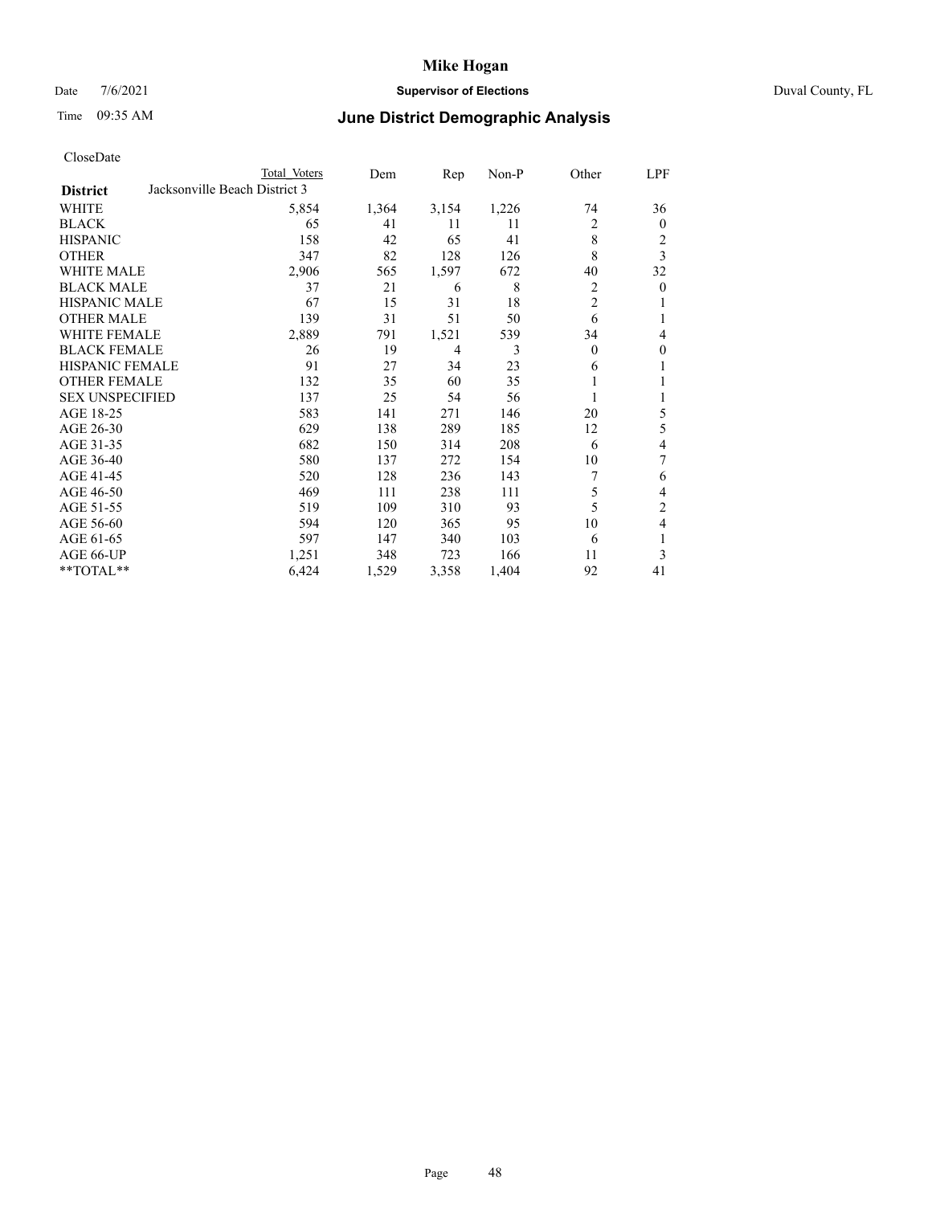CloseDate

| District | Jacksonville Beach District 3 Total Voters | Dem | Rep | Non-P | Other | LPF |
|---|---|---|---|---|---|---|
| WHITE | 5,854 | 1,364 | 3,154 | 1,226 | 74 | 36 |
| BLACK | 65 | 41 | 11 | 11 | 2 | 0 |
| HISPANIC | 158 | 42 | 65 | 41 | 8 | 2 |
| OTHER | 347 | 82 | 128 | 126 | 8 | 3 |
| WHITE MALE | 2,906 | 565 | 1,597 | 672 | 40 | 32 |
| BLACK MALE | 37 | 21 | 6 | 8 | 2 | 0 |
| HISPANIC MALE | 67 | 15 | 31 | 18 | 2 | 1 |
| OTHER MALE | 139 | 31 | 51 | 50 | 6 | 1 |
| WHITE FEMALE | 2,889 | 791 | 1,521 | 539 | 34 | 4 |
| BLACK FEMALE | 26 | 19 | 4 | 3 | 0 | 0 |
| HISPANIC FEMALE | 91 | 27 | 34 | 23 | 6 | 1 |
| OTHER FEMALE | 132 | 35 | 60 | 35 | 1 | 1 |
| SEX UNSPECIFIED | 137 | 25 | 54 | 56 | 1 | 1 |
| AGE 18-25 | 583 | 141 | 271 | 146 | 20 | 5 |
| AGE 26-30 | 629 | 138 | 289 | 185 | 12 | 5 |
| AGE 31-35 | 682 | 150 | 314 | 208 | 6 | 4 |
| AGE 36-40 | 580 | 137 | 272 | 154 | 10 | 7 |
| AGE 41-45 | 520 | 128 | 236 | 143 | 7 | 6 |
| AGE 46-50 | 469 | 111 | 238 | 111 | 5 | 4 |
| AGE 51-55 | 519 | 109 | 310 | 93 | 5 | 2 |
| AGE 56-60 | 594 | 120 | 365 | 95 | 10 | 4 |
| AGE 61-65 | 597 | 147 | 340 | 103 | 6 | 1 |
| AGE 66-UP | 1,251 | 348 | 723 | 166 | 11 | 3 |
| **TOTAL** | 6,424 | 1,529 | 3,358 | 1,404 | 92 | 41 |